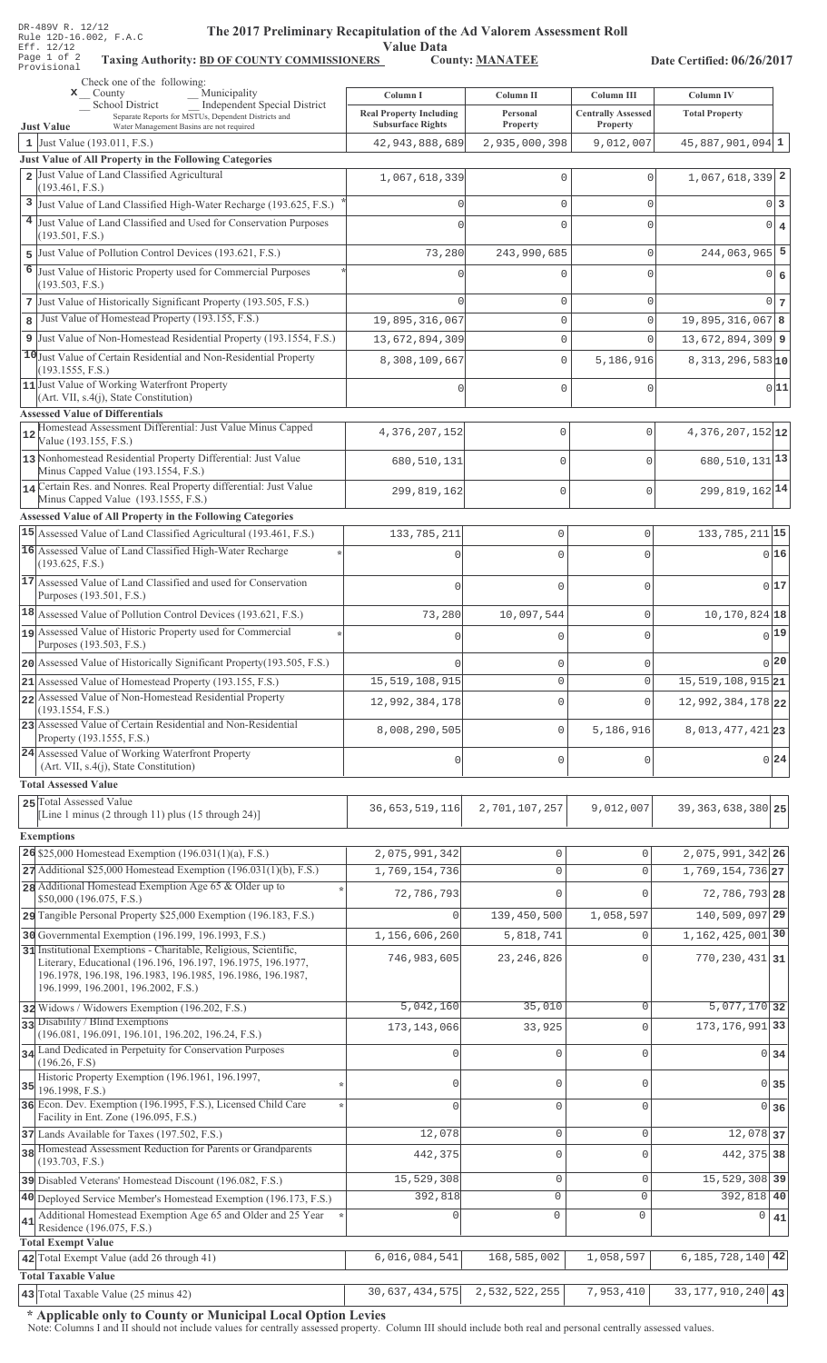DR-489V R. 12/12
Rule 12D-16.002, F.A.C
Eff. 12/12
Page 1 of 2
Provisional

# The 2017 Preliminary Recapitulation of the Ad Valorem Assessment Roll

## Value Data

**Taxing Authority: BD OF COUNTY COMMISSIONERS** **County: MANATEE** **Date Certified: 06/26/2017**

Check one of the following:
x County
_ School District
_ Municipality
_ Independent Special District
Separate Reports for MSTUs, Dependent Districts and Water Management Basins are not required

| Just Value | Column I Real Property Including Subsurface Rights | Column II Personal Property | Column III Centrally Assessed Property | Column IV Total Property | |
|---|---|---|---|---|---|
| 1 Just Value (193.011, F.S.) | 42,943,888,689 | 2,935,000,398 | 9,012,007 | 45,887,901,094 | 1 |
| **Just Value of All Property in the Following Categories** | | | | | |
| 2 Just Value of Land Classified Agricultural (193.461, F.S.) | 1,067,618,339 | 0 | 0 | 1,067,618,339 | 2 |
| 3 Just Value of Land Classified High-Water Recharge (193.625, F.S.) * | 0 | 0 | 0 | 0 | 3 |
| 4 Just Value of Land Classified and Used for Conservation Purposes (193.501, F.S.) | 0 | 0 | 0 | 0 | 4 |
| 5 Just Value of Pollution Control Devices (193.621, F.S.) | 73,280 | 243,990,685 | 0 | 244,063,965 | 5 |
| 6 Just Value of Historic Property used for Commercial Purposes (193.503, F.S.) * | 0 | 0 | 0 | 0 | 6 |
| 7 Just Value of Historically Significant Property (193.505, F.S.) | 0 | 0 | 0 | 0 | 7 |
| 8 Just Value of Homestead Property (193.155, F.S.) | 19,895,316,067 | 0 | 0 | 19,895,316,067 | 8 |
| 9 Just Value of Non-Homestead Residential Property (193.1554, F.S.) | 13,672,894,309 | 0 | 0 | 13,672,894,309 | 9 |
| 10 Just Value of Certain Residential and Non-Residential Property (193.1555, F.S.) | 8,308,109,667 | 0 | 5,186,916 | 8,313,296,583 | 10 |
| 11 Just Value of Working Waterfront Property (Art. VII, s.4(j), State Constitution) | 0 | 0 | 0 | 0 | 11 |
| **Assessed Value of Differentials** | | | | | |
| 12 Homestead Assessment Differential: Just Value Minus Capped Value (193.155, F.S.) | 4,376,207,152 | 0 | 0 | 4,376,207,152 | 12 |
| 13 Nonhomestead Residential Property Differential: Just Value Minus Capped Value (193.1554, F.S.) | 680,510,131 | 0 | 0 | 680,510,131 | 13 |
| 14 Certain Res. and Nonres. Real Property differential: Just Value Minus Capped Value (193.1555, F.S.) | 299,819,162 | 0 | 0 | 299,819,162 | 14 |
| **Assessed Value of All Property in the Following Categories** | | | | | |
| 15 Assessed Value of Land Classified Agricultural (193.461, F.S.) | 133,785,211 | 0 | 0 | 133,785,211 | 15 |
| 16 Assessed Value of Land Classified High-Water Recharge (193.625, F.S.) * | 0 | 0 | 0 | 0 | 16 |
| 17 Assessed Value of Land Classified and used for Conservation Purposes (193.501, F.S.) | 0 | 0 | 0 | 0 | 17 |
| 18 Assessed Value of Pollution Control Devices (193.621, F.S.) | 73,280 | 10,097,544 | 0 | 10,170,824 | 18 |
| 19 Assessed Value of Historic Property used for Commercial Purposes (193.503, F.S.) * | 0 | 0 | 0 | 0 | 19 |
| 20 Assessed Value of Historically Significant Property (193.505, F.S.) | 0 | 0 | 0 | 0 | 20 |
| 21 Assessed Value of Homestead Property (193.155, F.S.) | 15,519,108,915 | 0 | 0 | 15,519,108,915 | 21 |
| 22 Assessed Value of Non-Homestead Residential Property (193.1554, F.S.) | 12,992,384,178 | 0 | 0 | 12,992,384,178 | 22 |
| 23 Assessed Value of Certain Residential and Non-Residential Property (193.1555, F.S.) | 8,008,290,505 | 0 | 5,186,916 | 8,013,477,421 | 23 |
| 24 Assessed Value of Working Waterfront Property (Art. VII, s.4(j), State Constitution) | 0 | 0 | 0 | 0 | 24 |
| **Total Assessed Value** | | | | | |
| 25 Total Assessed Value [Line 1 minus (2 through 11) plus (15 through 24)] | 36,653,519,116 | 2,701,107,257 | 9,012,007 | 39,363,638,380 | 25 |
| **Exemptions** | | | | | |
| 26 $25,000 Homestead Exemption (196.031(1)(a), F.S.) | 2,075,991,342 | 0 | 0 | 2,075,991,342 | 26 |
| 27 Additional $25,000 Homestead Exemption (196.031(1)(b), F.S.) | 1,769,154,736 | 0 | 0 | 1,769,154,736 | 27 |
| 28 Additional Homestead Exemption Age 65 & Older up to $50,000 (196.075, F.S.) * | 72,786,793 | 0 | 0 | 72,786,793 | 28 |
| 29 Tangible Personal Property $25,000 Exemption (196.183, F.S.) | 0 | 139,450,500 | 1,058,597 | 140,509,097 | 29 |
| 30 Governmental Exemption (196.199, 196.1993, F.S.) | 1,156,606,260 | 5,818,741 | 0 | 1,162,425,001 | 30 |
| 31 Institutional Exemptions - Charitable, Religious, Scientific, Literary, Educational (196.196, 196.197, 196.1975, 196.1977, 196.1978, 196.198, 196.1983, 196.1985, 196.1986, 196.1987, 196.1999, 196.2001, 196.2002, F.S.) | 746,983,605 | 23,246,826 | 0 | 770,230,431 | 31 |
| 32 Widows / Widowers Exemption (196.202, F.S.) | 5,042,160 | 35,010 | 0 | 5,077,170 | 32 |
| 33 Disability / Blind Exemptions (196.081, 196.091, 196.101, 196.202, 196.24, F.S.) | 173,143,066 | 33,925 | 0 | 173,176,991 | 33 |
| 34 Land Dedicated in Perpetuity for Conservation Purposes (196.26, F.S) | 0 | 0 | 0 | 0 | 34 |
| 35 Historic Property Exemption (196.1961, 196.1997, 196.1998, F.S.) * | 0 | 0 | 0 | 0 | 35 |
| 36 Econ. Dev. Exemption (196.1995, F.S.), Licensed Child Care Facility in Ent. Zone (196.095, F.S.) * | 0 | 0 | 0 | 0 | 36 |
| 37 Lands Available for Taxes (197.502, F.S.) | 12,078 | 0 | 0 | 12,078 | 37 |
| 38 Homestead Assessment Reduction for Parents or Grandparents (193.703, F.S.) | 442,375 | 0 | 0 | 442,375 | 38 |
| 39 Disabled Veterans' Homestead Discount (196.082, F.S.) | 15,529,308 | 0 | 0 | 15,529,308 | 39 |
| 40 Deployed Service Member's Homestead Exemption (196.173, F.S.) | 392,818 | 0 | 0 | 392,818 | 40 |
| 41 Additional Homestead Exemption Age 65 and Older and 25 Year Residence (196.075, F.S.) * | 0 | 0 | 0 | 0 | 41 |
| **Total Exempt Value** | | | | | |
| 42 Total Exempt Value (add 26 through 41) | 6,016,084,541 | 168,585,002 | 1,058,597 | 6,185,728,140 | 42 |
| **Total Taxable Value** | | | | | |
| 43 Total Taxable Value (25 minus 42) | 30,637,434,575 | 2,532,522,255 | 7,953,410 | 33,177,910,240 | 43 |

**\* Applicable only to County or Municipal Local Option Levies**

Note: Columns I and II should not include values for centrally assessed property. Column III should include both real and personal centrally assessed values.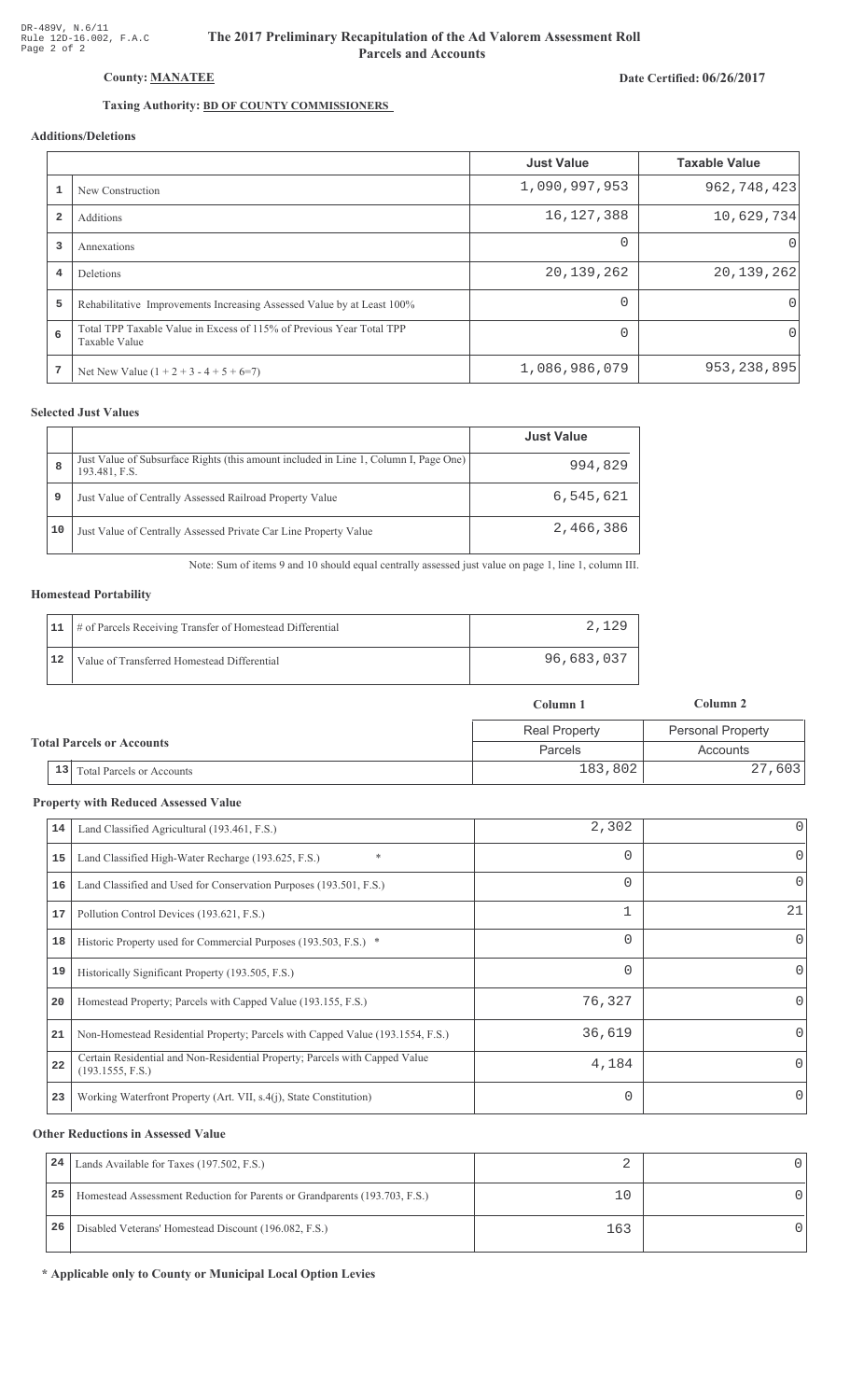DR-489V, N.6/11
Rule 12D-16.002, F.A.C

# The 2017 Preliminary Recapitulation of the Ad Valorem Assessment Roll
## Parcels and Accounts

**County: MANATEE**

**Date Certified: 06/26/2017**

**Taxing Authority: BD OF COUNTY COMMISSIONERS**

### Additions/Deletions

| | | Just Value | Taxable Value |
|---|---|---|---|
| 1 | New Construction | 1,090,997,953 | 962,748,423 |
| 2 | Additions | 16,127,388 | 10,629,734 |
| 3 | Annexations | 0 | 0 |
| 4 | Deletions | 20,139,262 | 20,139,262 |
| 5 | Rehabilitative Improvements Increasing Assessed Value by at Least 100% | 0 | 0 |
| 6 | Total TPP Taxable Value in Excess of 115% of Previous Year Total TPP Taxable Value | 0 | 0 |
| 7 | Net New Value (1 + 2 + 3 - 4 + 5 + 6=7) | 1,086,986,079 | 953,238,895 |

### Selected Just Values

| | | Just Value |
|---|---|---|
| 8 | Just Value of Subsurface Rights (this amount included in Line 1, Column I, Page One) 193.481, F.S. | 994,829 |
| 9 | Just Value of Centrally Assessed Railroad Property Value | 6,545,621 |
| 10 | Just Value of Centrally Assessed Private Car Line Property Value | 2,466,386 |

Note: Sum of items 9 and 10 should equal centrally assessed just value on page 1, line 1, column III.

### Homestead Portability

| | | |
|---|---|---|
| 11 | # of Parcels Receiving Transfer of Homestead Differential | 2,129 |
| 12 | Value of Transferred Homestead Differential | 96,683,037 |

### Total Parcels or Accounts

| | | Column 1<br>Real Property<br>Parcels | Column 2<br>Personal Property<br>Accounts |
|---|---|---|---|
| 13 | Total Parcels or Accounts | 183,802 | 27,603 |

### Property with Reduced Assessed Value

| | | Column 1 | Column 2 |
|---|---|---|---|
| 14 | Land Classified Agricultural (193.461, F.S.) | 2,302 | 0 |
| 15 | Land Classified High-Water Recharge (193.625, F.S.) * | 0 | 0 |
| 16 | Land Classified and Used for Conservation Purposes (193.501, F.S.) | 0 | 0 |
| 17 | Pollution Control Devices (193.621, F.S.) | 1 | 21 |
| 18 | Historic Property used for Commercial Purposes (193.503, F.S.) * | 0 | 0 |
| 19 | Historically Significant Property (193.505, F.S.) | 0 | 0 |
| 20 | Homestead Property; Parcels with Capped Value (193.155, F.S.) | 76,327 | 0 |
| 21 | Non-Homestead Residential Property; Parcels with Capped Value (193.1554, F.S.) | 36,619 | 0 |
| 22 | Certain Residential and Non-Residential Property; Parcels with Capped Value (193.1555, F.S.) | 4,184 | 0 |
| 23 | Working Waterfront Property (Art. VII, s.4(j), State Constitution) | 0 | 0 |

### Other Reductions in Assessed Value

| | | Column 1 | Column 2 |
|---|---|---|---|
| 24 | Lands Available for Taxes (197.502, F.S.) | 2 | 0 |
| 25 | Homestead Assessment Reduction for Parents or Grandparents (193.703, F.S.) | 10 | 0 |
| 26 | Disabled Veterans' Homestead Discount (196.082, F.S.) | 163 | 0 |

**\* Applicable only to County or Municipal Local Option Levies**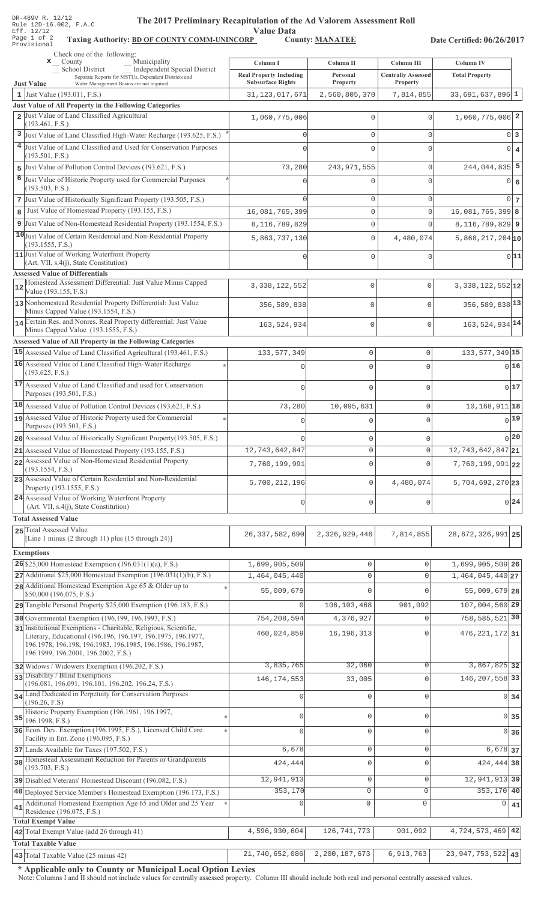DR-489V R. 12/12
Rule 12D-16.002, F.A.C
Eff. 12/12
Page 1 of 2
Provisional

# The 2017 Preliminary Recapitulation of the Ad Valorem Assessment Roll

## Value Data

**Taxing Authority: BD OF COUNTY COMM-UNINCORP** **County: MANATEE** **Date Certified: 06/26/2017**

Check one of the following:
x County
Municipality
School District
Independent Special District
Separate Reports for MSTUs, Dependent Districts and Water Management Basins are not required

| Just Value | Column I Real Property Including Subsurface Rights | Column II Personal Property | Column III Centrally Assessed Property | Column IV Total Property | |
|---|---|---|---|---|---|
| 1 Just Value (193.011, F.S.) | 31,123,017,671 | 2,560,805,370 | 7,814,855 | 33,691,637,896 | 1 |
| **Just Value of All Property in the Following Categories** | | | | | |
| 2 Just Value of Land Classified Agricultural (193.461, F.S.) | 1,060,775,006 | 0 | 0 | 1,060,775,006 | 2 |
| 3 Just Value of Land Classified High-Water Recharge (193.625, F.S.) * | 0 | 0 | 0 | 0 | 3 |
| 4 Just Value of Land Classified and Used for Conservation Purposes (193.501, F.S.) | 0 | 0 | 0 | 0 | 4 |
| 5 Just Value of Pollution Control Devices (193.621, F.S.) | 73,280 | 243,971,555 | 0 | 244,044,835 | 5 |
| 6 Just Value of Historic Property used for Commercial Purposes (193.503, F.S.) * | 0 | 0 | 0 | 0 | 6 |
| 7 Just Value of Historically Significant Property (193.505, F.S.) | 0 | 0 | 0 | 0 | 7 |
| 8 Just Value of Homestead Property (193.155, F.S.) | 16,081,765,399 | 0 | 0 | 16,081,765,399 | 8 |
| 9 Just Value of Non-Homestead Residential Property (193.1554, F.S.) | 8,116,789,829 | 0 | 0 | 8,116,789,829 | 9 |
| 10 Just Value of Certain Residential and Non-Residential Property (193.1555, F.S.) | 5,863,737,130 | 0 | 4,480,074 | 5,868,217,204 | 10 |
| 11 Just Value of Working Waterfront Property (Art. VII, s.4(j), State Constitution) | 0 | 0 | 0 | 0 | 11 |
| **Assessed Value of Differentials** | | | | | |
| 12 Homestead Assessment Differential: Just Value Minus Capped Value (193.155, F.S.) | 3,338,122,552 | 0 | 0 | 3,338,122,552 | 12 |
| 13 Nonhomestead Residential Property Differential: Just Value Minus Capped Value (193.1554, F.S.) | 356,589,838 | 0 | 0 | 356,589,838 | 13 |
| 14 Certain Res. and Nonres. Real Property differential: Just Value Minus Capped Value (193.1555, F.S.) | 163,524,934 | 0 | 0 | 163,524,934 | 14 |
| **Assessed Value of All Property in the Following Categories** | | | | | |
| 15 Assessed Value of Land Classified Agricultural (193.461, F.S.) | 133,577,349 | 0 | 0 | 133,577,349 | 15 |
| 16 Assessed Value of Land Classified High-Water Recharge (193.625, F.S.) * | 0 | 0 | 0 | 0 | 16 |
| 17 Assessed Value of Land Classified and used for Conservation Purposes (193.501, F.S.) | 0 | 0 | 0 | 0 | 17 |
| 18 Assessed Value of Pollution Control Devices (193.621, F.S.) | 73,280 | 10,095,631 | 0 | 10,168,911 | 18 |
| 19 Assessed Value of Historic Property used for Commercial Purposes (193.503, F.S.) * | 0 | 0 | 0 | 0 | 19 |
| 20 Assessed Value of Historically Significant Property(193.505, F.S.) | 0 | 0 | 0 | 0 | 20 |
| 21 Assessed Value of Homestead Property (193.155, F.S.) | 12,743,642,847 | 0 | 0 | 12,743,642,847 | 21 |
| 22 Assessed Value of Non-Homestead Residential Property (193.1554, F.S.) | 7,760,199,991 | 0 | 0 | 7,760,199,991 | 22 |
| 23 Assessed Value of Certain Residential and Non-Residential Property (193.1555, F.S.) | 5,700,212,196 | 0 | 4,480,074 | 5,704,692,270 | 23 |
| 24 Assessed Value of Working Waterfront Property (Art. VII, s.4(j), State Constitution) | 0 | 0 | 0 | 0 | 24 |
| **Total Assessed Value** | | | | | |
| 25 Total Assessed Value [Line 1 minus (2 through 11) plus (15 through 24)] | 26,337,582,690 | 2,326,929,446 | 7,814,855 | 28,672,326,991 | 25 |
| **Exemptions** | | | | | |
| 26 $25,000 Homestead Exemption (196.031(1)(a), F.S.) | 1,699,905,509 | 0 | 0 | 1,699,905,509 | 26 |
| 27 Additional $25,000 Homestead Exemption (196.031(1)(b), F.S.) | 1,464,045,440 | 0 | 0 | 1,464,045,440 | 27 |
| 28 Additional Homestead Exemption Age 65 & Older up to $50,000 (196.075, F.S.) * | 55,009,679 | 0 | 0 | 55,009,679 | 28 |
| 29 Tangible Personal Property $25,000 Exemption (196.183, F.S.) | 0 | 106,103,468 | 901,092 | 107,004,560 | 29 |
| 30 Governmental Exemption (196.199, 196.1993, F.S.) | 754,208,594 | 4,376,927 | 0 | 758,585,521 | 30 |
| 31 Institutional Exemptions - Charitable, Religious, Scientific, Literary, Educational (196.196, 196.197, 196.1975, 196.1977, 196.1978, 196.198, 196.1983, 196.1985, 196.1986, 196.1987, 196.1999, 196.2001, 196.2002, F.S.) | 460,024,859 | 16,196,313 | 0 | 476,221,172 | 31 |
| 32 Widows / Widowers Exemption (196.202, F.S.) | 3,835,765 | 32,060 | 0 | 3,867,825 | 32 |
| 33 Disability / Blind Exemptions (196.081, 196.091, 196.101, 196.202, 196.24, F.S.) | 146,174,553 | 33,005 | 0 | 146,207,558 | 33 |
| 34 Land Dedicated in Perpetuity for Conservation Purposes (196.26, F.S) | 0 | 0 | 0 | 0 | 34 |
| 35 Historic Property Exemption (196.1961, 196.1997, 196.1998, F.S.) * | 0 | 0 | 0 | 0 | 35 |
| 36 Econ. Dev. Exemption (196.1995, F.S.), Licensed Child Care Facility in Ent. Zone (196.095, F.S.) * | 0 | 0 | 0 | 0 | 36 |
| 37 Lands Available for Taxes (197.502, F.S.) | 6,678 | 0 | 0 | 6,678 | 37 |
| 38 Homestead Assessment Reduction for Parents or Grandparents (193.703, F.S.) | 424,444 | 0 | 0 | 424,444 | 38 |
| 39 Disabled Veterans' Homestead Discount (196.082, F.S.) | 12,941,913 | 0 | 0 | 12,941,913 | 39 |
| 40 Deployed Service Member's Homestead Exemption (196.173, F.S.) | 353,170 | 0 | 0 | 353,170 | 40 |
| 41 Additional Homestead Exemption Age 65 and Older and 25 Year Residence (196.075, F.S.) * | 0 | 0 | 0 | 0 | 41 |
| **Total Exempt Value** | | | | | |
| 42 Total Exempt Value (add 26 through 41) | 4,596,930,604 | 126,741,773 | 901,092 | 4,724,573,469 | 42 |
| **Total Taxable Value** | | | | | |
| 43 Total Taxable Value (25 minus 42) | 21,740,652,086 | 2,200,187,673 | 6,913,763 | 23,947,753,522 | 43 |

**\* Applicable only to County or Municipal Local Option Levies**

Note: Columns I and II should not include values for centrally assessed property. Column III should include both real and personal centrally assessed values.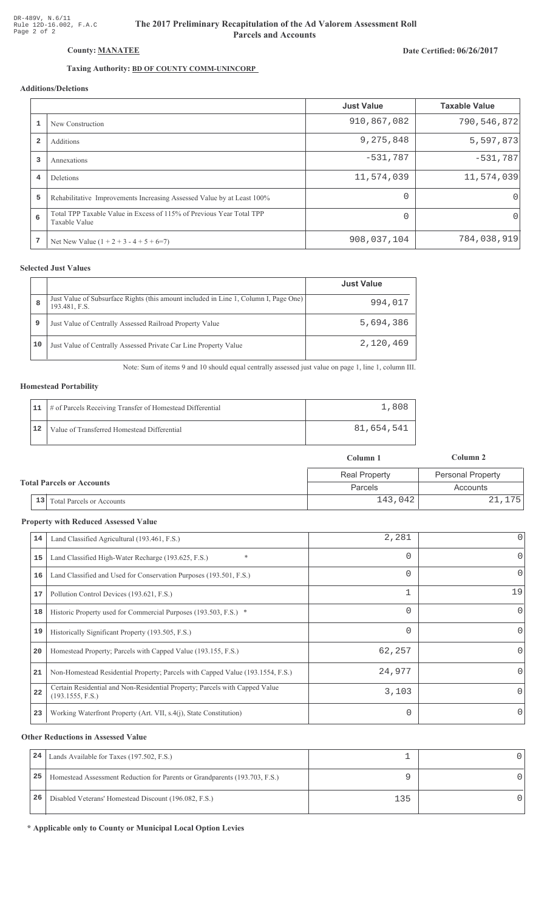DR-489V, N.6/11
Rule 12D-16.002, F.A.C
Page 2 of 2

# The 2017 Preliminary Recapitulation of the Ad Valorem Assessment Roll
## Parcels and Accounts

**County: MANATEE**

**Date Certified: 06/26/2017**

**Taxing Authority: BD OF COUNTY COMM-UNINCORP**

### Additions/Deletions

| | | Just Value | Taxable Value |
|---|---|---|---|
| 1 | New Construction | 910,867,082 | 790,546,872 |
| 2 | Additions | 9,275,848 | 5,597,873 |
| 3 | Annexations | -531,787 | -531,787 |
| 4 | Deletions | 11,574,039 | 11,574,039 |
| 5 | Rehabilitative Improvements Increasing Assessed Value by at Least 100% | 0 | 0 |
| 6 | Total TPP Taxable Value in Excess of 115% of Previous Year Total TPP Taxable Value | 0 | 0 |
| 7 | Net New Value (1 + 2 + 3 - 4 + 5 + 6=7) | 908,037,104 | 784,038,919 |

### Selected Just Values

| | | Just Value |
|---|---|---|
| 8 | Just Value of Subsurface Rights (this amount included in Line 1, Column I, Page One) 193.481, F.S. | 994,017 |
| 9 | Just Value of Centrally Assessed Railroad Property Value | 5,694,386 |
| 10 | Just Value of Centrally Assessed Private Car Line Property Value | 2,120,469 |

Note: Sum of items 9 and 10 should equal centrally assessed just value on page 1, line 1, column III.

### Homestead Portability

| | | |
|---|---|---|
| 11 | # of Parcels Receiving Transfer of Homestead Differential | 1,808 |
| 12 | Value of Transferred Homestead Differential | 81,654,541 |

### Total Parcels or Accounts

| | | Column 1 | Column 2 |
|---|---|---|---|
| | | Real Property | Personal Property |
| | | Parcels | Accounts |
| 13 | Total Parcels or Accounts | 143,042 | 21,175 |

### Property with Reduced Assessed Value

| | | | |
|---|---|---|---|
| 14 | Land Classified Agricultural (193.461, F.S.) | 2,281 | 0 |
| 15 | Land Classified High-Water Recharge (193.625, F.S.) * | 0 | 0 |
| 16 | Land Classified and Used for Conservation Purposes (193.501, F.S.) | 0 | 0 |
| 17 | Pollution Control Devices (193.621, F.S.) | 1 | 19 |
| 18 | Historic Property used for Commercial Purposes (193.503, F.S.) * | 0 | 0 |
| 19 | Historically Significant Property (193.505, F.S.) | 0 | 0 |
| 20 | Homestead Property; Parcels with Capped Value (193.155, F.S.) | 62,257 | 0 |
| 21 | Non-Homestead Residential Property; Parcels with Capped Value (193.1554, F.S.) | 24,977 | 0 |
| 22 | Certain Residential and Non-Residential Property; Parcels with Capped Value (193.1555, F.S.) | 3,103 | 0 |
| 23 | Working Waterfront Property (Art. VII, s.4(j), State Constitution) | 0 | 0 |

### Other Reductions in Assessed Value

| | | | |
|---|---|---|---|
| 24 | Lands Available for Taxes (197.502, F.S.) | 1 | 0 |
| 25 | Homestead Assessment Reduction for Parents or Grandparents (193.703, F.S.) | 9 | 0 |
| 26 | Disabled Veterans' Homestead Discount (196.082, F.S.) | 135 | 0 |

**\* Applicable only to County or Municipal Local Option Levies**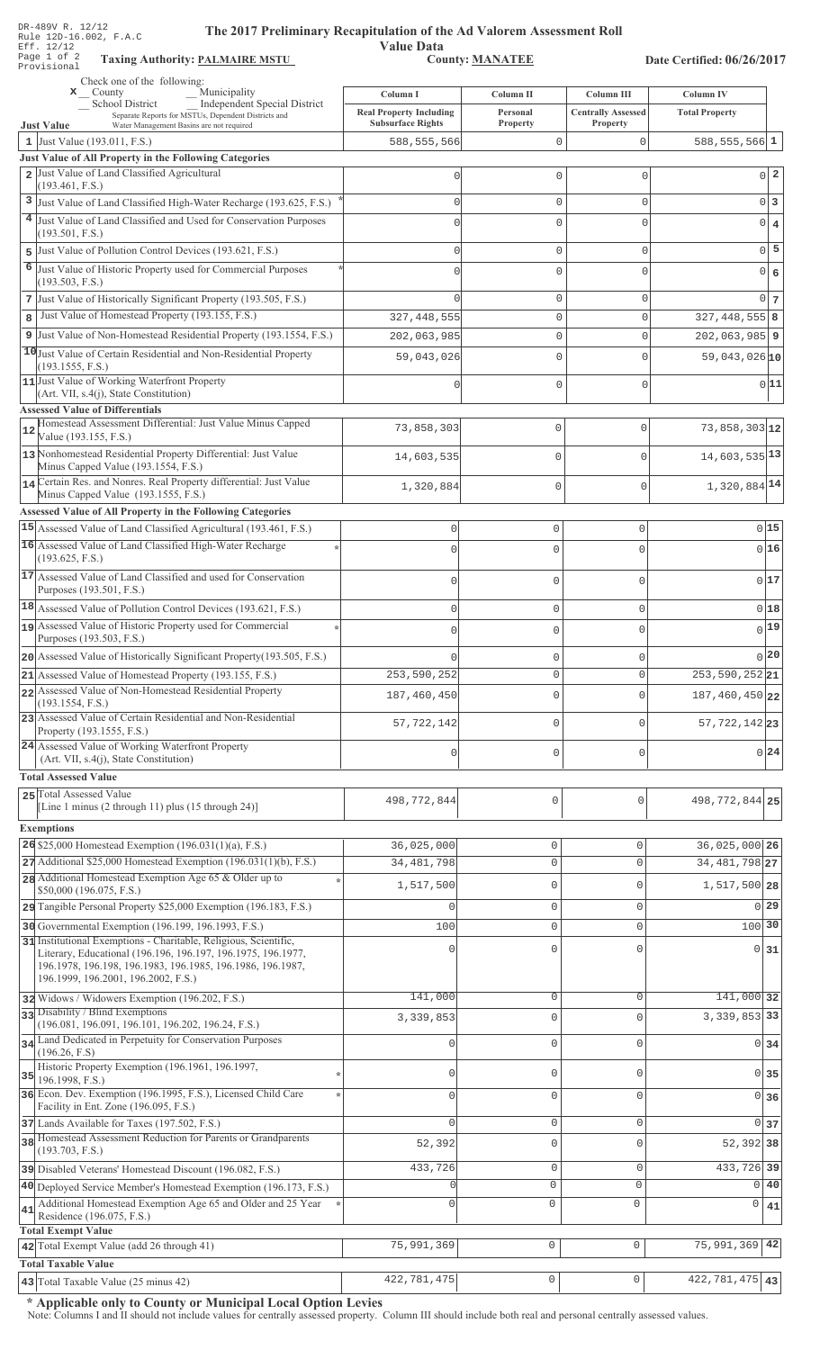DR-489V R. 12/12
Rule 12D-16.002, F.A.C
Eff. 12/12
Provisional

# The 2017 Preliminary Recapitulation of the Ad Valorem Assessment Roll

## Value Data

**Taxing Authority: PALMAIRE MSTU** | **County: MANATEE** | **Date Certified: 06/26/2017**

Check one of the following:
x County
_ Municipality
_ School District
_ Independent Special District

Separate Reports for MSTUs, Dependent Districts and Water Management Basins are not required

| | Just Value | Column I Real Property Including Subsurface Rights | Column II Personal Property | Column III Centrally Assessed Property | Column IV Total Property | |
|---|---|---|---|---|---|---|
| 1 | Just Value (193.011, F.S.) | 588,555,566 | 0 | 0 | 588,555,566 | 1 |
| | **Just Value of All Property in the Following Categories** | | | | | |
| 2 | Just Value of Land Classified Agricultural (193.461, F.S.) | 0 | 0 | 0 | 0 | 2 |
| 3 | Just Value of Land Classified High-Water Recharge (193.625, F.S.) * | 0 | 0 | 0 | 0 | 3 |
| 4 | Just Value of Land Classified and Used for Conservation Purposes (193.501, F.S.) | 0 | 0 | 0 | 0 | 4 |
| 5 | Just Value of Pollution Control Devices (193.621, F.S.) | 0 | 0 | 0 | 0 | 5 |
| 6 | Just Value of Historic Property used for Commercial Purposes (193.503, F.S.) * | 0 | 0 | 0 | 0 | 6 |
| 7 | Just Value of Historically Significant Property (193.505, F.S.) | 0 | 0 | 0 | 0 | 7 |
| 8 | Just Value of Homestead Property (193.155, F.S.) | 327,448,555 | 0 | 0 | 327,448,555 | 8 |
| 9 | Just Value of Non-Homestead Residential Property (193.1554, F.S.) | 202,063,985 | 0 | 0 | 202,063,985 | 9 |
| 10 | Just Value of Certain Residential and Non-Residential Property (193.1555, F.S.) | 59,043,026 | 0 | 0 | 59,043,026 | 10 |
| 11 | Just Value of Working Waterfront Property (Art. VII, s.4(j), State Constitution) | 0 | 0 | 0 | 0 | 11 |
| | **Assessed Value of Differentials** | | | | | |
| 12 | Homestead Assessment Differential: Just Value Minus Capped Value (193.155, F.S.) | 73,858,303 | 0 | 0 | 73,858,303 | 12 |
| 13 | Nonhomestead Residential Property Differential: Just Value Minus Capped Value (193.1554, F.S.) | 14,603,535 | 0 | 0 | 14,603,535 | 13 |
| 14 | Certain Res. and Nonres. Real Property differential: Just Value Minus Capped Value (193.1555, F.S.) | 1,320,884 | 0 | 0 | 1,320,884 | 14 |
| | **Assessed Value of All Property in the Following Categories** | | | | | |
| 15 | Assessed Value of Land Classified Agricultural (193.461, F.S.) | 0 | 0 | 0 | 0 | 15 |
| 16 | Assessed Value of Land Classified High-Water Recharge (193.625, F.S.) * | 0 | 0 | 0 | 0 | 16 |
| 17 | Assessed Value of Land Classified and used for Conservation Purposes (193.501, F.S.) | 0 | 0 | 0 | 0 | 17 |
| 18 | Assessed Value of Pollution Control Devices (193.621, F.S.) | 0 | 0 | 0 | 0 | 18 |
| 19 | Assessed Value of Historic Property used for Commercial Purposes (193.503, F.S.) * | 0 | 0 | 0 | 0 | 19 |
| 20 | Assessed Value of Historically Significant Property(193.505, F.S.) | 0 | 0 | 0 | 0 | 20 |
| 21 | Assessed Value of Homestead Property (193.155, F.S.) | 253,590,252 | 0 | 0 | 253,590,252 | 21 |
| 22 | Assessed Value of Non-Homestead Residential Property (193.1554, F.S.) | 187,460,450 | 0 | 0 | 187,460,450 | 22 |
| 23 | Assessed Value of Certain Residential and Non-Residential Property (193.1555, F.S.) | 57,722,142 | 0 | 0 | 57,722,142 | 23 |
| 24 | Assessed Value of Working Waterfront Property (Art. VII, s.4(j), State Constitution) | 0 | 0 | 0 | 0 | 24 |
| | **Total Assessed Value** | | | | | |
| 25 | Total Assessed Value [Line 1 minus (2 through 11) plus (15 through 24)] | 498,772,844 | 0 | 0 | 498,772,844 | 25 |
| | **Exemptions** | | | | | |
| 26 | $25,000 Homestead Exemption (196.031(1)(a), F.S.) | 36,025,000 | 0 | 0 | 36,025,000 | 26 |
| 27 | Additional $25,000 Homestead Exemption (196.031(1)(b), F.S.) | 34,481,798 | 0 | 0 | 34,481,798 | 27 |
| 28 | Additional Homestead Exemption Age 65 & Older up to $50,000 (196.075, F.S.) * | 1,517,500 | 0 | 0 | 1,517,500 | 28 |
| 29 | Tangible Personal Property $25,000 Exemption (196.183, F.S.) | 0 | 0 | 0 | 0 | 29 |
| 30 | Governmental Exemption (196.199, 196.1993, F.S.) | 100 | 0 | 0 | 100 | 30 |
| 31 | Institutional Exemptions - Charitable, Religious, Scientific, Literary, Educational (196.196, 196.197, 196.1975, 196.1977, 196.1978, 196.198, 196.1983, 196.1985, 196.1986, 196.1987, 196.1999, 196.2001, 196.2002, F.S.) | 0 | 0 | 0 | 0 | 31 |
| 32 | Widows / Widowers Exemption (196.202, F.S.) | 141,000 | 0 | 0 | 141,000 | 32 |
| 33 | Disability / Blind Exemptions (196.081, 196.091, 196.101, 196.202, 196.24, F.S.) | 3,339,853 | 0 | 0 | 3,339,853 | 33 |
| 34 | Land Dedicated in Perpetuity for Conservation Purposes (196.26, F.S) | 0 | 0 | 0 | 0 | 34 |
| 35 | Historic Property Exemption (196.1961, 196.1997, 196.1998, F.S.) * | 0 | 0 | 0 | 0 | 35 |
| 36 | Econ. Dev. Exemption (196.1995, F.S.), Licensed Child Care Facility in Ent. Zone (196.095, F.S.) * | 0 | 0 | 0 | 0 | 36 |
| 37 | Lands Available for Taxes (197.502, F.S.) | 0 | 0 | 0 | 0 | 37 |
| 38 | Homestead Assessment Reduction for Parents or Grandparents (193.703, F.S.) | 52,392 | 0 | 0 | 52,392 | 38 |
| 39 | Disabled Veterans' Homestead Discount (196.082, F.S.) | 433,726 | 0 | 0 | 433,726 | 39 |
| 40 | Deployed Service Member's Homestead Exemption (196.173, F.S.) | 0 | 0 | 0 | 0 | 40 |
| 41 | Additional Homestead Exemption Age 65 and Older and 25 Year Residence (196.075, F.S.) * | 0 | 0 | 0 | 0 | 41 |
| | **Total Exempt Value** | | | | | |
| 42 | Total Exempt Value (add 26 through 41) | 75,991,369 | 0 | 0 | 75,991,369 | 42 |
| | **Total Taxable Value** | | | | | |
| 43 | Total Taxable Value (25 minus 42) | 422,781,475 | 0 | 0 | 422,781,475 | 43 |

**\* Applicable only to County or Municipal Local Option Levies**

Note: Columns I and II should not include values for centrally assessed property. Column III should include both real and personal centrally assessed values.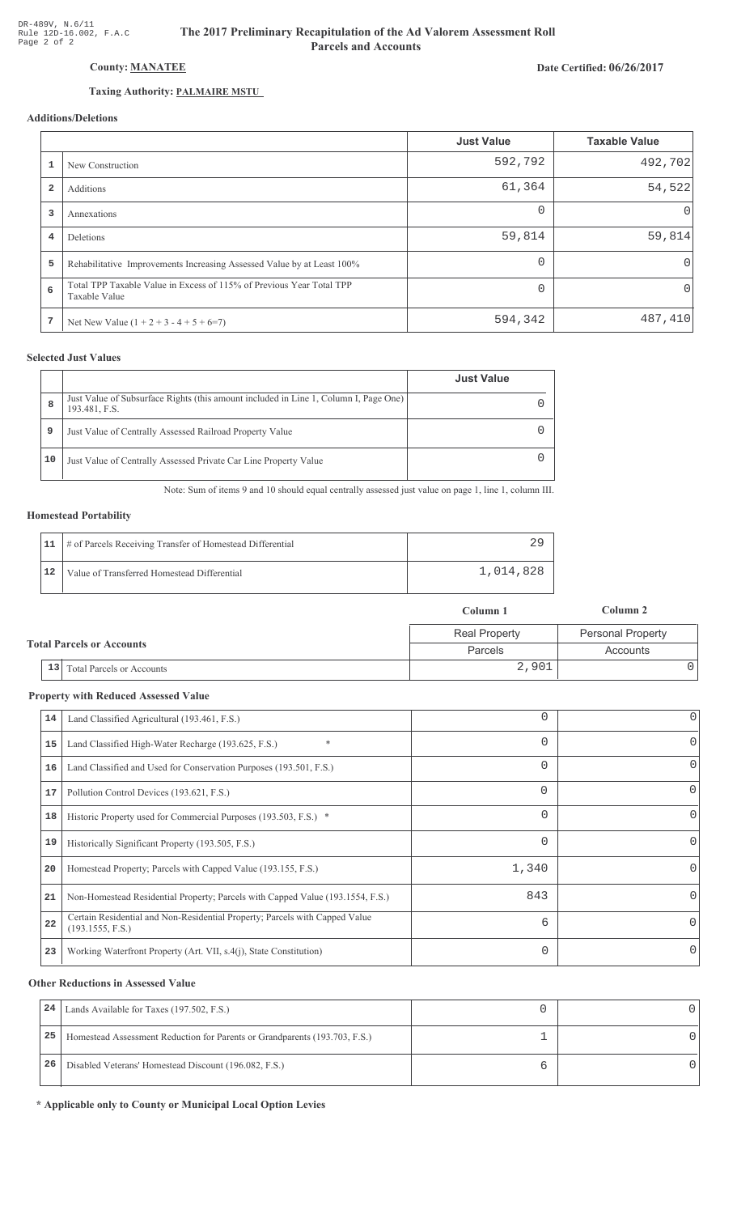DR-489V, N.6/11
Rule 12D-16.002, F.A.C
Page 2 of 2

# The 2017 Preliminary Recapitulation of the Ad Valorem Assessment Roll Parcels and Accounts

**County: MANATEE**

**Date Certified: 06/26/2017**

**Taxing Authority: PALMAIRE MSTU**

### Additions/Deletions

| | | Just Value | Taxable Value |
|---|---|---|---|
| 1 | New Construction | 592,792 | 492,702 |
| 2 | Additions | 61,364 | 54,522 |
| 3 | Annexations | 0 | 0 |
| 4 | Deletions | 59,814 | 59,814 |
| 5 | Rehabilitative Improvements Increasing Assessed Value by at Least 100% | 0 | 0 |
| 6 | Total TPP Taxable Value in Excess of 115% of Previous Year Total TPP Taxable Value | 0 | 0 |
| 7 | Net New Value (1 + 2 + 3 - 4 + 5 + 6=7) | 594,342 | 487,410 |

### Selected Just Values

| | | Just Value |
|---|---|---|
| 8 | Just Value of Subsurface Rights (this amount included in Line 1, Column I, Page One) 193.481, F.S. | 0 |
| 9 | Just Value of Centrally Assessed Railroad Property Value | 0 |
| 10 | Just Value of Centrally Assessed Private Car Line Property Value | 0 |

Note: Sum of items 9 and 10 should equal centrally assessed just value on page 1, line 1, column III.

### Homestead Portability

| | | |
|---|---|---|
| 11 | # of Parcels Receiving Transfer of Homestead Differential | 29 |
| 12 | Value of Transferred Homestead Differential | 1,014,828 |

### Total Parcels or Accounts

| | | Column 1 | Column 2 |
|---|---|---|---|
| | | Real Property | Personal Property |
| | | Parcels | Accounts |
| 13 | Total Parcels or Accounts | 2,901 | 0 |

### Property with Reduced Assessed Value

| | | Column 1 | Column 2 |
|---|---|---|---|
| 14 | Land Classified Agricultural (193.461, F.S.) | 0 | 0 |
| 15 | Land Classified High-Water Recharge (193.625, F.S.) * | 0 | 0 |
| 16 | Land Classified and Used for Conservation Purposes (193.501, F.S.) | 0 | 0 |
| 17 | Pollution Control Devices (193.621, F.S.) | 0 | 0 |
| 18 | Historic Property used for Commercial Purposes (193.503, F.S.) * | 0 | 0 |
| 19 | Historically Significant Property (193.505, F.S.) | 0 | 0 |
| 20 | Homestead Property; Parcels with Capped Value (193.155, F.S.) | 1,340 | 0 |
| 21 | Non-Homestead Residential Property; Parcels with Capped Value (193.1554, F.S.) | 843 | 0 |
| 22 | Certain Residential and Non-Residential Property; Parcels with Capped Value (193.1555, F.S.) | 6 | 0 |
| 23 | Working Waterfront Property (Art. VII, s.4(j), State Constitution) | 0 | 0 |

### Other Reductions in Assessed Value

| | | Column 1 | Column 2 |
|---|---|---|---|
| 24 | Lands Available for Taxes (197.502, F.S.) | 0 | 0 |
| 25 | Homestead Assessment Reduction for Parents or Grandparents (193.703, F.S.) | 1 | 0 |
| 26 | Disabled Veterans' Homestead Discount (196.082, F.S.) | 6 | 0 |

**\* Applicable only to County or Municipal Local Option Levies**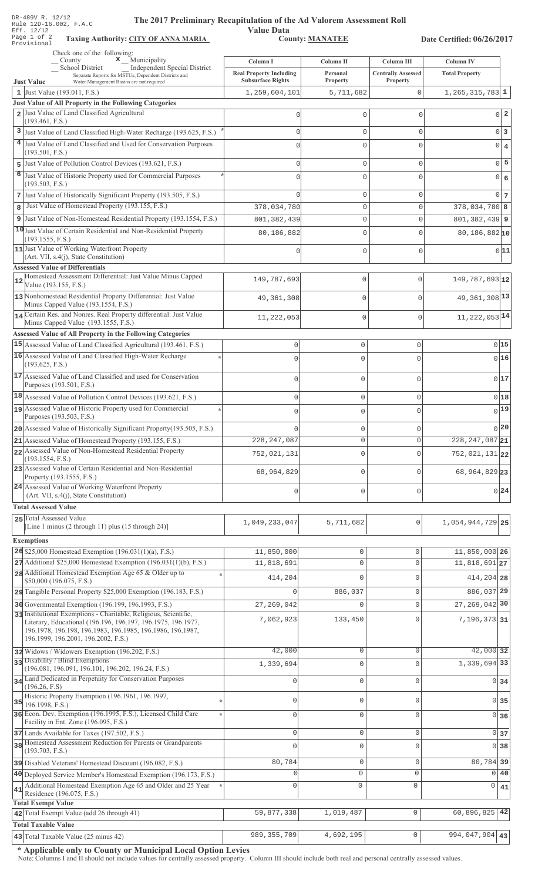DR-489V R. 12/12
Rule 12D-16.002, F.A.C
Eff. 12/12
Page 1 of 2
Provisional

# The 2017 Preliminary Recapitulation of the Ad Valorem Assessment Roll

**Value Data**

**Taxing Authority: CITY OF ANNA MARIA** | **County: MANATEE** | **Date Certified: 06/26/2017**

Check one of the following:
__ County  **x** Municipality
__ School District  __ Independent Special District
Separate Reports for MSTUs, Dependent Districts and Water Management Basins are not required

| | Just Value | Column I Real Property Including Subsurface Rights | Column II Personal Property | Column III Centrally Assessed Property | Column IV Total Property | |
|---|---|---|---|---|---|---|
| 1 | Just Value (193.011, F.S.) | 1,259,604,101 | 5,711,682 | 0 | 1,265,315,783 | 1 |
| | **Just Value of All Property in the Following Categories** | | | | | |
| 2 | Just Value of Land Classified Agricultural (193.461, F.S.) | 0 | 0 | 0 | 0 | 2 |
| 3 | Just Value of Land Classified High-Water Recharge (193.625, F.S.) * | 0 | 0 | 0 | 0 | 3 |
| 4 | Just Value of Land Classified and Used for Conservation Purposes (193.501, F.S.) | 0 | 0 | 0 | 0 | 4 |
| 5 | Just Value of Pollution Control Devices (193.621, F.S.) | 0 | 0 | 0 | 0 | 5 |
| 6 | Just Value of Historic Property used for Commercial Purposes (193.503, F.S.) * | 0 | 0 | 0 | 0 | 6 |
| 7 | Just Value of Historically Significant Property (193.505, F.S.) | 0 | 0 | 0 | 0 | 7 |
| 8 | Just Value of Homestead Property (193.155, F.S.) | 378,034,780 | 0 | 0 | 378,034,780 | 8 |
| 9 | Just Value of Non-Homestead Residential Property (193.1554, F.S.) | 801,382,439 | 0 | 0 | 801,382,439 | 9 |
| 10 | Just Value of Certain Residential and Non-Residential Property (193.1555, F.S.) | 80,186,882 | 0 | 0 | 80,186,882 | 10 |
| 11 | Just Value of Working Waterfront Property (Art. VII, s.4(j), State Constitution) | 0 | 0 | 0 | 0 | 11 |
| | **Assessed Value of Differentials** | | | | | |
| 12 | Homestead Assessment Differential: Just Value Minus Capped Value (193.155, F.S.) | 149,787,693 | 0 | 0 | 149,787,693 | 12 |
| 13 | Nonhomestead Residential Property Differential: Just Value Minus Capped Value (193.1554, F.S.) | 49,361,308 | 0 | 0 | 49,361,308 | 13 |
| 14 | Certain Res. and Nonres. Real Property differential: Just Value Minus Capped Value (193.1555, F.S.) | 11,222,053 | 0 | 0 | 11,222,053 | 14 |
| | **Assessed Value of All Property in the Following Categories** | | | | | |
| 15 | Assessed Value of Land Classified Agricultural (193.461, F.S.) | 0 | 0 | 0 | 0 | 15 |
| 16 | Assessed Value of Land Classified High-Water Recharge (193.625, F.S.) * | 0 | 0 | 0 | 0 | 16 |
| 17 | Assessed Value of Land Classified and used for Conservation Purposes (193.501, F.S.) | 0 | 0 | 0 | 0 | 17 |
| 18 | Assessed Value of Pollution Control Devices (193.621, F.S.) | 0 | 0 | 0 | 0 | 18 |
| 19 | Assessed Value of Historic Property used for Commercial Purposes (193.503, F.S.) * | 0 | 0 | 0 | 0 | 19 |
| 20 | Assessed Value of Historically Significant Property(193.505, F.S.) | 0 | 0 | 0 | 0 | 20 |
| 21 | Assessed Value of Homestead Property (193.155, F.S.) | 228,247,087 | 0 | 0 | 228,247,087 | 21 |
| 22 | Assessed Value of Non-Homestead Residential Property (193.1554, F.S.) | 752,021,131 | 0 | 0 | 752,021,131 | 22 |
| 23 | Assessed Value of Certain Residential and Non-Residential Property (193.1555, F.S.) | 68,964,829 | 0 | 0 | 68,964,829 | 23 |
| 24 | Assessed Value of Working Waterfront Property (Art. VII, s.4(j), State Constitution) | 0 | 0 | 0 | 0 | 24 |
| | **Total Assessed Value** | | | | | |
| 25 | Total Assessed Value [Line 1 minus (2 through 11) plus (15 through 24)] | 1,049,233,047 | 5,711,682 | 0 | 1,054,944,729 | 25 |
| | **Exemptions** | | | | | |
| 26 | $25,000 Homestead Exemption (196.031(1)(a), F.S.) | 11,850,000 | 0 | 0 | 11,850,000 | 26 |
| 27 | Additional $25,000 Homestead Exemption (196.031(1)(b), F.S.) | 11,818,691 | 0 | 0 | 11,818,691 | 27 |
| 28 | Additional Homestead Exemption Age 65 & Older up to $50,000 (196.075, F.S.) * | 414,204 | 0 | 0 | 414,204 | 28 |
| 29 | Tangible Personal Property $25,000 Exemption (196.183, F.S.) | 0 | 886,037 | 0 | 886,037 | 29 |
| 30 | Governmental Exemption (196.199, 196.1993, F.S.) | 27,269,042 | 0 | 0 | 27,269,042 | 30 |
| 31 | Institutional Exemptions - Charitable, Religious, Scientific, Literary, Educational (196.196, 196.197, 196.1975, 196.1977, 196.1978, 196.198, 196.1983, 196.1985, 196.1986, 196.1987, 196.1999, 196.2001, 196.2002, F.S.) | 7,062,923 | 133,450 | 0 | 7,196,373 | 31 |
| 32 | Widows / Widowers Exemption (196.202, F.S.) | 42,000 | 0 | 0 | 42,000 | 32 |
| 33 | Disability / Blind Exemptions (196.081, 196.091, 196.101, 196.202, 196.24, F.S.) | 1,339,694 | 0 | 0 | 1,339,694 | 33 |
| 34 | Land Dedicated in Perpetuity for Conservation Purposes (196.26, F.S) | 0 | 0 | 0 | 0 | 34 |
| 35 | Historic Property Exemption (196.1961, 196.1997, 196.1998, F.S.) * | 0 | 0 | 0 | 0 | 35 |
| 36 | Econ. Dev. Exemption (196.1995, F.S.), Licensed Child Care Facility in Ent. Zone (196.095, F.S.) * | 0 | 0 | 0 | 0 | 36 |
| 37 | Lands Available for Taxes (197.502, F.S.) | 0 | 0 | 0 | 0 | 37 |
| 38 | Homestead Assessment Reduction for Parents or Grandparents (193.703, F.S.) | 0 | 0 | 0 | 0 | 38 |
| 39 | Disabled Veterans' Homestead Discount (196.082, F.S.) | 80,784 | 0 | 0 | 80,784 | 39 |
| 40 | Deployed Service Member's Homestead Exemption (196.173, F.S.) | 0 | 0 | 0 | 0 | 40 |
| 41 | Additional Homestead Exemption Age 65 and Older and 25 Year Residence (196.075, F.S.) * | 0 | 0 | 0 | 0 | 41 |
| | **Total Exempt Value** | | | | | |
| 42 | Total Exempt Value (add 26 through 41) | 59,877,338 | 1,019,487 | 0 | 60,896,825 | 42 |
| | **Total Taxable Value** | | | | | |
| 43 | Total Taxable Value (25 minus 42) | 989,355,709 | 4,692,195 | 0 | 994,047,904 | 43 |

**\* Applicable only to County or Municipal Local Option Levies**

Note: Columns I and II should not include values for centrally assessed property. Column III should include both real and personal centrally assessed values.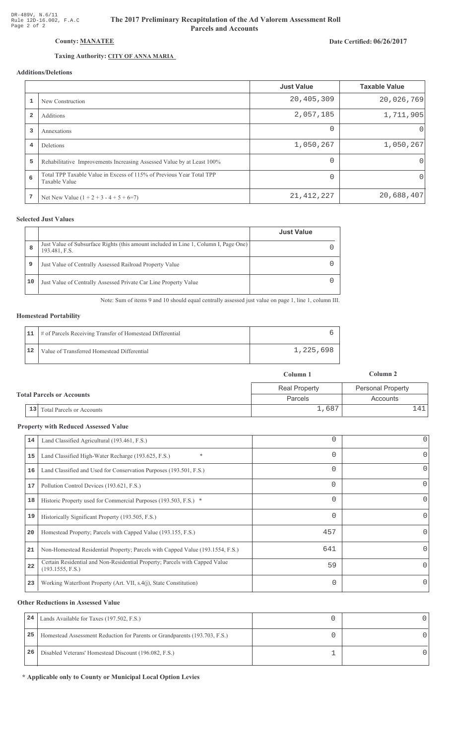DR-489V, N.6/11
Rule 12D-16.002, F.A.C
Page 2 of 2

# The 2017 Preliminary Recapitulation of the Ad Valorem Assessment Roll
## Parcels and Accounts

**County: MANATEE**

**Date Certified: 06/26/2017**

**Taxing Authority: CITY OF ANNA MARIA**

### Additions/Deletions

| | | Just Value | Taxable Value |
|---|---|---|---|
| 1 | New Construction | 20,405,309 | 20,026,769 |
| 2 | Additions | 2,057,185 | 1,711,905 |
| 3 | Annexations | 0 | 0 |
| 4 | Deletions | 1,050,267 | 1,050,267 |
| 5 | Rehabilitative Improvements Increasing Assessed Value by at Least 100% | 0 | 0 |
| 6 | Total TPP Taxable Value in Excess of 115% of Previous Year Total TPP Taxable Value | 0 | 0 |
| 7 | Net New Value (1 + 2 + 3 - 4 + 5 + 6=7) | 21,412,227 | 20,688,407 |

### Selected Just Values

| | | Just Value |
|---|---|---|
| 8 | Just Value of Subsurface Rights (this amount included in Line 1, Column I, Page One) 193.481, F.S. | 0 |
| 9 | Just Value of Centrally Assessed Railroad Property Value | 0 |
| 10 | Just Value of Centrally Assessed Private Car Line Property Value | 0 |

Note: Sum of items 9 and 10 should equal centrally assessed just value on page 1, line 1, column III.

### Homestead Portability

| | | |
|---|---|---|
| 11 | # of Parcels Receiving Transfer of Homestead Differential | 6 |
| 12 | Value of Transferred Homestead Differential | 1,225,698 |

### Total Parcels or Accounts

| | | Column 1 | Column 2 |
|---|---|---|---|
| | | Real Property | Personal Property |
| | | Parcels | Accounts |
| 13 | Total Parcels or Accounts | 1,687 | 141 |

### Property with Reduced Assessed Value

| | | | |
|---|---|---|---|
| 14 | Land Classified Agricultural (193.461, F.S.) | 0 | 0 |
| 15 | Land Classified High-Water Recharge (193.625, F.S.) * | 0 | 0 |
| 16 | Land Classified and Used for Conservation Purposes (193.501, F.S.) | 0 | 0 |
| 17 | Pollution Control Devices (193.621, F.S.) | 0 | 0 |
| 18 | Historic Property used for Commercial Purposes (193.503, F.S.) * | 0 | 0 |
| 19 | Historically Significant Property (193.505, F.S.) | 0 | 0 |
| 20 | Homestead Property; Parcels with Capped Value (193.155, F.S.) | 457 | 0 |
| 21 | Non-Homestead Residential Property; Parcels with Capped Value (193.1554, F.S.) | 641 | 0 |
| 22 | Certain Residential and Non-Residential Property; Parcels with Capped Value (193.1555, F.S.) | 59 | 0 |
| 23 | Working Waterfront Property (Art. VII, s.4(j), State Constitution) | 0 | 0 |

### Other Reductions in Assessed Value

| | | | |
|---|---|---|---|
| 24 | Lands Available for Taxes (197.502, F.S.) | 0 | 0 |
| 25 | Homestead Assessment Reduction for Parents or Grandparents (193.703, F.S.) | 0 | 0 |
| 26 | Disabled Veterans' Homestead Discount (196.082, F.S.) | 1 | 0 |

**\* Applicable only to County or Municipal Local Option Levies**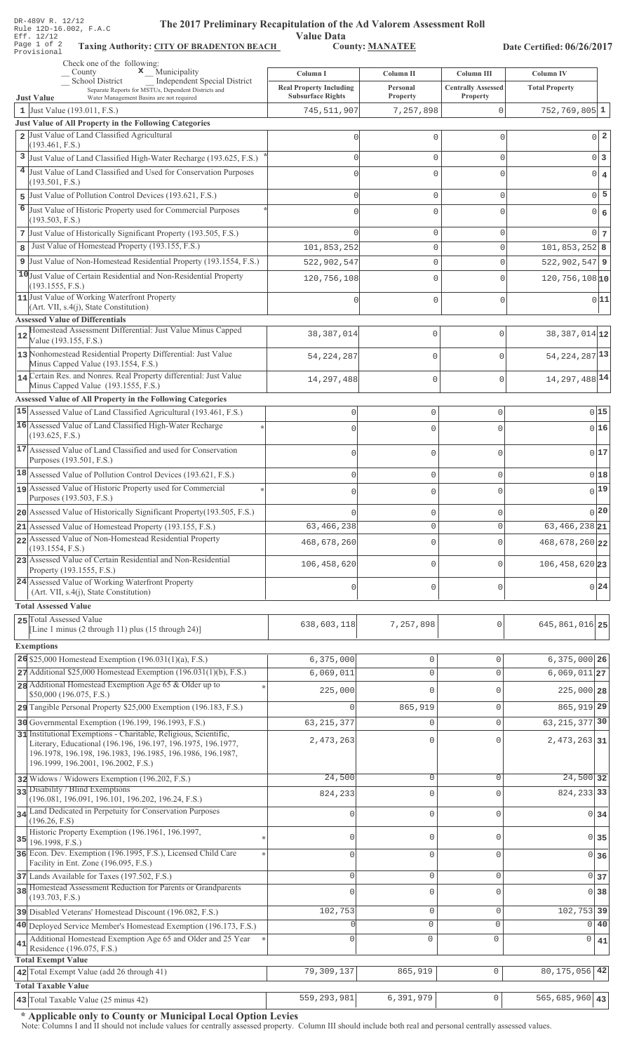DR-489V R. 12/12
Rule 12D-16.002, F.A.C
Eff. 12/12
Page 1 of 2
Provisional

# The 2017 Preliminary Recapitulation of the Ad Valorem Assessment Roll

## Value Data

**Taxing Authority: CITY OF BRADENTON BEACH** **County: MANATEE** **Date Certified: 06/26/2017**

Check one of the following:
__ County  **x** Municipality
__ School District  __ Independent Special District
Separate Reports for MSTUs, Dependent Districts and Water Management Basins are not required

| Just Value | Column I Real Property Including Subsurface Rights | Column II Personal Property | Column III Centrally Assessed Property | Column IV Total Property | |
|---|---|---|---|---|---|
| 1 Just Value (193.011, F.S.) | 745,511,907 | 7,257,898 | 0 | 752,769,805 | 1 |
| **Just Value of All Property in the Following Categories** | | | | | |
| 2 Just Value of Land Classified Agricultural (193.461, F.S.) | 0 | 0 | 0 | 0 | 2 |
| 3 Just Value of Land Classified High-Water Recharge (193.625, F.S.) * | 0 | 0 | 0 | 0 | 3 |
| 4 Just Value of Land Classified and Used for Conservation Purposes (193.501, F.S.) | 0 | 0 | 0 | 0 | 4 |
| 5 Just Value of Pollution Control Devices (193.621, F.S.) | 0 | 0 | 0 | 0 | 5 |
| 6 Just Value of Historic Property used for Commercial Purposes (193.503, F.S.) * | 0 | 0 | 0 | 0 | 6 |
| 7 Just Value of Historically Significant Property (193.505, F.S.) | 0 | 0 | 0 | 0 | 7 |
| 8 Just Value of Homestead Property (193.155, F.S.) | 101,853,252 | 0 | 0 | 101,853,252 | 8 |
| 9 Just Value of Non-Homestead Residential Property (193.1554, F.S.) | 522,902,547 | 0 | 0 | 522,902,547 | 9 |
| 10 Just Value of Certain Residential and Non-Residential Property (193.1555, F.S.) | 120,756,108 | 0 | 0 | 120,756,108 | 10 |
| 11 Just Value of Working Waterfront Property (Art. VII, s.4(j), State Constitution) | 0 | 0 | 0 | 0 | 11 |
| **Assessed Value of Differentials** | | | | | |
| 12 Homestead Assessment Differential: Just Value Minus Capped Value (193.155, F.S.) | 38,387,014 | 0 | 0 | 38,387,014 | 12 |
| 13 Nonhomestead Residential Property Differential: Just Value Minus Capped Value (193.1554, F.S.) | 54,224,287 | 0 | 0 | 54,224,287 | 13 |
| 14 Certain Res. and Nonres. Real Property differential: Just Value Minus Capped Value (193.1555, F.S.) | 14,297,488 | 0 | 0 | 14,297,488 | 14 |
| **Assessed Value of All Property in the Following Categories** | | | | | |
| 15 Assessed Value of Land Classified Agricultural (193.461, F.S.) | 0 | 0 | 0 | 0 | 15 |
| 16 Assessed Value of Land Classified High-Water Recharge (193.625, F.S.) * | 0 | 0 | 0 | 0 | 16 |
| 17 Assessed Value of Land Classified and used for Conservation Purposes (193.501, F.S.) | 0 | 0 | 0 | 0 | 17 |
| 18 Assessed Value of Pollution Control Devices (193.621, F.S.) | 0 | 0 | 0 | 0 | 18 |
| 19 Assessed Value of Historic Property used for Commercial Purposes (193.503, F.S.) * | 0 | 0 | 0 | 0 | 19 |
| 20 Assessed Value of Historically Significant Property(193.505, F.S.) | 0 | 0 | 0 | 0 | 20 |
| 21 Assessed Value of Homestead Property (193.155, F.S.) | 63,466,238 | 0 | 0 | 63,466,238 | 21 |
| 22 Assessed Value of Non-Homestead Residential Property (193.1554, F.S.) | 468,678,260 | 0 | 0 | 468,678,260 | 22 |
| 23 Assessed Value of Certain Residential and Non-Residential Property (193.1555, F.S.) | 106,458,620 | 0 | 0 | 106,458,620 | 23 |
| 24 Assessed Value of Working Waterfront Property (Art. VII, s.4(j), State Constitution) | 0 | 0 | 0 | 0 | 24 |
| **Total Assessed Value** | | | | | |
| 25 Total Assessed Value [Line 1 minus (2 through 11) plus (15 through 24)] | 638,603,118 | 7,257,898 | 0 | 645,861,016 | 25 |
| **Exemptions** | | | | | |
| 26 $25,000 Homestead Exemption (196.031(1)(a), F.S.) | 6,375,000 | 0 | 0 | 6,375,000 | 26 |
| 27 Additional $25,000 Homestead Exemption (196.031(1)(b), F.S.) | 6,069,011 | 0 | 0 | 6,069,011 | 27 |
| 28 Additional Homestead Exemption Age 65 & Older up to $50,000 (196.075, F.S.) * | 225,000 | 0 | 0 | 225,000 | 28 |
| 29 Tangible Personal Property $25,000 Exemption (196.183, F.S.) | 0 | 865,919 | 0 | 865,919 | 29 |
| 30 Governmental Exemption (196.199, 196.1993, F.S.) | 63,215,377 | 0 | 0 | 63,215,377 | 30 |
| 31 Institutional Exemptions - Charitable, Religious, Scientific, Literary, Educational (196.196, 196.197, 196.1975, 196.1977, 196.1978, 196.198, 196.1983, 196.1985, 196.1986, 196.1987, 196.1999, 196.2001, 196.2002, F.S.) | 2,473,263 | 0 | 0 | 2,473,263 | 31 |
| 32 Widows / Widowers Exemption (196.202, F.S.) | 24,500 | 0 | 0 | 24,500 | 32 |
| 33 Disability / Blind Exemptions (196.081, 196.091, 196.101, 196.202, 196.24, F.S.) | 824,233 | 0 | 0 | 824,233 | 33 |
| 34 Land Dedicated in Perpetuity for Conservation Purposes (196.26, F.S) | 0 | 0 | 0 | 0 | 34 |
| 35 Historic Property Exemption (196.1961, 196.1997, 196.1998, F.S.) * | 0 | 0 | 0 | 0 | 35 |
| 36 Econ. Dev. Exemption (196.1995, F.S.), Licensed Child Care Facility in Ent. Zone (196.095, F.S.) * | 0 | 0 | 0 | 0 | 36 |
| 37 Lands Available for Taxes (197.502, F.S.) | 0 | 0 | 0 | 0 | 37 |
| 38 Homestead Assessment Reduction for Parents or Grandparents (193.703, F.S.) | 0 | 0 | 0 | 0 | 38 |
| 39 Disabled Veterans' Homestead Discount (196.082, F.S.) | 102,753 | 0 | 0 | 102,753 | 39 |
| 40 Deployed Service Member's Homestead Exemption (196.173, F.S.) | 0 | 0 | 0 | 0 | 40 |
| 41 Additional Homestead Exemption Age 65 and Older and 25 Year Residence (196.075, F.S.) * | 0 | 0 | 0 | 0 | 41 |
| **Total Exempt Value** | | | | | |
| 42 Total Exempt Value (add 26 through 41) | 79,309,137 | 865,919 | 0 | 80,175,056 | 42 |
| **Total Taxable Value** | | | | | |
| 43 Total Taxable Value (25 minus 42) | 559,293,981 | 6,391,979 | 0 | 565,685,960 | 43 |

**\* Applicable only to County or Municipal Local Option Levies**

Note: Columns I and II should not include values for centrally assessed property. Column III should include both real and personal centrally assessed values.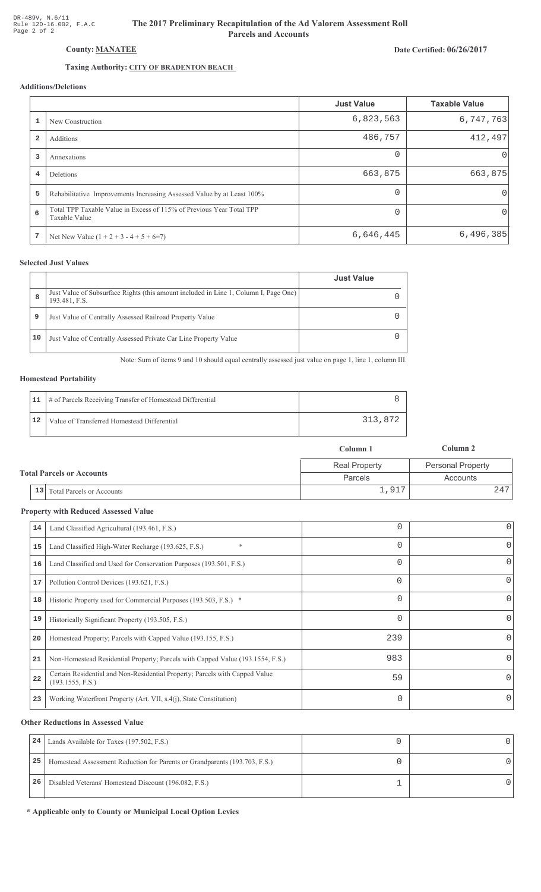DR-489V, N.6/11
Rule 12D-16.002, F.A.C
Page 2 of 2

# The 2017 Preliminary Recapitulation of the Ad Valorem Assessment Roll
## Parcels and Accounts

**County: MANATEE**

**Date Certified: 06/26/2017**

**Taxing Authority: CITY OF BRADENTON BEACH**

### Additions/Deletions

| | | Just Value | Taxable Value |
|---|---|---|---|
| 1 | New Construction | 6,823,563 | 6,747,763 |
| 2 | Additions | 486,757 | 412,497 |
| 3 | Annexations | 0 | 0 |
| 4 | Deletions | 663,875 | 663,875 |
| 5 | Rehabilitative Improvements Increasing Assessed Value by at Least 100% | 0 | 0 |
| 6 | Total TPP Taxable Value in Excess of 115% of Previous Year Total TPP Taxable Value | 0 | 0 |
| 7 | Net New Value (1 + 2 + 3 - 4 + 5 + 6=7) | 6,646,445 | 6,496,385 |

### Selected Just Values

| | | Just Value |
|---|---|---|
| 8 | Just Value of Subsurface Rights (this amount included in Line 1, Column I, Page One) 193.481, F.S. | 0 |
| 9 | Just Value of Centrally Assessed Railroad Property Value | 0 |
| 10 | Just Value of Centrally Assessed Private Car Line Property Value | 0 |

Note: Sum of items 9 and 10 should equal centrally assessed just value on page 1, line 1, column III.

### Homestead Portability

| | | |
|---|---|---|
| 11 | # of Parcels Receiving Transfer of Homestead Differential | 8 |
| 12 | Value of Transferred Homestead Differential | 313,872 |

### Total Parcels or Accounts

| | | Column 1 | Column 2 |
|---|---|---|---|
| | | Real Property | Personal Property |
| | | Parcels | Accounts |
| 13 | Total Parcels or Accounts | 1,917 | 247 |

### Property with Reduced Assessed Value

| | | Column 1 | Column 2 |
|---|---|---|---|
| 14 | Land Classified Agricultural (193.461, F.S.) | 0 | 0 |
| 15 | Land Classified High-Water Recharge (193.625, F.S.) * | 0 | 0 |
| 16 | Land Classified and Used for Conservation Purposes (193.501, F.S.) | 0 | 0 |
| 17 | Pollution Control Devices (193.621, F.S.) | 0 | 0 |
| 18 | Historic Property used for Commercial Purposes (193.503, F.S.) * | 0 | 0 |
| 19 | Historically Significant Property (193.505, F.S.) | 0 | 0 |
| 20 | Homestead Property; Parcels with Capped Value (193.155, F.S.) | 239 | 0 |
| 21 | Non-Homestead Residential Property; Parcels with Capped Value (193.1554, F.S.) | 983 | 0 |
| 22 | Certain Residential and Non-Residential Property; Parcels with Capped Value (193.1555, F.S.) | 59 | 0 |
| 23 | Working Waterfront Property (Art. VII, s.4(j), State Constitution) | 0 | 0 |

### Other Reductions in Assessed Value

| | | Column 1 | Column 2 |
|---|---|---|---|
| 24 | Lands Available for Taxes (197.502, F.S.) | 0 | 0 |
| 25 | Homestead Assessment Reduction for Parents or Grandparents (193.703, F.S.) | 0 | 0 |
| 26 | Disabled Veterans' Homestead Discount (196.082, F.S.) | 1 | 0 |

**\* Applicable only to County or Municipal Local Option Levies**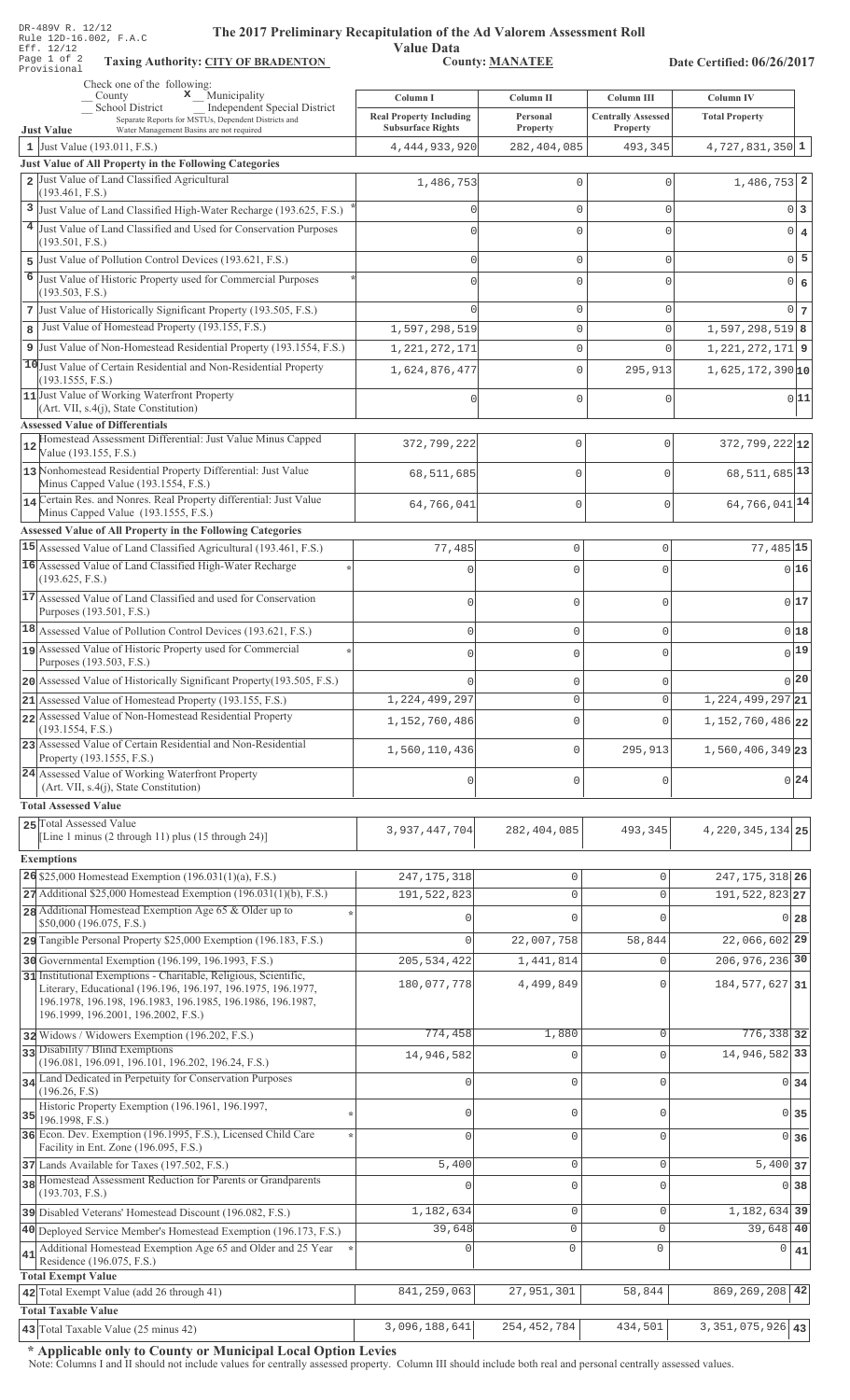DR-489V R. 12/12
Rule 12D-16.002, F.A.C
Eff. 12/12
Page 1 of 2
Provisional

# The 2017 Preliminary Recapitulation of the Ad Valorem Assessment Roll

## Value Data

**Taxing Authority: CITY OF BRADENTON** **County: MANATEE** **Date Certified: 06/26/2017**

Check one of the following:
__ County **x** Municipality
__ School District __ Independent Special District
Separate Reports for MSTUs, Dependent Districts and Water Management Basins are not required

| | Column I Real Property Including Subsurface Rights | Column II Personal Property | Column III Centrally Assessed Property | Column IV Total Property | |
|---|---|---|---|---|---|
| **Just Value** | | | | | |
| 1 Just Value (193.011, F.S.) | 4,444,933,920 | 282,404,085 | 493,345 | 4,727,831,350 | 1 |
| **Just Value of All Property in the Following Categories** | | | | | |
| 2 Just Value of Land Classified Agricultural (193.461, F.S.) | 1,486,753 | 0 | 0 | 1,486,753 | 2 |
| 3 Just Value of Land Classified High-Water Recharge (193.625, F.S.) * | 0 | 0 | 0 | 0 | 3 |
| 4 Just Value of Land Classified and Used for Conservation Purposes (193.501, F.S.) | 0 | 0 | 0 | 0 | 4 |
| 5 Just Value of Pollution Control Devices (193.621, F.S.) | 0 | 0 | 0 | 0 | 5 |
| 6 Just Value of Historic Property used for Commercial Purposes (193.503, F.S.) * | 0 | 0 | 0 | 0 | 6 |
| 7 Just Value of Historically Significant Property (193.505, F.S.) | 0 | 0 | 0 | 0 | 7 |
| 8 Just Value of Homestead Property (193.155, F.S.) | 1,597,298,519 | 0 | 0 | 1,597,298,519 | 8 |
| 9 Just Value of Non-Homestead Residential Property (193.1554, F.S.) | 1,221,272,171 | 0 | 0 | 1,221,272,171 | 9 |
| 10 Just Value of Certain Residential and Non-Residential Property (193.1555, F.S.) | 1,624,876,477 | 0 | 295,913 | 1,625,172,390 | 10 |
| 11 Just Value of Working Waterfront Property (Art. VII, s.4(j), State Constitution) | 0 | 0 | 0 | 0 | 11 |
| **Assessed Value of Differentials** | | | | | |
| 12 Homestead Assessment Differential: Just Value Minus Capped Value (193.155, F.S.) | 372,799,222 | 0 | 0 | 372,799,222 | 12 |
| 13 Nonhomestead Residential Property Differential: Just Value Minus Capped Value (193.1554, F.S.) | 68,511,685 | 0 | 0 | 68,511,685 | 13 |
| 14 Certain Res. and Nonres. Real Property differential: Just Value Minus Capped Value (193.1555, F.S.) | 64,766,041 | 0 | 0 | 64,766,041 | 14 |
| **Assessed Value of All Property in the Following Categories** | | | | | |
| 15 Assessed Value of Land Classified Agricultural (193.461, F.S.) | 77,485 | 0 | 0 | 77,485 | 15 |
| 16 Assessed Value of Land Classified High-Water Recharge (193.625, F.S.) * | 0 | 0 | 0 | 0 | 16 |
| 17 Assessed Value of Land Classified and used for Conservation Purposes (193.501, F.S.) | 0 | 0 | 0 | 0 | 17 |
| 18 Assessed Value of Pollution Control Devices (193.621, F.S.) | 0 | 0 | 0 | 0 | 18 |
| 19 Assessed Value of Historic Property used for Commercial Purposes (193.503, F.S.) * | 0 | 0 | 0 | 0 | 19 |
| 20 Assessed Value of Historically Significant Property(193.505, F.S.) | 0 | 0 | 0 | 0 | 20 |
| 21 Assessed Value of Homestead Property (193.155, F.S.) | 1,224,499,297 | 0 | 0 | 1,224,499,297 | 21 |
| 22 Assessed Value of Non-Homestead Residential Property (193.1554, F.S.) | 1,152,760,486 | 0 | 0 | 1,152,760,486 | 22 |
| 23 Assessed Value of Certain Residential and Non-Residential Property (193.1555, F.S.) | 1,560,110,436 | 0 | 295,913 | 1,560,406,349 | 23 |
| 24 Assessed Value of Working Waterfront Property (Art. VII, s.4(j), State Constitution) | 0 | 0 | 0 | 0 | 24 |
| **Total Assessed Value** | | | | | |
| 25 Total Assessed Value [Line 1 minus (2 through 11) plus (15 through 24)] | 3,937,447,704 | 282,404,085 | 493,345 | 4,220,345,134 | 25 |
| **Exemptions** | | | | | |
| 26 $25,000 Homestead Exemption (196.031(1)(a), F.S.) | 247,175,318 | 0 | 0 | 247,175,318 | 26 |
| 27 Additional $25,000 Homestead Exemption (196.031(1)(b), F.S.) | 191,522,823 | 0 | 0 | 191,522,823 | 27 |
| 28 Additional Homestead Exemption Age 65 & Older up to $50,000 (196.075, F.S.) * | 0 | 0 | 0 | 0 | 28 |
| 29 Tangible Personal Property $25,000 Exemption (196.183, F.S.) | 0 | 22,007,758 | 58,844 | 22,066,602 | 29 |
| 30 Governmental Exemption (196.199, 196.1993, F.S.) | 205,534,422 | 1,441,814 | 0 | 206,976,236 | 30 |
| 31 Institutional Exemptions - Charitable, Religious, Scientific, Literary, Educational (196.196, 196.197, 196.1975, 196.1977, 196.1978, 196.198, 196.1983, 196.1985, 196.1986, 196.1987, 196.1999, 196.2001, 196.2002, F.S.) | 180,077,778 | 4,499,849 | 0 | 184,577,627 | 31 |
| 32 Widows / Widowers Exemption (196.202, F.S.) | 774,458 | 1,880 | 0 | 776,338 | 32 |
| 33 Disability / Blind Exemptions (196.081, 196.091, 196.101, 196.202, 196.24, F.S.) | 14,946,582 | 0 | 0 | 14,946,582 | 33 |
| 34 Land Dedicated in Perpetuity for Conservation Purposes (196.26, F.S) | 0 | 0 | 0 | 0 | 34 |
| 35 Historic Property Exemption (196.1961, 196.1997, 196.1998, F.S.) * | 0 | 0 | 0 | 0 | 35 |
| 36 Econ. Dev. Exemption (196.1995, F.S.), Licensed Child Care Facility in Ent. Zone (196.095, F.S.) * | 0 | 0 | 0 | 0 | 36 |
| 37 Lands Available for Taxes (197.502, F.S.) | 5,400 | 0 | 0 | 5,400 | 37 |
| 38 Homestead Assessment Reduction for Parents or Grandparents (193.703, F.S.) | 0 | 0 | 0 | 0 | 38 |
| 39 Disabled Veterans' Homestead Discount (196.082, F.S.) | 1,182,634 | 0 | 0 | 1,182,634 | 39 |
| 40 Deployed Service Member's Homestead Exemption (196.173, F.S.) | 39,648 | 0 | 0 | 39,648 | 40 |
| 41 Additional Homestead Exemption Age 65 and Older and 25 Year Residence (196.075, F.S.) * | 0 | 0 | 0 | 0 | 41 |
| **Total Exempt Value** | | | | | |
| 42 Total Exempt Value (add 26 through 41) | 841,259,063 | 27,951,301 | 58,844 | 869,269,208 | 42 |
| **Total Taxable Value** | | | | | |
| 43 Total Taxable Value (25 minus 42) | 3,096,188,641 | 254,452,784 | 434,501 | 3,351,075,926 | 43 |

**\* Applicable only to County or Municipal Local Option Levies**

Note: Columns I and II should not include values for centrally assessed property. Column III should include both real and personal centrally assessed values.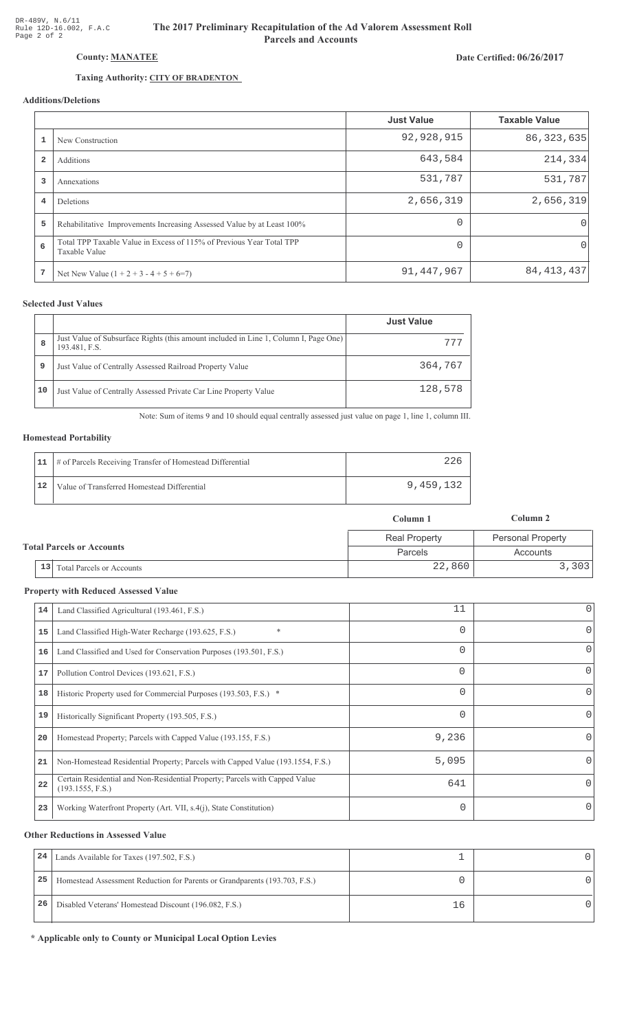DR-489V, N.6/11
Rule 12D-16.002, F.A.C
Page 2 of 2

# The 2017 Preliminary Recapitulation of the Ad Valorem Assessment Roll
## Parcels and Accounts

**County: MANATEE**

**Date Certified: 06/26/2017**

**Taxing Authority: CITY OF BRADENTON**

### Additions/Deletions

| | | Just Value | Taxable Value |
|---|---|---|---|
| 1 | New Construction | 92,928,915 | 86,323,635 |
| 2 | Additions | 643,584 | 214,334 |
| 3 | Annexations | 531,787 | 531,787 |
| 4 | Deletions | 2,656,319 | 2,656,319 |
| 5 | Rehabilitative Improvements Increasing Assessed Value by at Least 100% | 0 | 0 |
| 6 | Total TPP Taxable Value in Excess of 115% of Previous Year Total TPP Taxable Value | 0 | 0 |
| 7 | Net New Value (1 + 2 + 3 - 4 + 5 + 6=7) | 91,447,967 | 84,413,437 |

### Selected Just Values

| | | Just Value |
|---|---|---|
| 8 | Just Value of Subsurface Rights (this amount included in Line 1, Column I, Page One) 193.481, F.S. | 777 |
| 9 | Just Value of Centrally Assessed Railroad Property Value | 364,767 |
| 10 | Just Value of Centrally Assessed Private Car Line Property Value | 128,578 |

Note: Sum of items 9 and 10 should equal centrally assessed just value on page 1, line 1, column III.

### Homestead Portability

| | | |
|---|---|---|
| 11 | # of Parcels Receiving Transfer of Homestead Differential | 226 |
| 12 | Value of Transferred Homestead Differential | 9,459,132 |

### Total Parcels or Accounts

| | | Column 1 | Column 2 |
|---|---|---|---|
| | | Real Property Parcels | Personal Property Accounts |
| 13 | Total Parcels or Accounts | 22,860 | 3,303 |

### Property with Reduced Assessed Value

| | | | |
|---|---|---|---|
| 14 | Land Classified Agricultural (193.461, F.S.) | 11 | 0 |
| 15 | Land Classified High-Water Recharge (193.625, F.S.) * | 0 | 0 |
| 16 | Land Classified and Used for Conservation Purposes (193.501, F.S.) | 0 | 0 |
| 17 | Pollution Control Devices (193.621, F.S.) | 0 | 0 |
| 18 | Historic Property used for Commercial Purposes (193.503, F.S.) * | 0 | 0 |
| 19 | Historically Significant Property (193.505, F.S.) | 0 | 0 |
| 20 | Homestead Property; Parcels with Capped Value (193.155, F.S.) | 9,236 | 0 |
| 21 | Non-Homestead Residential Property; Parcels with Capped Value (193.1554, F.S.) | 5,095 | 0 |
| 22 | Certain Residential and Non-Residential Property; Parcels with Capped Value (193.1555, F.S.) | 641 | 0 |
| 23 | Working Waterfront Property (Art. VII, s.4(j), State Constitution) | 0 | 0 |

### Other Reductions in Assessed Value

| | | | |
|---|---|---|---|
| 24 | Lands Available for Taxes (197.502, F.S.) | 1 | 0 |
| 25 | Homestead Assessment Reduction for Parents or Grandparents (193.703, F.S.) | 0 | 0 |
| 26 | Disabled Veterans' Homestead Discount (196.082, F.S.) | 16 | 0 |

**\* Applicable only to County or Municipal Local Option Levies**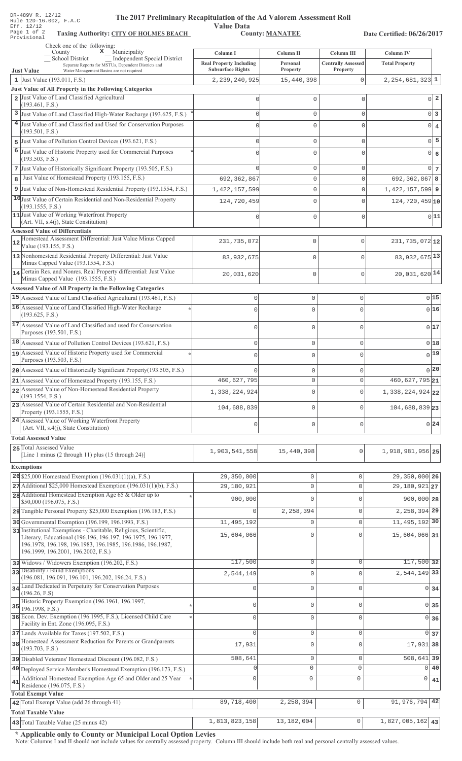DR-489V R. 12/12
Rule 12D-16.002, F.A.C
Eff. 12/12
Page 1 of 2
Provisional

# The 2017 Preliminary Recapitulation of the Ad Valorem Assessment Roll

## Value Data

**Taxing Authority: CITY OF HOLMES BEACH** | **County: MANATEE** | **Date Certified: 06/26/2017**

Check one of the following:
__ County  **x** Municipality
__ School District  __ Independent Special District
Separate Reports for MSTUs, Dependent Districts and Water Management Basins are not required

| | Just Value | Column I Real Property Including Subsurface Rights | Column II Personal Property | Column III Centrally Assessed Property | Column IV Total Property | |
|---|---|---|---|---|---|---|
| 1 | Just Value (193.011, F.S.) | 2,239,240,925 | 15,440,398 | 0 | 2,254,681,323 | 1 |
| | **Just Value of All Property in the Following Categories** | | | | | |
| 2 | Just Value of Land Classified Agricultural (193.461, F.S.) | 0 | 0 | 0 | 0 | 2 |
| 3 | Just Value of Land Classified High-Water Recharge (193.625, F.S.) * | 0 | 0 | 0 | 0 | 3 |
| 4 | Just Value of Land Classified and Used for Conservation Purposes (193.501, F.S.) | 0 | 0 | 0 | 0 | 4 |
| 5 | Just Value of Pollution Control Devices (193.621, F.S.) | 0 | 0 | 0 | 0 | 5 |
| 6 | Just Value of Historic Property used for Commercial Purposes (193.503, F.S.) * | 0 | 0 | 0 | 0 | 6 |
| 7 | Just Value of Historically Significant Property (193.505, F.S.) | 0 | 0 | 0 | 0 | 7 |
| 8 | Just Value of Homestead Property (193.155, F.S.) | 692,362,867 | 0 | 0 | 692,362,867 | 8 |
| 9 | Just Value of Non-Homestead Residential Property (193.1554, F.S.) | 1,422,157,599 | 0 | 0 | 1,422,157,599 | 9 |
| 10 | Just Value of Certain Residential and Non-Residential Property (193.1555, F.S.) | 124,720,459 | 0 | 0 | 124,720,459 | 10 |
| 11 | Just Value of Working Waterfront Property (Art. VII, s.4(j), State Constitution) | 0 | 0 | 0 | 0 | 11 |
| | **Assessed Value of Differentials** | | | | | |
| 12 | Homestead Assessment Differential: Just Value Minus Capped Value (193.155, F.S.) | 231,735,072 | 0 | 0 | 231,735,072 | 12 |
| 13 | Nonhomestead Residential Property Differential: Just Value Minus Capped Value (193.1554, F.S.) | 83,932,675 | 0 | 0 | 83,932,675 | 13 |
| 14 | Certain Res. and Nonres. Real Property differential: Just Value Minus Capped Value (193.1555, F.S.) | 20,031,620 | 0 | 0 | 20,031,620 | 14 |
| | **Assessed Value of All Property in the Following Categories** | | | | | |
| 15 | Assessed Value of Land Classified Agricultural (193.461, F.S.) | 0 | 0 | 0 | 0 | 15 |
| 16 | Assessed Value of Land Classified High-Water Recharge (193.625, F.S.) * | 0 | 0 | 0 | 0 | 16 |
| 17 | Assessed Value of Land Classified and used for Conservation Purposes (193.501, F.S.) | 0 | 0 | 0 | 0 | 17 |
| 18 | Assessed Value of Pollution Control Devices (193.621, F.S.) | 0 | 0 | 0 | 0 | 18 |
| 19 | Assessed Value of Historic Property used for Commercial Purposes (193.503, F.S.) * | 0 | 0 | 0 | 0 | 19 |
| 20 | Assessed Value of Historically Significant Property(193.505, F.S.) | 0 | 0 | 0 | 0 | 20 |
| 21 | Assessed Value of Homestead Property (193.155, F.S.) | 460,627,795 | 0 | 0 | 460,627,795 | 21 |
| 22 | Assessed Value of Non-Homestead Residential Property (193.1554, F.S.) | 1,338,224,924 | 0 | 0 | 1,338,224,924 | 22 |
| 23 | Assessed Value of Certain Residential and Non-Residential Property (193.1555, F.S.) | 104,688,839 | 0 | 0 | 104,688,839 | 23 |
| 24 | Assessed Value of Working Waterfront Property (Art. VII, s.4(j), State Constitution) | 0 | 0 | 0 | 0 | 24 |
| | **Total Assessed Value** | | | | | |
| 25 | Total Assessed Value [Line 1 minus (2 through 11) plus (15 through 24)] | 1,903,541,558 | 15,440,398 | 0 | 1,918,981,956 | 25 |
| | **Exemptions** | | | | | |
| 26 | $25,000 Homestead Exemption (196.031(1)(a), F.S.) | 29,350,000 | 0 | 0 | 29,350,000 | 26 |
| 27 | Additional $25,000 Homestead Exemption (196.031(1)(b), F.S.) | 29,180,921 | 0 | 0 | 29,180,921 | 27 |
| 28 | Additional Homestead Exemption Age 65 & Older up to $50,000 (196.075, F.S.) * | 900,000 | 0 | 0 | 900,000 | 28 |
| 29 | Tangible Personal Property $25,000 Exemption (196.183, F.S.) | 0 | 2,258,394 | 0 | 2,258,394 | 29 |
| 30 | Governmental Exemption (196.199, 196.1993, F.S.) | 11,495,192 | 0 | 0 | 11,495,192 | 30 |
| 31 | Institutional Exemptions - Charitable, Religious, Scientific, Literary, Educational (196.196, 196.197, 196.1975, 196.1977, 196.1978, 196.198, 196.1983, 196.1985, 196.1986, 196.1987, 196.1999, 196.2001, 196.2002, F.S.) | 15,604,066 | 0 | 0 | 15,604,066 | 31 |
| 32 | Widows / Widowers Exemption (196.202, F.S.) | 117,500 | 0 | 0 | 117,500 | 32 |
| 33 | Disability / Blind Exemptions (196.081, 196.091, 196.101, 196.202, 196.24, F.S.) | 2,544,149 | 0 | 0 | 2,544,149 | 33 |
| 34 | Land Dedicated in Perpetuity for Conservation Purposes (196.26, F.S) | 0 | 0 | 0 | 0 | 34 |
| 35 | Historic Property Exemption (196.1961, 196.1997, 196.1998, F.S.) * | 0 | 0 | 0 | 0 | 35 |
| 36 | Econ. Dev. Exemption (196.1995, F.S.), Licensed Child Care Facility in Ent. Zone (196.095, F.S.) * | 0 | 0 | 0 | 0 | 36 |
| 37 | Lands Available for Taxes (197.502, F.S.) | 0 | 0 | 0 | 0 | 37 |
| 38 | Homestead Assessment Reduction for Parents or Grandparents (193.703, F.S.) | 17,931 | 0 | 0 | 17,931 | 38 |
| 39 | Disabled Veterans' Homestead Discount (196.082, F.S.) | 508,641 | 0 | 0 | 508,641 | 39 |
| 40 | Deployed Service Member's Homestead Exemption (196.173, F.S.) | 0 | 0 | 0 | 0 | 40 |
| 41 | Additional Homestead Exemption Age 65 and Older and 25 Year Residence (196.075, F.S.) * | 0 | 0 | 0 | 0 | 41 |
| | **Total Exempt Value** | | | | | |
| 42 | Total Exempt Value (add 26 through 41) | 89,718,400 | 2,258,394 | 0 | 91,976,794 | 42 |
| | **Total Taxable Value** | | | | | |
| 43 | Total Taxable Value (25 minus 42) | 1,813,823,158 | 13,182,004 | 0 | 1,827,005,162 | 43 |

**\* Applicable only to County or Municipal Local Option Levies**

Note: Columns I and II should not include values for centrally assessed property. Column III should include both real and personal centrally assessed values.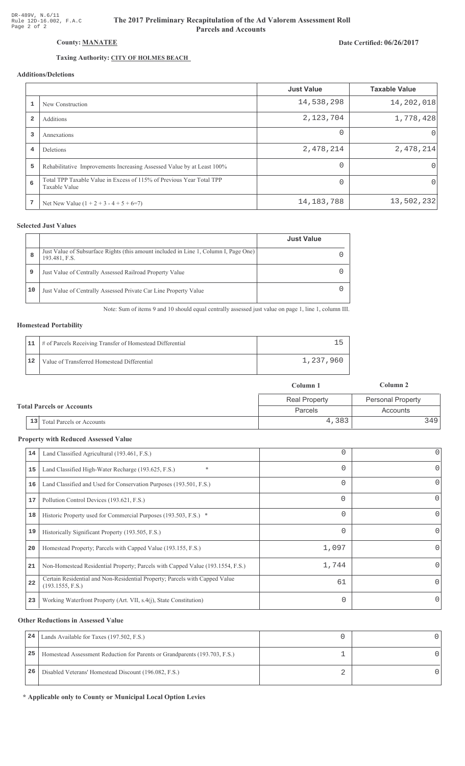DR-489V, N.6/11
Rule 12D-16.002, F.A.C
Page 2 of 2

# The 2017 Preliminary Recapitulation of the Ad Valorem Assessment Roll
## Parcels and Accounts

**County:** **MANATEE**

**Date Certified: 06/26/2017**

**Taxing Authority:** **CITY OF HOLMES BEACH**

### Additions/Deletions

| | | Just Value | Taxable Value |
|---|---|---|---|
| 1 | New Construction | 14,538,298 | 14,202,018 |
| 2 | Additions | 2,123,704 | 1,778,428 |
| 3 | Annexations | 0 | 0 |
| 4 | Deletions | 2,478,214 | 2,478,214 |
| 5 | Rehabilitative Improvements Increasing Assessed Value by at Least 100% | 0 | 0 |
| 6 | Total TPP Taxable Value in Excess of 115% of Previous Year Total TPP Taxable Value | 0 | 0 |
| 7 | Net New Value (1 + 2 + 3 - 4 + 5 + 6=7) | 14,183,788 | 13,502,232 |

### Selected Just Values

| | | Just Value |
|---|---|---|
| 8 | Just Value of Subsurface Rights (this amount included in Line 1, Column I, Page One) 193.481, F.S. | 0 |
| 9 | Just Value of Centrally Assessed Railroad Property Value | 0 |
| 10 | Just Value of Centrally Assessed Private Car Line Property Value | 0 |

Note: Sum of items 9 and 10 should equal centrally assessed just value on page 1, line 1, column III.

### Homestead Portability

| | | |
|---|---|---|
| 11 | # of Parcels Receiving Transfer of Homestead Differential | 15 |
| 12 | Value of Transferred Homestead Differential | 1,237,960 |

### Total Parcels or Accounts

| | | Column 1 | Column 2 |
|---|---|---|---|
| | | Real Property | Personal Property |
| | | Parcels | Accounts |
| 13 | Total Parcels or Accounts | 4,383 | 349 |

### Property with Reduced Assessed Value

| | | Column 1 | Column 2 |
|---|---|---|---|
| 14 | Land Classified Agricultural (193.461, F.S.) | 0 | 0 |
| 15 | Land Classified High-Water Recharge (193.625, F.S.) * | 0 | 0 |
| 16 | Land Classified and Used for Conservation Purposes (193.501, F.S.) | 0 | 0 |
| 17 | Pollution Control Devices (193.621, F.S.) | 0 | 0 |
| 18 | Historic Property used for Commercial Purposes (193.503, F.S.) * | 0 | 0 |
| 19 | Historically Significant Property (193.505, F.S.) | 0 | 0 |
| 20 | Homestead Property; Parcels with Capped Value (193.155, F.S.) | 1,097 | 0 |
| 21 | Non-Homestead Residential Property; Parcels with Capped Value (193.1554, F.S.) | 1,744 | 0 |
| 22 | Certain Residential and Non-Residential Property; Parcels with Capped Value (193.1555, F.S.) | 61 | 0 |
| 23 | Working Waterfront Property (Art. VII, s.4(j), State Constitution) | 0 | 0 |

### Other Reductions in Assessed Value

| | | Column 1 | Column 2 |
|---|---|---|---|
| 24 | Lands Available for Taxes (197.502, F.S.) | 0 | 0 |
| 25 | Homestead Assessment Reduction for Parents or Grandparents (193.703, F.S.) | 1 | 0 |
| 26 | Disabled Veterans' Homestead Discount (196.082, F.S.) | 2 | 0 |

**\* Applicable only to County or Municipal Local Option Levies**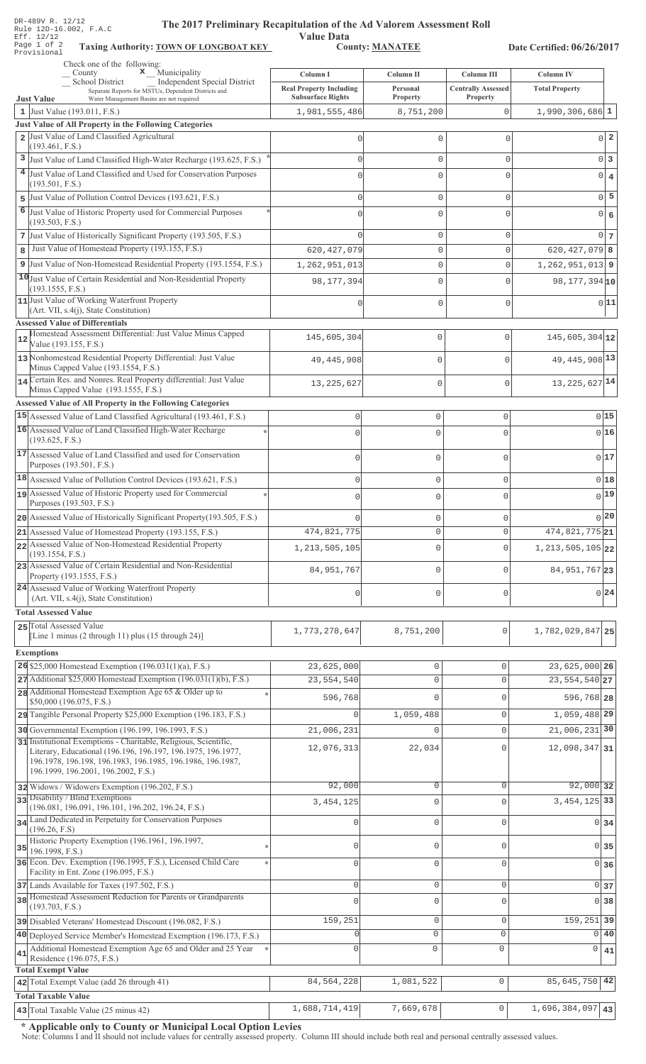DR-489V R. 12/12
Rule 12D-16.002, F.A.C
Eff. 12/12
Page 1 of 2
Provisional

# The 2017 Preliminary Recapitulation of the Ad Valorem Assessment Roll

**Value Data**

**Taxing Authority: TOWN OF LONGBOAT KEY** **County: MANATEE** **Date Certified: 06/26/2017**

Check one of the following:
__ County  **x** Municipality
__ School District  __ Independent Special District
Separate Reports for MSTUs, Dependent Districts and Water Management Basins are not required

| | Just Value | Column I Real Property Including Subsurface Rights | Column II Personal Property | Column III Centrally Assessed Property | Column IV Total Property | |
|---|---|---|---|---|---|---|
| 1 | Just Value (193.011, F.S.) | 1,981,555,486 | 8,751,200 | 0 | 1,990,306,686 | 1 |
| | **Just Value of All Property in the Following Categories** | | | | | |
| 2 | Just Value of Land Classified Agricultural (193.461, F.S.) | 0 | 0 | 0 | 0 | 2 |
| 3 | Just Value of Land Classified High-Water Recharge (193.625, F.S.) * | 0 | 0 | 0 | 0 | 3 |
| 4 | Just Value of Land Classified and Used for Conservation Purposes (193.501, F.S.) | 0 | 0 | 0 | 0 | 4 |
| 5 | Just Value of Pollution Control Devices (193.621, F.S.) | 0 | 0 | 0 | 0 | 5 |
| 6 | Just Value of Historic Property used for Commercial Purposes (193.503, F.S.) * | 0 | 0 | 0 | 0 | 6 |
| 7 | Just Value of Historically Significant Property (193.505, F.S.) | 0 | 0 | 0 | 0 | 7 |
| 8 | Just Value of Homestead Property (193.155, F.S.) | 620,427,079 | 0 | 0 | 620,427,079 | 8 |
| 9 | Just Value of Non-Homestead Residential Property (193.1554, F.S.) | 1,262,951,013 | 0 | 0 | 1,262,951,013 | 9 |
| 10 | Just Value of Certain Residential and Non-Residential Property (193.1555, F.S.) | 98,177,394 | 0 | 0 | 98,177,394 | 10 |
| 11 | Just Value of Working Waterfront Property (Art. VII, s.4(j), State Constitution) | 0 | 0 | 0 | 0 | 11 |
| | **Assessed Value of Differentials** | | | | | |
| 12 | Homestead Assessment Differential: Just Value Minus Capped Value (193.155, F.S.) | 145,605,304 | 0 | 0 | 145,605,304 | 12 |
| 13 | Nonhomestead Residential Property Differential: Just Value Minus Capped Value (193.1554, F.S.) | 49,445,908 | 0 | 0 | 49,445,908 | 13 |
| 14 | Certain Res. and Nonres. Real Property differential: Just Value Minus Capped Value (193.1555, F.S.) | 13,225,627 | 0 | 0 | 13,225,627 | 14 |
| | **Assessed Value of All Property in the Following Categories** | | | | | |
| 15 | Assessed Value of Land Classified Agricultural (193.461, F.S.) | 0 | 0 | 0 | 0 | 15 |
| 16 | Assessed Value of Land Classified High-Water Recharge (193.625, F.S.) * | 0 | 0 | 0 | 0 | 16 |
| 17 | Assessed Value of Land Classified and used for Conservation Purposes (193.501, F.S.) | 0 | 0 | 0 | 0 | 17 |
| 18 | Assessed Value of Pollution Control Devices (193.621, F.S.) | 0 | 0 | 0 | 0 | 18 |
| 19 | Assessed Value of Historic Property used for Commercial Purposes (193.503, F.S.) * | 0 | 0 | 0 | 0 | 19 |
| 20 | Assessed Value of Historically Significant Property(193.505, F.S.) | 0 | 0 | 0 | 0 | 20 |
| 21 | Assessed Value of Homestead Property (193.155, F.S.) | 474,821,775 | 0 | 0 | 474,821,775 | 21 |
| 22 | Assessed Value of Non-Homestead Residential Property (193.1554, F.S.) | 1,213,505,105 | 0 | 0 | 1,213,505,105 | 22 |
| 23 | Assessed Value of Certain Residential and Non-Residential Property (193.1555, F.S.) | 84,951,767 | 0 | 0 | 84,951,767 | 23 |
| 24 | Assessed Value of Working Waterfront Property (Art. VII, s.4(j), State Constitution) | 0 | 0 | 0 | 0 | 24 |
| | **Total Assessed Value** | | | | | |
| 25 | Total Assessed Value [Line 1 minus (2 through 11) plus (15 through 24)] | 1,773,278,647 | 8,751,200 | 0 | 1,782,029,847 | 25 |
| | **Exemptions** | | | | | |
| 26 | $25,000 Homestead Exemption (196.031(1)(a), F.S.) | 23,625,000 | 0 | 0 | 23,625,000 | 26 |
| 27 | Additional $25,000 Homestead Exemption (196.031(1)(b), F.S.) | 23,554,540 | 0 | 0 | 23,554,540 | 27 |
| 28 | Additional Homestead Exemption Age 65 & Older up to $50,000 (196.075, F.S.) * | 596,768 | 0 | 0 | 596,768 | 28 |
| 29 | Tangible Personal Property $25,000 Exemption (196.183, F.S.) | 0 | 1,059,488 | 0 | 1,059,488 | 29 |
| 30 | Governmental Exemption (196.199, 196.1993, F.S.) | 21,006,231 | 0 | 0 | 21,006,231 | 30 |
| 31 | Institutional Exemptions - Charitable, Religious, Scientific, Literary, Educational (196.196, 196.197, 196.1975, 196.1977, 196.1978, 196.198, 196.1983, 196.1985, 196.1986, 196.1987, 196.1999, 196.2001, 196.2002, F.S.) | 12,076,313 | 22,034 | 0 | 12,098,347 | 31 |
| 32 | Widows / Widowers Exemption (196.202, F.S.) | 92,000 | 0 | 0 | 92,000 | 32 |
| 33 | Disability / Blind Exemptions (196.081, 196.091, 196.101, 196.202, 196.24, F.S.) | 3,454,125 | 0 | 0 | 3,454,125 | 33 |
| 34 | Land Dedicated in Perpetuity for Conservation Purposes (196.26, F.S) | 0 | 0 | 0 | 0 | 34 |
| 35 | Historic Property Exemption (196.1961, 196.1997, 196.1998, F.S.) * | 0 | 0 | 0 | 0 | 35 |
| 36 | Econ. Dev. Exemption (196.1995, F.S.), Licensed Child Care Facility in Ent. Zone (196.095, F.S.) * | 0 | 0 | 0 | 0 | 36 |
| 37 | Lands Available for Taxes (197.502, F.S.) | 0 | 0 | 0 | 0 | 37 |
| 38 | Homestead Assessment Reduction for Parents or Grandparents (193.703, F.S.) | 0 | 0 | 0 | 0 | 38 |
| 39 | Disabled Veterans' Homestead Discount (196.082, F.S.) | 159,251 | 0 | 0 | 159,251 | 39 |
| 40 | Deployed Service Member's Homestead Exemption (196.173, F.S.) | 0 | 0 | 0 | 0 | 40 |
| 41 | Additional Homestead Exemption Age 65 and Older and 25 Year Residence (196.075, F.S.) * | 0 | 0 | 0 | 0 | 41 |
| | **Total Exempt Value** | | | | | |
| 42 | Total Exempt Value (add 26 through 41) | 84,564,228 | 1,081,522 | 0 | 85,645,750 | 42 |
| | **Total Taxable Value** | | | | | |
| 43 | Total Taxable Value (25 minus 42) | 1,688,714,419 | 7,669,678 | 0 | 1,696,384,097 | 43 |

**\* Applicable only to County or Municipal Local Option Levies**

Note: Columns I and II should not include values for centrally assessed property. Column III should include both real and personal centrally assessed values.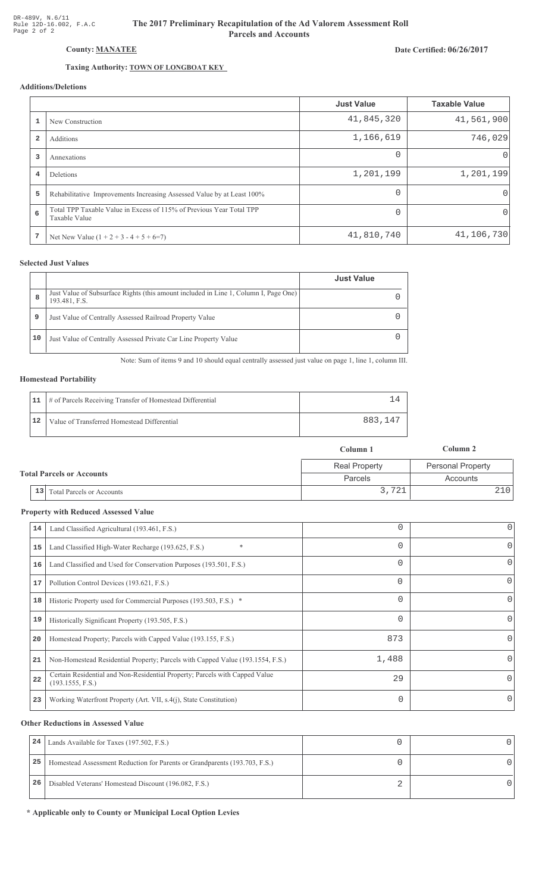DR-489V, N.6/11
Rule 12D-16.002, F.A.C
Page 2 of 2

# The 2017 Preliminary Recapitulation of the Ad Valorem Assessment Roll
## Parcels and Accounts

**County: MANATEE**

**Date Certified: 06/26/2017**

**Taxing Authority: TOWN OF LONGBOAT KEY**

### Additions/Deletions

| | | Just Value | Taxable Value |
|---|---|---|---|
| 1 | New Construction | 41,845,320 | 41,561,900 |
| 2 | Additions | 1,166,619 | 746,029 |
| 3 | Annexations | 0 | 0 |
| 4 | Deletions | 1,201,199 | 1,201,199 |
| 5 | Rehabilitative Improvements Increasing Assessed Value by at Least 100% | 0 | 0 |
| 6 | Total TPP Taxable Value in Excess of 115% of Previous Year Total TPP Taxable Value | 0 | 0 |
| 7 | Net New Value (1 + 2 + 3 - 4 + 5 + 6=7) | 41,810,740 | 41,106,730 |

### Selected Just Values

| | | Just Value |
|---|---|---|
| 8 | Just Value of Subsurface Rights (this amount included in Line 1, Column I, Page One) 193.481, F.S. | 0 |
| 9 | Just Value of Centrally Assessed Railroad Property Value | 0 |
| 10 | Just Value of Centrally Assessed Private Car Line Property Value | 0 |

Note: Sum of items 9 and 10 should equal centrally assessed just value on page 1, line 1, column III.

### Homestead Portability

| | | |
|---|---|---|
| 11 | # of Parcels Receiving Transfer of Homestead Differential | 14 |
| 12 | Value of Transferred Homestead Differential | 883,147 |

### Total Parcels or Accounts

| | | Column 1 | Column 2 |
|---|---|---|---|
| | | Real Property | Personal Property |
| | | Parcels | Accounts |
| 13 | Total Parcels or Accounts | 3,721 | 210 |

### Property with Reduced Assessed Value

| | | | |
|---|---|---|---|
| 14 | Land Classified Agricultural (193.461, F.S.) | 0 | 0 |
| 15 | Land Classified High-Water Recharge (193.625, F.S.) * | 0 | 0 |
| 16 | Land Classified and Used for Conservation Purposes (193.501, F.S.) | 0 | 0 |
| 17 | Pollution Control Devices (193.621, F.S.) | 0 | 0 |
| 18 | Historic Property used for Commercial Purposes (193.503, F.S.) * | 0 | 0 |
| 19 | Historically Significant Property (193.505, F.S.) | 0 | 0 |
| 20 | Homestead Property; Parcels with Capped Value (193.155, F.S.) | 873 | 0 |
| 21 | Non-Homestead Residential Property; Parcels with Capped Value (193.1554, F.S.) | 1,488 | 0 |
| 22 | Certain Residential and Non-Residential Property; Parcels with Capped Value (193.1555, F.S.) | 29 | 0 |
| 23 | Working Waterfront Property (Art. VII, s.4(j), State Constitution) | 0 | 0 |

### Other Reductions in Assessed Value

| | | | |
|---|---|---|---|
| 24 | Lands Available for Taxes (197.502, F.S.) | 0 | 0 |
| 25 | Homestead Assessment Reduction for Parents or Grandparents (193.703, F.S.) | 0 | 0 |
| 26 | Disabled Veterans' Homestead Discount (196.082, F.S.) | 2 | 0 |

**\* Applicable only to County or Municipal Local Option Levies**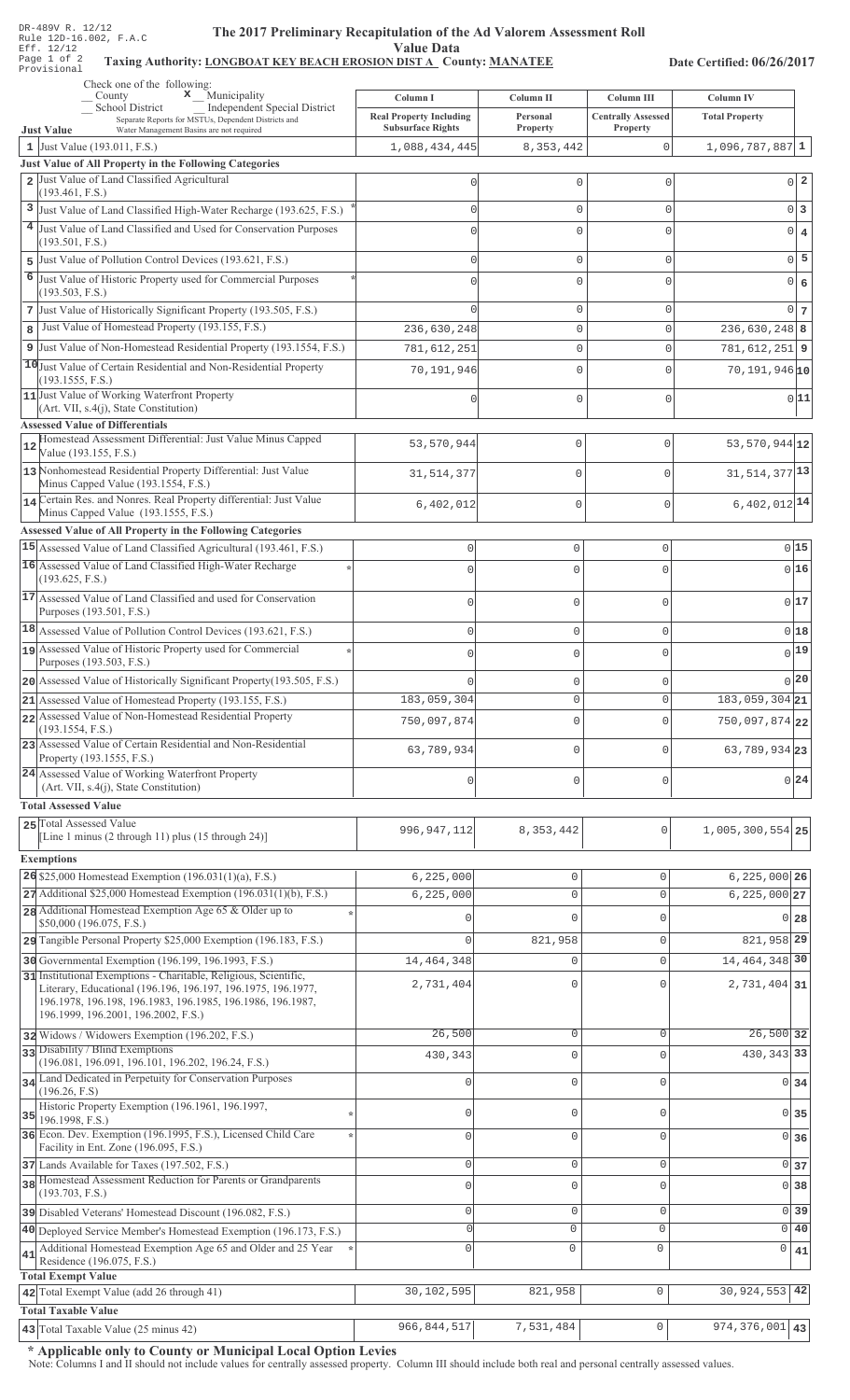DR-489V R. 12/12
Rule 12D-16.002, F.A.C
Eff. 12/12
Provisional

# The 2017 Preliminary Recapitulation of the Ad Valorem Assessment Roll

## Value Data

**Taxing Authority: LONGBOAT KEY BEACH EROSION DIST A County: MANATEE**

**Date Certified: 06/26/2017**

Check one of the following:
__ County
**x** Municipality
__ School District
__ Independent Special District
Separate Reports for MSTUs, Dependent Districts and Water Management Basins are not required

| | | Column I Real Property Including Subsurface Rights | Column II Personal Property | Column III Centrally Assessed Property | Column IV Total Property | |
|---|---|---|---|---|---|---|
| **Just Value** | | | | | | |
| 1 | Just Value (193.011, F.S.) | 1,088,434,445 | 8,353,442 | 0 | 1,096,787,887 | 1 |
| **Just Value of All Property in the Following Categories** | | | | | | |
| 2 | Just Value of Land Classified Agricultural (193.461, F.S.) | 0 | 0 | 0 | 0 | 2 |
| 3 | Just Value of Land Classified High-Water Recharge (193.625, F.S.) * | 0 | 0 | 0 | 0 | 3 |
| 4 | Just Value of Land Classified and Used for Conservation Purposes (193.501, F.S.) | 0 | 0 | 0 | 0 | 4 |
| 5 | Just Value of Pollution Control Devices (193.621, F.S.) | 0 | 0 | 0 | 0 | 5 |
| 6 | Just Value of Historic Property used for Commercial Purposes (193.503, F.S.) * | 0 | 0 | 0 | 0 | 6 |
| 7 | Just Value of Historically Significant Property (193.505, F.S.) | 0 | 0 | 0 | 0 | 7 |
| 8 | Just Value of Homestead Property (193.155, F.S.) | 236,630,248 | 0 | 0 | 236,630,248 | 8 |
| 9 | Just Value of Non-Homestead Residential Property (193.1554, F.S.) | 781,612,251 | 0 | 0 | 781,612,251 | 9 |
| 10 | Just Value of Certain Residential and Non-Residential Property (193.1555, F.S.) | 70,191,946 | 0 | 0 | 70,191,946 | 10 |
| 11 | Just Value of Working Waterfront Property (Art. VII, s.4(j), State Constitution) | 0 | 0 | 0 | 0 | 11 |
| **Assessed Value of Differentials** | | | | | | |
| 12 | Homestead Assessment Differential: Just Value Minus Capped Value (193.155, F.S.) | 53,570,944 | 0 | 0 | 53,570,944 | 12 |
| 13 | Nonhomestead Residential Property Differential: Just Value Minus Capped Value (193.1554, F.S.) | 31,514,377 | 0 | 0 | 31,514,377 | 13 |
| 14 | Certain Res. and Nonres. Real Property differential: Just Value Minus Capped Value (193.1555, F.S.) | 6,402,012 | 0 | 0 | 6,402,012 | 14 |
| **Assessed Value of All Property in the Following Categories** | | | | | | |
| 15 | Assessed Value of Land Classified Agricultural (193.461, F.S.) | 0 | 0 | 0 | 0 | 15 |
| 16 | Assessed Value of Land Classified High-Water Recharge (193.625, F.S.) * | 0 | 0 | 0 | 0 | 16 |
| 17 | Assessed Value of Land Classified and used for Conservation Purposes (193.501, F.S.) | 0 | 0 | 0 | 0 | 17 |
| 18 | Assessed Value of Pollution Control Devices (193.621, F.S.) | 0 | 0 | 0 | 0 | 18 |
| 19 | Assessed Value of Historic Property used for Commercial Purposes (193.503, F.S.) * | 0 | 0 | 0 | 0 | 19 |
| 20 | Assessed Value of Historically Significant Property(193.505, F.S.) | 0 | 0 | 0 | 0 | 20 |
| 21 | Assessed Value of Homestead Property (193.155, F.S.) | 183,059,304 | 0 | 0 | 183,059,304 | 21 |
| 22 | Assessed Value of Non-Homestead Residential Property (193.1554, F.S.) | 750,097,874 | 0 | 0 | 750,097,874 | 22 |
| 23 | Assessed Value of Certain Residential and Non-Residential Property (193.1555, F.S.) | 63,789,934 | 0 | 0 | 63,789,934 | 23 |
| 24 | Assessed Value of Working Waterfront Property (Art. VII, s.4(j), State Constitution) | 0 | 0 | 0 | 0 | 24 |
| **Total Assessed Value** | | | | | | |
| 25 | Total Assessed Value [Line 1 minus (2 through 11) plus (15 through 24)] | 996,947,112 | 8,353,442 | 0 | 1,005,300,554 | 25 |
| **Exemptions** | | | | | | |
| 26 | $25,000 Homestead Exemption (196.031(1)(a), F.S.) | 6,225,000 | 0 | 0 | 6,225,000 | 26 |
| 27 | Additional $25,000 Homestead Exemption (196.031(1)(b), F.S.) | 6,225,000 | 0 | 0 | 6,225,000 | 27 |
| 28 | Additional Homestead Exemption Age 65 & Older up to $50,000 (196.075, F.S.) * | 0 | 0 | 0 | 0 | 28 |
| 29 | Tangible Personal Property $25,000 Exemption (196.183, F.S.) | 0 | 821,958 | 0 | 821,958 | 29 |
| 30 | Governmental Exemption (196.199, 196.1993, F.S.) | 14,464,348 | 0 | 0 | 14,464,348 | 30 |
| 31 | Institutional Exemptions - Charitable, Religious, Scientific, Literary, Educational (196.196, 196.197, 196.1975, 196.1977, 196.1978, 196.198, 196.1983, 196.1985, 196.1986, 196.1987, 196.1999, 196.2001, 196.2002, F.S.) | 2,731,404 | 0 | 0 | 2,731,404 | 31 |
| 32 | Widows / Widowers Exemption (196.202, F.S.) | 26,500 | 0 | 0 | 26,500 | 32 |
| 33 | Disability / Blind Exemptions (196.081, 196.091, 196.101, 196.202, 196.24, F.S.) | 430,343 | 0 | 0 | 430,343 | 33 |
| 34 | Land Dedicated in Perpetuity for Conservation Purposes (196.26, F.S) | 0 | 0 | 0 | 0 | 34 |
| 35 | Historic Property Exemption (196.1961, 196.1997, 196.1998, F.S.) * | 0 | 0 | 0 | 0 | 35 |
| 36 | Econ. Dev. Exemption (196.1995, F.S.), Licensed Child Care Facility in Ent. Zone (196.095, F.S.) * | 0 | 0 | 0 | 0 | 36 |
| 37 | Lands Available for Taxes (197.502, F.S.) | 0 | 0 | 0 | 0 | 37 |
| 38 | Homestead Assessment Reduction for Parents or Grandparents (193.703, F.S.) | 0 | 0 | 0 | 0 | 38 |
| 39 | Disabled Veterans' Homestead Discount (196.082, F.S.) | 0 | 0 | 0 | 0 | 39 |
| 40 | Deployed Service Member's Homestead Exemption (196.173, F.S.) | 0 | 0 | 0 | 0 | 40 |
| 41 | Additional Homestead Exemption Age 65 and Older and 25 Year Residence (196.075, F.S.) * | 0 | 0 | 0 | 0 | 41 |
| **Total Exempt Value** | | | | | | |
| 42 | Total Exempt Value (add 26 through 41) | 30,102,595 | 821,958 | 0 | 30,924,553 | 42 |
| **Total Taxable Value** | | | | | | |
| 43 | Total Taxable Value (25 minus 42) | 966,844,517 | 7,531,484 | 0 | 974,376,001 | 43 |

**\* Applicable only to County or Municipal Local Option Levies**

Note: Columns I and II should not include values for centrally assessed property. Column III should include both real and personal centrally assessed values.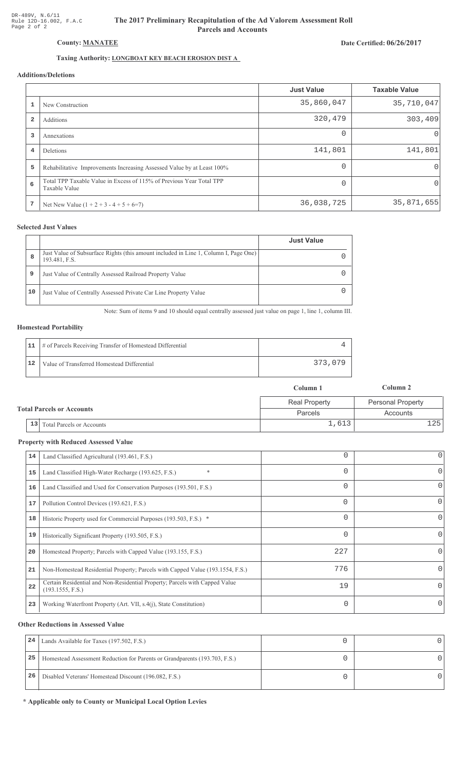DR-489V, N.6/11
Rule 12D-16.002, F.A.C
Page 2 of 2

# The 2017 Preliminary Recapitulation of the Ad Valorem Assessment Roll
## Parcels and Accounts

**County: MANATEE**

**Date Certified: 06/26/2017**

**Taxing Authority: LONGBOAT KEY BEACH EROSION DIST A**

### Additions/Deletions

| | | Just Value | Taxable Value |
|---|---|---|---|
| 1 | New Construction | 35,860,047 | 35,710,047 |
| 2 | Additions | 320,479 | 303,409 |
| 3 | Annexations | 0 | 0 |
| 4 | Deletions | 141,801 | 141,801 |
| 5 | Rehabilitative Improvements Increasing Assessed Value by at Least 100% | 0 | 0 |
| 6 | Total TPP Taxable Value in Excess of 115% of Previous Year Total TPP Taxable Value | 0 | 0 |
| 7 | Net New Value (1 + 2 + 3 - 4 + 5 + 6=7) | 36,038,725 | 35,871,655 |

### Selected Just Values

| | | Just Value |
|---|---|---|
| 8 | Just Value of Subsurface Rights (this amount included in Line 1, Column I, Page One) 193.481, F.S. | 0 |
| 9 | Just Value of Centrally Assessed Railroad Property Value | 0 |
| 10 | Just Value of Centrally Assessed Private Car Line Property Value | 0 |

Note: Sum of items 9 and 10 should equal centrally assessed just value on page 1, line 1, column III.

### Homestead Portability

| | | |
|---|---|---|
| 11 | # of Parcels Receiving Transfer of Homestead Differential | 4 |
| 12 | Value of Transferred Homestead Differential | 373,079 |

### Total Parcels or Accounts

| | | Column 1 | Column 2 |
|---|---|---|---|
| | | Real Property | Personal Property |
| | | Parcels | Accounts |
| 13 | Total Parcels or Accounts | 1,613 | 125 |

### Property with Reduced Assessed Value

| | | Column 1 | Column 2 |
|---|---|---|---|
| 14 | Land Classified Agricultural (193.461, F.S.) | 0 | 0 |
| 15 | Land Classified High-Water Recharge (193.625, F.S.) * | 0 | 0 |
| 16 | Land Classified and Used for Conservation Purposes (193.501, F.S.) | 0 | 0 |
| 17 | Pollution Control Devices (193.621, F.S.) | 0 | 0 |
| 18 | Historic Property used for Commercial Purposes (193.503, F.S.) * | 0 | 0 |
| 19 | Historically Significant Property (193.505, F.S.) | 0 | 0 |
| 20 | Homestead Property; Parcels with Capped Value (193.155, F.S.) | 227 | 0 |
| 21 | Non-Homestead Residential Property; Parcels with Capped Value (193.1554, F.S.) | 776 | 0 |
| 22 | Certain Residential and Non-Residential Property; Parcels with Capped Value (193.1555, F.S.) | 19 | 0 |
| 23 | Working Waterfront Property (Art. VII, s.4(j), State Constitution) | 0 | 0 |

### Other Reductions in Assessed Value

| | | Column 1 | Column 2 |
|---|---|---|---|
| 24 | Lands Available for Taxes (197.502, F.S.) | 0 | 0 |
| 25 | Homestead Assessment Reduction for Parents or Grandparents (193.703, F.S.) | 0 | 0 |
| 26 | Disabled Veterans' Homestead Discount (196.082, F.S.) | 0 | 0 |

**\* Applicable only to County or Municipal Local Option Levies**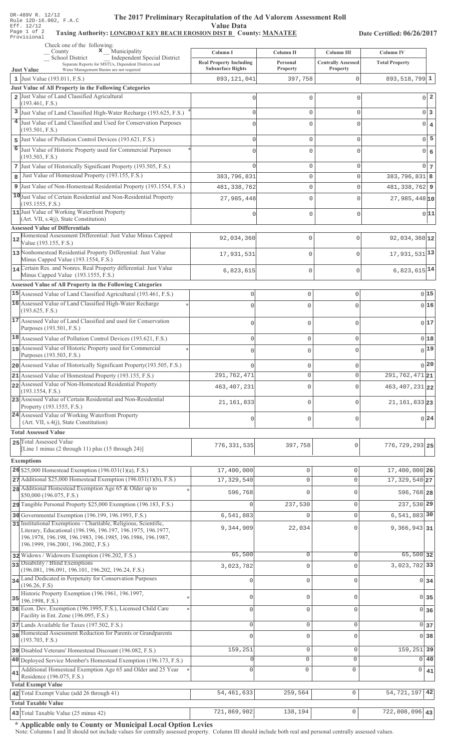DR-489V R. 12/12
Rule 12D-16.002, F.A.C
Eff. 12/12
Provisional

# The 2017 Preliminary Recapitulation of the Ad Valorem Assessment Roll

## Value Data

**Taxing Authority: LONGBOAT KEY BEACH EROSION DIST B County: MANATEE**

**Date Certified: 06/26/2017**

Check one of the following:
_ County  **x** Municipality
_ School District  _ Independent Special District
Separate Reports for MSTUs, Dependent Districts and Water Management Basins are not required

| Just Value | Column I Real Property Including Subsurface Rights | Column II Personal Property | Column III Centrally Assessed Property | Column IV Total Property | |
|---|---|---|---|---|---|
| 1 Just Value (193.011, F.S.) | 893,121,041 | 397,758 | 0 | 893,518,799 | 1 |
| **Just Value of All Property in the Following Categories** | | | | | |
| 2 Just Value of Land Classified Agricultural (193.461, F.S.) | 0 | 0 | 0 | 0 | 2 |
| 3 Just Value of Land Classified High-Water Recharge (193.625, F.S.) * | 0 | 0 | 0 | 0 | 3 |
| 4 Just Value of Land Classified and Used for Conservation Purposes (193.501, F.S.) | 0 | 0 | 0 | 0 | 4 |
| 5 Just Value of Pollution Control Devices (193.621, F.S.) | 0 | 0 | 0 | 0 | 5 |
| 6 Just Value of Historic Property used for Commercial Purposes (193.503, F.S.) * | 0 | 0 | 0 | 0 | 6 |
| 7 Just Value of Historically Significant Property (193.505, F.S.) | 0 | 0 | 0 | 0 | 7 |
| 8 Just Value of Homestead Property (193.155, F.S.) | 383,796,831 | 0 | 0 | 383,796,831 | 8 |
| 9 Just Value of Non-Homestead Residential Property (193.1554, F.S.) | 481,338,762 | 0 | 0 | 481,338,762 | 9 |
| 10 Just Value of Certain Residential and Non-Residential Property (193.1555, F.S.) | 27,985,448 | 0 | 0 | 27,985,448 | 10 |
| 11 Just Value of Working Waterfront Property (Art. VII, s.4(j), State Constitution) | 0 | 0 | 0 | 0 | 11 |
| **Assessed Value of Differentials** | | | | | |
| 12 Homestead Assessment Differential: Just Value Minus Capped Value (193.155, F.S.) | 92,034,360 | 0 | 0 | 92,034,360 | 12 |
| 13 Nonhomestead Residential Property Differential: Just Value Minus Capped Value (193.1554, F.S.) | 17,931,531 | 0 | 0 | 17,931,531 | 13 |
| 14 Certain Res. and Nonres. Real Property differential: Just Value Minus Capped Value (193.1555, F.S.) | 6,823,615 | 0 | 0 | 6,823,615 | 14 |
| **Assessed Value of All Property in the Following Categories** | | | | | |
| 15 Assessed Value of Land Classified Agricultural (193.461, F.S.) | 0 | 0 | 0 | 0 | 15 |
| 16 Assessed Value of Land Classified High-Water Recharge (193.625, F.S.) * | 0 | 0 | 0 | 0 | 16 |
| 17 Assessed Value of Land Classified and used for Conservation Purposes (193.501, F.S.) | 0 | 0 | 0 | 0 | 17 |
| 18 Assessed Value of Pollution Control Devices (193.621, F.S.) | 0 | 0 | 0 | 0 | 18 |
| 19 Assessed Value of Historic Property used for Commercial Purposes (193.503, F.S.) * | 0 | 0 | 0 | 0 | 19 |
| 20 Assessed Value of Historically Significant Property(193.505, F.S.) | 0 | 0 | 0 | 0 | 20 |
| 21 Assessed Value of Homestead Property (193.155, F.S.) | 291,762,471 | 0 | 0 | 291,762,471 | 21 |
| 22 Assessed Value of Non-Homestead Residential Property (193.1554, F.S.) | 463,407,231 | 0 | 0 | 463,407,231 | 22 |
| 23 Assessed Value of Certain Residential and Non-Residential Property (193.1555, F.S.) | 21,161,833 | 0 | 0 | 21,161,833 | 23 |
| 24 Assessed Value of Working Waterfront Property (Art. VII, s.4(j), State Constitution) | 0 | 0 | 0 | 0 | 24 |
| **Total Assessed Value** | | | | | |
| 25 Total Assessed Value [Line 1 minus (2 through 11) plus (15 through 24)] | 776,331,535 | 397,758 | 0 | 776,729,293 | 25 |
| **Exemptions** | | | | | |
| 26 $25,000 Homestead Exemption (196.031(1)(a), F.S.) | 17,400,000 | 0 | 0 | 17,400,000 | 26 |
| 27 Additional $25,000 Homestead Exemption (196.031(1)(b), F.S.) | 17,329,540 | 0 | 0 | 17,329,540 | 27 |
| 28 Additional Homestead Exemption Age 65 & Older up to $50,000 (196.075, F.S.) * | 596,768 | 0 | 0 | 596,768 | 28 |
| 29 Tangible Personal Property $25,000 Exemption (196.183, F.S.) | 0 | 237,530 | 0 | 237,530 | 29 |
| 30 Governmental Exemption (196.199, 196.1993, F.S.) | 6,541,883 | 0 | 0 | 6,541,883 | 30 |
| 31 Institutional Exemptions - Charitable, Religious, Scientific, Literary, Educational (196.196, 196.197, 196.1975, 196.1977, 196.1978, 196.198, 196.1983, 196.1985, 196.1986, 196.1987, 196.1999, 196.2001, 196.2002, F.S.) | 9,344,909 | 22,034 | 0 | 9,366,943 | 31 |
| 32 Widows / Widowers Exemption (196.202, F.S.) | 65,500 | 0 | 0 | 65,500 | 32 |
| 33 Disability / Blind Exemptions (196.081, 196.091, 196.101, 196.202, 196.24, F.S.) | 3,023,782 | 0 | 0 | 3,023,782 | 33 |
| 34 Land Dedicated in Perpetuity for Conservation Purposes (196.26, F.S) | 0 | 0 | 0 | 0 | 34 |
| 35 Historic Property Exemption (196.1961, 196.1997, 196.1998, F.S.) * | 0 | 0 | 0 | 0 | 35 |
| 36 Econ. Dev. Exemption (196.1995, F.S.), Licensed Child Care Facility in Ent. Zone (196.095, F.S.) * | 0 | 0 | 0 | 0 | 36 |
| 37 Lands Available for Taxes (197.502, F.S.) | 0 | 0 | 0 | 0 | 37 |
| 38 Homestead Assessment Reduction for Parents or Grandparents (193.703, F.S.) | 0 | 0 | 0 | 0 | 38 |
| 39 Disabled Veterans' Homestead Discount (196.082, F.S.) | 159,251 | 0 | 0 | 159,251 | 39 |
| 40 Deployed Service Member's Homestead Exemption (196.173, F.S.) | 0 | 0 | 0 | 0 | 40 |
| 41 Additional Homestead Exemption Age 65 and Older and 25 Year Residence (196.075, F.S.) * | 0 | 0 | 0 | 0 | 41 |
| **Total Exempt Value** | | | | | |
| 42 Total Exempt Value (add 26 through 41) | 54,461,633 | 259,564 | 0 | 54,721,197 | 42 |
| **Total Taxable Value** | | | | | |
| 43 Total Taxable Value (25 minus 42) | 721,869,902 | 138,194 | 0 | 722,008,096 | 43 |

**\* Applicable only to County or Municipal Local Option Levies**

Note: Columns I and II should not include values for centrally assessed property. Column III should include both real and personal centrally assessed values.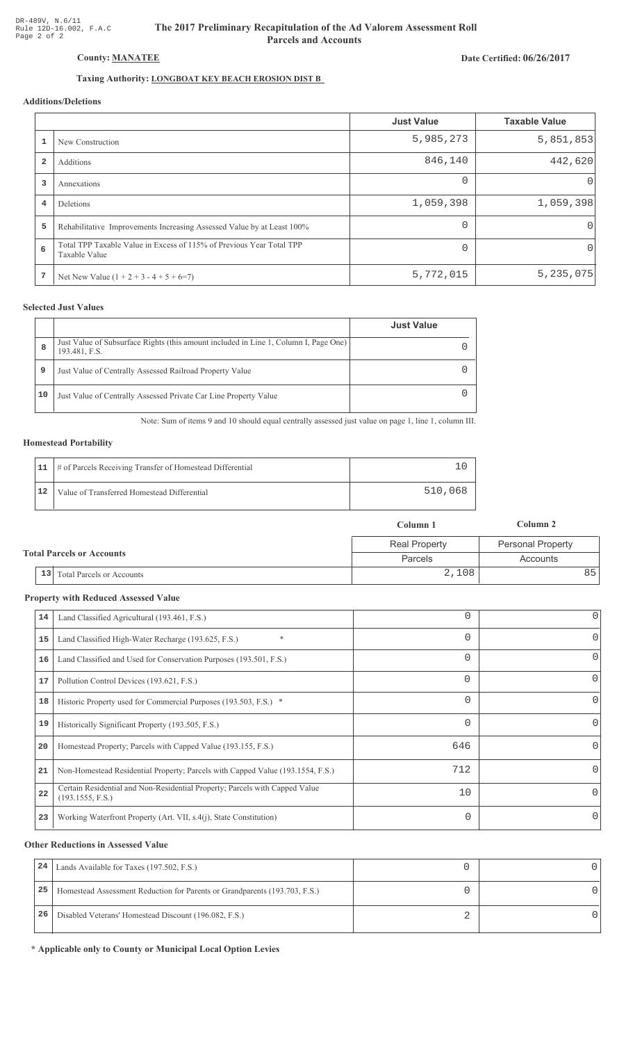DR-489V, N.6/11
Rule 12D-16.002, F.A.C
Page 2 of 2

# The 2017 Preliminary Recapitulation of the Ad Valorem Assessment Roll
## Parcels and Accounts

**County: MANATEE**

**Date Certified: 06/26/2017**

**Taxing Authority: LONGBOAT KEY BEACH EROSION DIST B**

### Additions/Deletions

| | | Just Value | Taxable Value |
|---|---|---|---|
| 1 | New Construction | 5,985,273 | 5,851,853 |
| 2 | Additions | 846,140 | 442,620 |
| 3 | Annexations | 0 | 0 |
| 4 | Deletions | 1,059,398 | 1,059,398 |
| 5 | Rehabilitative Improvements Increasing Assessed Value by at Least 100% | 0 | 0 |
| 6 | Total TPP Taxable Value in Excess of 115% of Previous Year Total TPP Taxable Value | 0 | 0 |
| 7 | Net New Value (1 + 2 + 3 - 4 + 5 + 6=7) | 5,772,015 | 5,235,075 |

### Selected Just Values

| | | Just Value |
|---|---|---|
| 8 | Just Value of Subsurface Rights (this amount included in Line 1, Column I, Page One) 193.481, F.S. | 0 |
| 9 | Just Value of Centrally Assessed Railroad Property Value | 0 |
| 10 | Just Value of Centrally Assessed Private Car Line Property Value | 0 |

Note: Sum of items 9 and 10 should equal centrally assessed just value on page 1, line 1, column III.

### Homestead Portability

| | | |
|---|---|---|
| 11 | # of Parcels Receiving Transfer of Homestead Differential | 10 |
| 12 | Value of Transferred Homestead Differential | 510,068 |

### Total Parcels or Accounts

| | | Column 1 | Column 2 |
|---|---|---|---|
| | | Real Property | Personal Property |
| | | Parcels | Accounts |
| 13 | Total Parcels or Accounts | 2,108 | 85 |

### Property with Reduced Assessed Value

| | | Column 1 | Column 2 |
|---|---|---|---|
| 14 | Land Classified Agricultural (193.461, F.S.) | 0 | 0 |
| 15 | Land Classified High-Water Recharge (193.625, F.S.) * | 0 | 0 |
| 16 | Land Classified and Used for Conservation Purposes (193.501, F.S.) | 0 | 0 |
| 17 | Pollution Control Devices (193.621, F.S.) | 0 | 0 |
| 18 | Historic Property used for Commercial Purposes (193.503, F.S.) * | 0 | 0 |
| 19 | Historically Significant Property (193.505, F.S.) | 0 | 0 |
| 20 | Homestead Property; Parcels with Capped Value (193.155, F.S.) | 646 | 0 |
| 21 | Non-Homestead Residential Property; Parcels with Capped Value (193.1554, F.S.) | 712 | 0 |
| 22 | Certain Residential and Non-Residential Property; Parcels with Capped Value (193.1555, F.S.) | 10 | 0 |
| 23 | Working Waterfront Property (Art. VII, s.4(j), State Constitution) | 0 | 0 |

### Other Reductions in Assessed Value

| | | Column 1 | Column 2 |
|---|---|---|---|
| 24 | Lands Available for Taxes (197.502, F.S.) | 0 | 0 |
| 25 | Homestead Assessment Reduction for Parents or Grandparents (193.703, F.S.) | 0 | 0 |
| 26 | Disabled Veterans' Homestead Discount (196.082, F.S.) | 2 | 0 |

**\* Applicable only to County or Municipal Local Option Levies**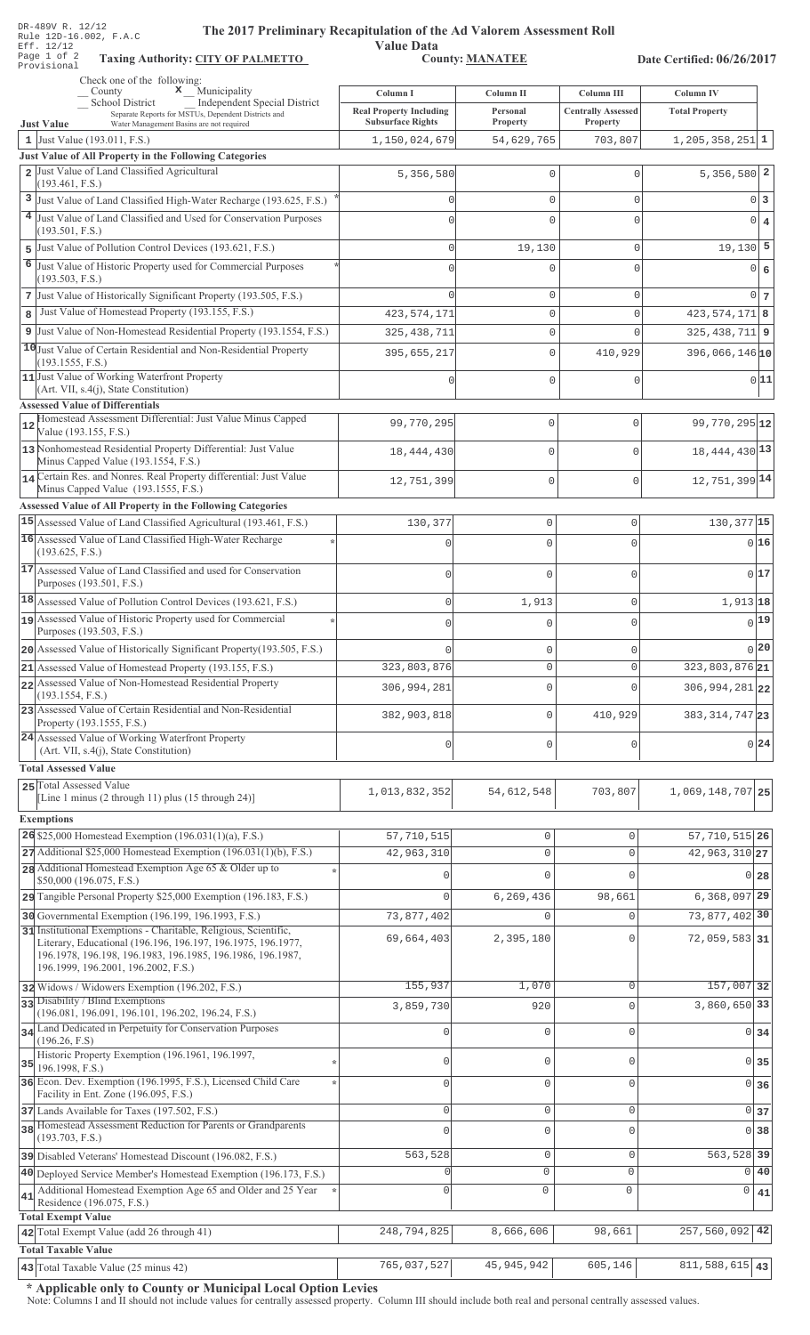DR-489V R. 12/12
Rule 12D-16.002, F.A.C
Eff. 12/12
Page 1 of 2
Provisional

# The 2017 Preliminary Recapitulation of the Ad Valorem Assessment Roll
## Value Data

**Taxing Authority: CITY OF PALMETTO** **County: MANATEE** **Date Certified: 06/26/2017**

Check one of the following:
_ County  **x** Municipality
_ School District  _ Independent Special District
Separate Reports for MSTUs, Dependent Districts and Water Management Basins are not required

| | Just Value | Column I Real Property Including Subsurface Rights | Column II Personal Property | Column III Centrally Assessed Property | Column IV Total Property | |
|---|---|---|---|---|---|---|
| 1 | Just Value (193.011, F.S.) | 1,150,024,679 | 54,629,765 | 703,807 | 1,205,358,251 | 1 |
| | **Just Value of All Property in the Following Categories** | | | | | |
| 2 | Just Value of Land Classified Agricultural (193.461, F.S.) | 5,356,580 | 0 | 0 | 5,356,580 | 2 |
| 3 | Just Value of Land Classified High-Water Recharge (193.625, F.S.) * | 0 | 0 | 0 | 0 | 3 |
| 4 | Just Value of Land Classified and Used for Conservation Purposes (193.501, F.S.) | 0 | 0 | 0 | 0 | 4 |
| 5 | Just Value of Pollution Control Devices (193.621, F.S.) | 0 | 19,130 | 0 | 19,130 | 5 |
| 6 | Just Value of Historic Property used for Commercial Purposes (193.503, F.S.) * | 0 | 0 | 0 | 0 | 6 |
| 7 | Just Value of Historically Significant Property (193.505, F.S.) | 0 | 0 | 0 | 0 | 7 |
| 8 | Just Value of Homestead Property (193.155, F.S.) | 423,574,171 | 0 | 0 | 423,574,171 | 8 |
| 9 | Just Value of Non-Homestead Residential Property (193.1554, F.S.) | 325,438,711 | 0 | 0 | 325,438,711 | 9 |
| 10 | Just Value of Certain Residential and Non-Residential Property (193.1555, F.S.) | 395,655,217 | 0 | 410,929 | 396,066,146 | 10 |
| 11 | Just Value of Working Waterfront Property (Art. VII, s.4(j), State Constitution) | 0 | 0 | 0 | 0 | 11 |
| | **Assessed Value of Differentials** | | | | | |
| 12 | Homestead Assessment Differential: Just Value Minus Capped Value (193.155, F.S.) | 99,770,295 | 0 | 0 | 99,770,295 | 12 |
| 13 | Nonhomestead Residential Property Differential: Just Value Minus Capped Value (193.1554, F.S.) | 18,444,430 | 0 | 0 | 18,444,430 | 13 |
| 14 | Certain Res. and Nonres. Real Property differential: Just Value Minus Capped Value (193.1555, F.S.) | 12,751,399 | 0 | 0 | 12,751,399 | 14 |
| | **Assessed Value of All Property in the Following Categories** | | | | | |
| 15 | Assessed Value of Land Classified Agricultural (193.461, F.S.) | 130,377 | 0 | 0 | 130,377 | 15 |
| 16 | Assessed Value of Land Classified High-Water Recharge (193.625, F.S.) * | 0 | 0 | 0 | 0 | 16 |
| 17 | Assessed Value of Land Classified and used for Conservation Purposes (193.501, F.S.) | 0 | 0 | 0 | 0 | 17 |
| 18 | Assessed Value of Pollution Control Devices (193.621, F.S.) | 0 | 1,913 | 0 | 1,913 | 18 |
| 19 | Assessed Value of Historic Property used for Commercial Purposes (193.503, F.S.) * | 0 | 0 | 0 | 0 | 19 |
| 20 | Assessed Value of Historically Significant Property(193.505, F.S.) | 0 | 0 | 0 | 0 | 20 |
| 21 | Assessed Value of Homestead Property (193.155, F.S.) | 323,803,876 | 0 | 0 | 323,803,876 | 21 |
| 22 | Assessed Value of Non-Homestead Residential Property (193.1554, F.S.) | 306,994,281 | 0 | 0 | 306,994,281 | 22 |
| 23 | Assessed Value of Certain Residential and Non-Residential Property (193.1555, F.S.) | 382,903,818 | 0 | 410,929 | 383,314,747 | 23 |
| 24 | Assessed Value of Working Waterfront Property (Art. VII, s.4(j), State Constitution) | 0 | 0 | 0 | 0 | 24 |
| | **Total Assessed Value** | | | | | |
| 25 | Total Assessed Value [Line 1 minus (2 through 11) plus (15 through 24)] | 1,013,832,352 | 54,612,548 | 703,807 | 1,069,148,707 | 25 |
| | **Exemptions** | | | | | |
| 26 | $25,000 Homestead Exemption (196.031(1)(a), F.S.) | 57,710,515 | 0 | 0 | 57,710,515 | 26 |
| 27 | Additional $25,000 Homestead Exemption (196.031(1)(b), F.S.) | 42,963,310 | 0 | 0 | 42,963,310 | 27 |
| 28 | Additional Homestead Exemption Age 65 & Older up to $50,000 (196.075, F.S.) * | 0 | 0 | 0 | 0 | 28 |
| 29 | Tangible Personal Property $25,000 Exemption (196.183, F.S.) | 0 | 6,269,436 | 98,661 | 6,368,097 | 29 |
| 30 | Governmental Exemption (196.199, 196.1993, F.S.) | 73,877,402 | 0 | 0 | 73,877,402 | 30 |
| 31 | Institutional Exemptions - Charitable, Religious, Scientific, Literary, Educational (196.196, 196.197, 196.1975, 196.1977, 196.1978, 196.198, 196.1983, 196.1985, 196.1986, 196.1987, 196.1999, 196.2001, 196.2002, F.S.) | 69,664,403 | 2,395,180 | 0 | 72,059,583 | 31 |
| 32 | Widows / Widowers Exemption (196.202, F.S.) | 155,937 | 1,070 | 0 | 157,007 | 32 |
| 33 | Disability / Blind Exemptions (196.081, 196.091, 196.101, 196.202, 196.24, F.S.) | 3,859,730 | 920 | 0 | 3,860,650 | 33 |
| 34 | Land Dedicated in Perpetuity for Conservation Purposes (196.26, F.S) | 0 | 0 | 0 | 0 | 34 |
| 35 | Historic Property Exemption (196.1961, 196.1997, 196.1998, F.S.) * | 0 | 0 | 0 | 0 | 35 |
| 36 | Econ. Dev. Exemption (196.1995, F.S.), Licensed Child Care Facility in Ent. Zone (196.095, F.S.) * | 0 | 0 | 0 | 0 | 36 |
| 37 | Lands Available for Taxes (197.502, F.S.) | 0 | 0 | 0 | 0 | 37 |
| 38 | Homestead Assessment Reduction for Parents or Grandparents (193.703, F.S.) | 0 | 0 | 0 | 0 | 38 |
| 39 | Disabled Veterans' Homestead Discount (196.082, F.S.) | 563,528 | 0 | 0 | 563,528 | 39 |
| 40 | Deployed Service Member's Homestead Exemption (196.173, F.S.) | 0 | 0 | 0 | 0 | 40 |
| 41 | Additional Homestead Exemption Age 65 and Older and 25 Year Residence (196.075, F.S.) * | 0 | 0 | 0 | 0 | 41 |
| | **Total Exempt Value** | | | | | |
| 42 | Total Exempt Value (add 26 through 41) | 248,794,825 | 8,666,606 | 98,661 | 257,560,092 | 42 |
| | **Total Taxable Value** | | | | | |
| 43 | Total Taxable Value (25 minus 42) | 765,037,527 | 45,945,942 | 605,146 | 811,588,615 | 43 |

**\* Applicable only to County or Municipal Local Option Levies**

Note: Columns I and II should not include values for centrally assessed property. Column III should include both real and personal centrally assessed values.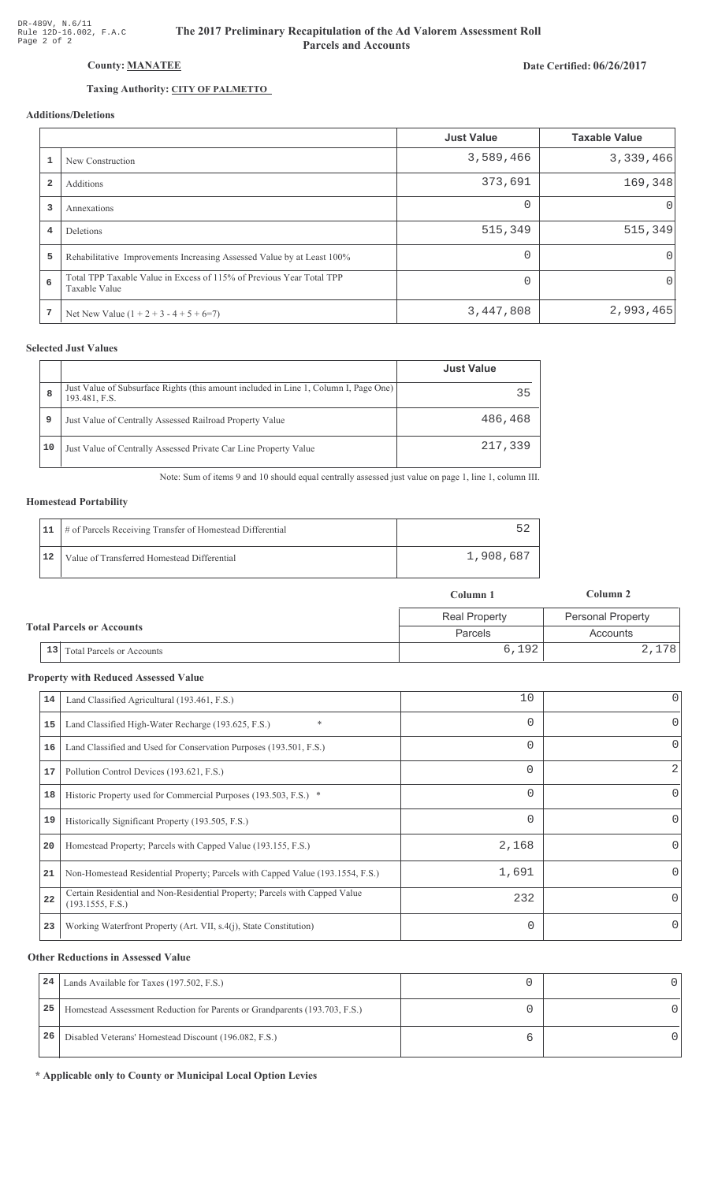DR-489V, N.6/11
Rule 12D-16.002, F.A.C
Page 2 of 2

# The 2017 Preliminary Recapitulation of the Ad Valorem Assessment Roll
## Parcels and Accounts

**County: MANATEE**

**Date Certified: 06/26/2017**

**Taxing Authority: CITY OF PALMETTO**

### Additions/Deletions

| | | Just Value | Taxable Value |
|---|---|---|---|
| 1 | New Construction | 3,589,466 | 3,339,466 |
| 2 | Additions | 373,691 | 169,348 |
| 3 | Annexations | 0 | 0 |
| 4 | Deletions | 515,349 | 515,349 |
| 5 | Rehabilitative Improvements Increasing Assessed Value by at Least 100% | 0 | 0 |
| 6 | Total TPP Taxable Value in Excess of 115% of Previous Year Total TPP Taxable Value | 0 | 0 |
| 7 | Net New Value (1 + 2 + 3 - 4 + 5 + 6=7) | 3,447,808 | 2,993,465 |

### Selected Just Values

| | | Just Value |
|---|---|---|
| 8 | Just Value of Subsurface Rights (this amount included in Line 1, Column I, Page One) 193.481, F.S. | 35 |
| 9 | Just Value of Centrally Assessed Railroad Property Value | 486,468 |
| 10 | Just Value of Centrally Assessed Private Car Line Property Value | 217,339 |

Note: Sum of items 9 and 10 should equal centrally assessed just value on page 1, line 1, column III.

### Homestead Portability

| | | |
|---|---|---|
| 11 | # of Parcels Receiving Transfer of Homestead Differential | 52 |
| 12 | Value of Transferred Homestead Differential | 1,908,687 |

### Total Parcels or Accounts

| | | Column 1 | Column 2 |
|---|---|---|---|
| | | Real Property | Personal Property |
| | | Parcels | Accounts |
| 13 | Total Parcels or Accounts | 6,192 | 2,178 |

### Property with Reduced Assessed Value

| | | | |
|---|---|---|---|
| 14 | Land Classified Agricultural (193.461, F.S.) | 10 | 0 |
| 15 | Land Classified High-Water Recharge (193.625, F.S.) * | 0 | 0 |
| 16 | Land Classified and Used for Conservation Purposes (193.501, F.S.) | 0 | 0 |
| 17 | Pollution Control Devices (193.621, F.S.) | 0 | 2 |
| 18 | Historic Property used for Commercial Purposes (193.503, F.S.) * | 0 | 0 |
| 19 | Historically Significant Property (193.505, F.S.) | 0 | 0 |
| 20 | Homestead Property; Parcels with Capped Value (193.155, F.S.) | 2,168 | 0 |
| 21 | Non-Homestead Residential Property; Parcels with Capped Value (193.1554, F.S.) | 1,691 | 0 |
| 22 | Certain Residential and Non-Residential Property; Parcels with Capped Value (193.1555, F.S.) | 232 | 0 |
| 23 | Working Waterfront Property (Art. VII, s.4(j), State Constitution) | 0 | 0 |

### Other Reductions in Assessed Value

| | | | |
|---|---|---|---|
| 24 | Lands Available for Taxes (197.502, F.S.) | 0 | 0 |
| 25 | Homestead Assessment Reduction for Parents or Grandparents (193.703, F.S.) | 0 | 0 |
| 26 | Disabled Veterans' Homestead Discount (196.082, F.S.) | 6 | 0 |

**\* Applicable only to County or Municipal Local Option Levies**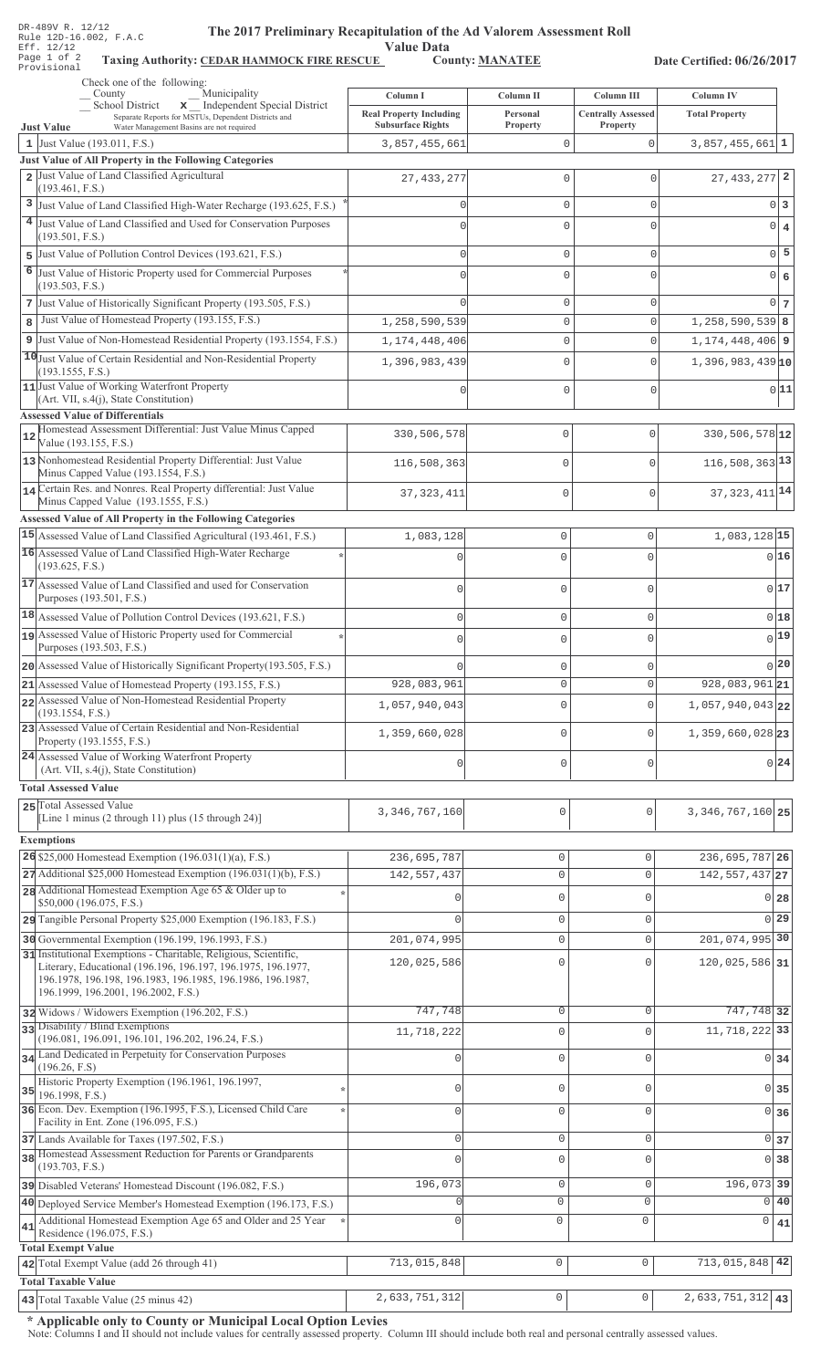DR-489V R. 12/12
Rule 12D-16.002, F.A.C
Eff. 12/12
Page 1 of 2
Provisional

# The 2017 Preliminary Recapitulation of the Ad Valorem Assessment Roll

## Value Data

**Taxing Authority: CEDAR HAMMOCK FIRE RESCUE** **County: MANATEE** **Date Certified: 06/26/2017**

Check one of the following:
__ County __ Municipality
__ School District **x** Independent Special District
Separate Reports for MSTUs, Dependent Districts and Water Management Basins are not required

| | Column I<br>Real Property Including Subsurface Rights | Column II<br>Personal Property | Column III<br>Centrally Assessed Property | Column IV<br>Total Property | |
|---|---|---|---|---|---|
| **Just Value** | | | | | |
| 1 Just Value (193.011, F.S.) | 3,857,455,661 | 0 | 0 | 3,857,455,661 | 1 |
| **Just Value of All Property in the Following Categories** | | | | | |
| 2 Just Value of Land Classified Agricultural (193.461, F.S.) | 27,433,277 | 0 | 0 | 27,433,277 | 2 |
| 3 Just Value of Land Classified High-Water Recharge (193.625, F.S.) * | 0 | 0 | 0 | 0 | 3 |
| 4 Just Value of Land Classified and Used for Conservation Purposes (193.501, F.S.) | 0 | 0 | 0 | 0 | 4 |
| 5 Just Value of Pollution Control Devices (193.621, F.S.) | 0 | 0 | 0 | 0 | 5 |
| 6 Just Value of Historic Property used for Commercial Purposes (193.503, F.S.) * | 0 | 0 | 0 | 0 | 6 |
| 7 Just Value of Historically Significant Property (193.505, F.S.) | 0 | 0 | 0 | 0 | 7 |
| 8 Just Value of Homestead Property (193.155, F.S.) | 1,258,590,539 | 0 | 0 | 1,258,590,539 | 8 |
| 9 Just Value of Non-Homestead Residential Property (193.1554, F.S.) | 1,174,448,406 | 0 | 0 | 1,174,448,406 | 9 |
| 10 Just Value of Certain Residential and Non-Residential Property (193.1555, F.S.) | 1,396,983,439 | 0 | 0 | 1,396,983,439 | 10 |
| 11 Just Value of Working Waterfront Property (Art. VII, s.4(j), State Constitution) | 0 | 0 | 0 | 0 | 11 |
| **Assessed Value of Differentials** | | | | | |
| 12 Homestead Assessment Differential: Just Value Minus Capped Value (193.155, F.S.) | 330,506,578 | 0 | 0 | 330,506,578 | 12 |
| 13 Nonhomestead Residential Property Differential: Just Value Minus Capped Value (193.1554, F.S.) | 116,508,363 | 0 | 0 | 116,508,363 | 13 |
| 14 Certain Res. and Nonres. Real Property differential: Just Value Minus Capped Value (193.1555, F.S.) | 37,323,411 | 0 | 0 | 37,323,411 | 14 |
| **Assessed Value of All Property in the Following Categories** | | | | | |
| 15 Assessed Value of Land Classified Agricultural (193.461, F.S.) | 1,083,128 | 0 | 0 | 1,083,128 | 15 |
| 16 Assessed Value of Land Classified High-Water Recharge (193.625, F.S.) * | 0 | 0 | 0 | 0 | 16 |
| 17 Assessed Value of Land Classified and used for Conservation Purposes (193.501, F.S.) | 0 | 0 | 0 | 0 | 17 |
| 18 Assessed Value of Pollution Control Devices (193.621, F.S.) | 0 | 0 | 0 | 0 | 18 |
| 19 Assessed Value of Historic Property used for Commercial Purposes (193.503, F.S.) * | 0 | 0 | 0 | 0 | 19 |
| 20 Assessed Value of Historically Significant Property(193.505, F.S.) | 0 | 0 | 0 | 0 | 20 |
| 21 Assessed Value of Homestead Property (193.155, F.S.) | 928,083,961 | 0 | 0 | 928,083,961 | 21 |
| 22 Assessed Value of Non-Homestead Residential Property (193.1554, F.S.) | 1,057,940,043 | 0 | 0 | 1,057,940,043 | 22 |
| 23 Assessed Value of Certain Residential and Non-Residential Property (193.1555, F.S.) | 1,359,660,028 | 0 | 0 | 1,359,660,028 | 23 |
| 24 Assessed Value of Working Waterfront Property (Art. VII, s.4(j), State Constitution) | 0 | 0 | 0 | 0 | 24 |
| **Total Assessed Value** | | | | | |
| 25 Total Assessed Value [Line 1 minus (2 through 11) plus (15 through 24)] | 3,346,767,160 | 0 | 0 | 3,346,767,160 | 25 |
| **Exemptions** | | | | | |
| 26 $25,000 Homestead Exemption (196.031(1)(a), F.S.) | 236,695,787 | 0 | 0 | 236,695,787 | 26 |
| 27 Additional $25,000 Homestead Exemption (196.031(1)(b), F.S.) | 142,557,437 | 0 | 0 | 142,557,437 | 27 |
| 28 Additional Homestead Exemption Age 65 & Older up to $50,000 (196.075, F.S.) * | 0 | 0 | 0 | 0 | 28 |
| 29 Tangible Personal Property $25,000 Exemption (196.183, F.S.) | 0 | 0 | 0 | 0 | 29 |
| 30 Governmental Exemption (196.199, 196.1993, F.S.) | 201,074,995 | 0 | 0 | 201,074,995 | 30 |
| 31 Institutional Exemptions - Charitable, Religious, Scientific, Literary, Educational (196.196, 196.197, 196.1975, 196.1977, 196.1978, 196.198, 196.1983, 196.1985, 196.1986, 196.1987, 196.1999, 196.2001, 196.2002, F.S.) | 120,025,586 | 0 | 0 | 120,025,586 | 31 |
| 32 Widows / Widowers Exemption (196.202, F.S.) | 747,748 | 0 | 0 | 747,748 | 32 |
| 33 Disability / Blind Exemptions (196.081, 196.091, 196.101, 196.202, 196.24, F.S.) | 11,718,222 | 0 | 0 | 11,718,222 | 33 |
| 34 Land Dedicated in Perpetuity for Conservation Purposes (196.26, F.S) | 0 | 0 | 0 | 0 | 34 |
| 35 Historic Property Exemption (196.1961, 196.1997, 196.1998, F.S.) * | 0 | 0 | 0 | 0 | 35 |
| 36 Econ. Dev. Exemption (196.1995, F.S.), Licensed Child Care Facility in Ent. Zone (196.095, F.S.) * | 0 | 0 | 0 | 0 | 36 |
| 37 Lands Available for Taxes (197.502, F.S.) | 0 | 0 | 0 | 0 | 37 |
| 38 Homestead Assessment Reduction for Parents or Grandparents (193.703, F.S.) | 0 | 0 | 0 | 0 | 38 |
| 39 Disabled Veterans' Homestead Discount (196.082, F.S.) | 196,073 | 0 | 0 | 196,073 | 39 |
| 40 Deployed Service Member's Homestead Exemption (196.173, F.S.) | 0 | 0 | 0 | 0 | 40 |
| 41 Additional Homestead Exemption Age 65 and Older and 25 Year Residence (196.075, F.S.) * | 0 | 0 | 0 | 0 | 41 |
| **Total Exempt Value** | | | | | |
| 42 Total Exempt Value (add 26 through 41) | 713,015,848 | 0 | 0 | 713,015,848 | 42 |
| **Total Taxable Value** | | | | | |
| 43 Total Taxable Value (25 minus 42) | 2,633,751,312 | 0 | 0 | 2,633,751,312 | 43 |

**\* Applicable only to County or Municipal Local Option Levies**

Note: Columns I and II should not include values for centrally assessed property. Column III should include both real and personal centrally assessed values.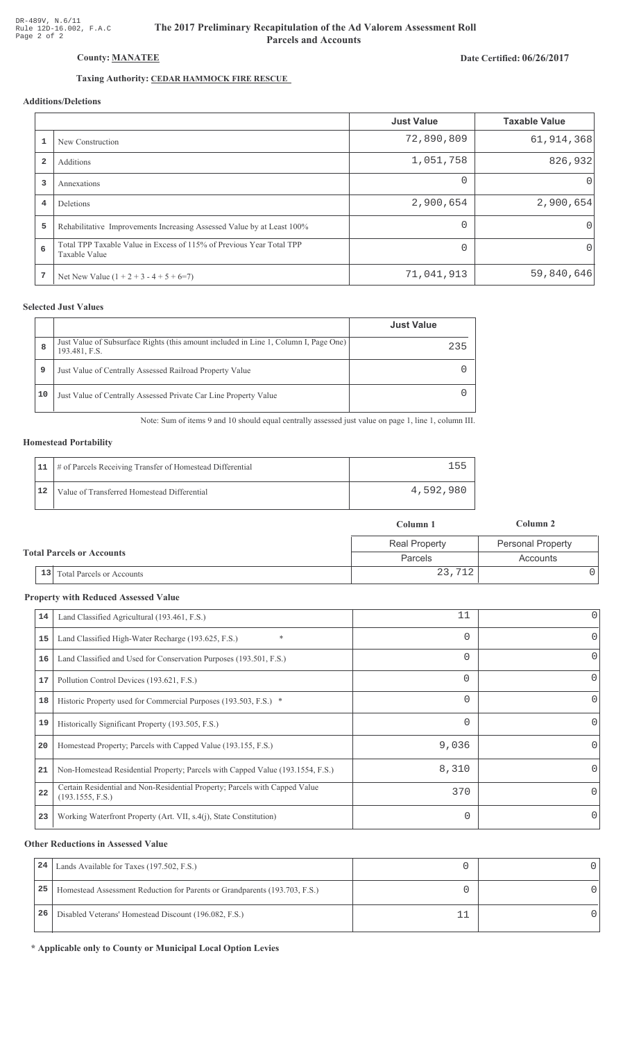DR-489V, N.6/11
Rule 12D-16.002, F.A.C
Page 2 of 2

# The 2017 Preliminary Recapitulation of the Ad Valorem Assessment Roll
## Parcels and Accounts

**County: MANATEE**

**Date Certified: 06/26/2017**

**Taxing Authority: CEDAR HAMMOCK FIRE RESCUE**

### Additions/Deletions

| | | Just Value | Taxable Value |
|---|---|---|---|
| 1 | New Construction | 72,890,809 | 61,914,368 |
| 2 | Additions | 1,051,758 | 826,932 |
| 3 | Annexations | 0 | 0 |
| 4 | Deletions | 2,900,654 | 2,900,654 |
| 5 | Rehabilitative Improvements Increasing Assessed Value by at Least 100% | 0 | 0 |
| 6 | Total TPP Taxable Value in Excess of 115% of Previous Year Total TPP Taxable Value | 0 | 0 |
| 7 | Net New Value (1 + 2 + 3 - 4 + 5 + 6=7) | 71,041,913 | 59,840,646 |

### Selected Just Values

| | | Just Value |
|---|---|---|
| 8 | Just Value of Subsurface Rights (this amount included in Line 1, Column I, Page One) 193.481, F.S. | 235 |
| 9 | Just Value of Centrally Assessed Railroad Property Value | 0 |
| 10 | Just Value of Centrally Assessed Private Car Line Property Value | 0 |

Note: Sum of items 9 and 10 should equal centrally assessed just value on page 1, line 1, column III.

### Homestead Portability

| | | |
|---|---|---|
| 11 | # of Parcels Receiving Transfer of Homestead Differential | 155 |
| 12 | Value of Transferred Homestead Differential | 4,592,980 |

### Total Parcels or Accounts

| | | Column 1 | Column 2 |
|---|---|---|---|
| | | Real Property | Personal Property |
| | | Parcels | Accounts |
| 13 | Total Parcels or Accounts | 23,712 | 0 |

### Property with Reduced Assessed Value

| | | Column 1 | Column 2 |
|---|---|---|---|
| 14 | Land Classified Agricultural (193.461, F.S.) | 11 | 0 |
| 15 | Land Classified High-Water Recharge (193.625, F.S.) * | 0 | 0 |
| 16 | Land Classified and Used for Conservation Purposes (193.501, F.S.) | 0 | 0 |
| 17 | Pollution Control Devices (193.621, F.S.) | 0 | 0 |
| 18 | Historic Property used for Commercial Purposes (193.503, F.S.) * | 0 | 0 |
| 19 | Historically Significant Property (193.505, F.S.) | 0 | 0 |
| 20 | Homestead Property; Parcels with Capped Value (193.155, F.S.) | 9,036 | 0 |
| 21 | Non-Homestead Residential Property; Parcels with Capped Value (193.1554, F.S.) | 8,310 | 0 |
| 22 | Certain Residential and Non-Residential Property; Parcels with Capped Value (193.1555, F.S.) | 370 | 0 |
| 23 | Working Waterfront Property (Art. VII, s.4(j), State Constitution) | 0 | 0 |

### Other Reductions in Assessed Value

| | | Column 1 | Column 2 |
|---|---|---|---|
| 24 | Lands Available for Taxes (197.502, F.S.) | 0 | 0 |
| 25 | Homestead Assessment Reduction for Parents or Grandparents (193.703, F.S.) | 0 | 0 |
| 26 | Disabled Veterans' Homestead Discount (196.082, F.S.) | 11 | 0 |

**\* Applicable only to County or Municipal Local Option Levies**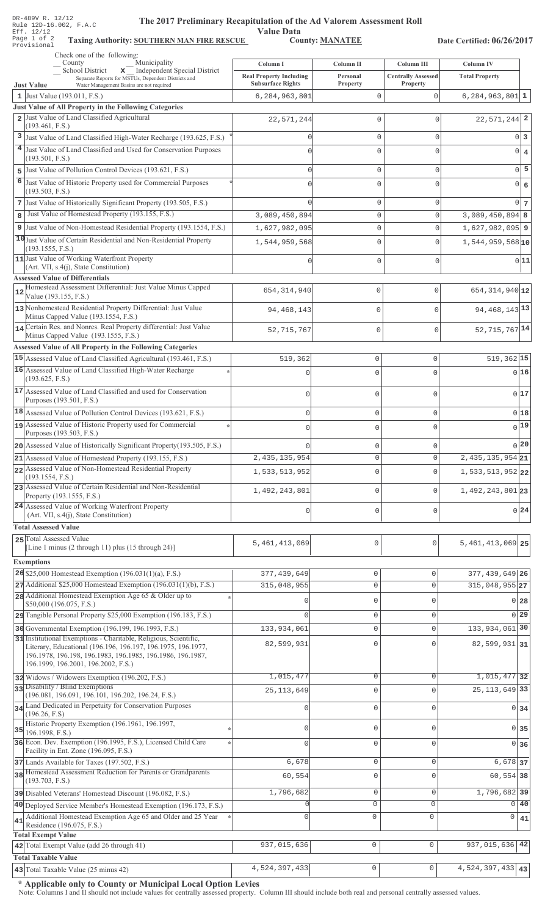DR-489V R. 12/12
Rule 12D-16.002, F.A.C
Eff. 12/12
Page 1 of 2
Provisional

# The 2017 Preliminary Recapitulation of the Ad Valorem Assessment Roll

## Value Data

**Taxing Authority: SOUTHERN MAN FIRE RESCUE** **County: MANATEE** **Date Certified: 06/26/2017**

Check one of the following:
__ County __ Municipality
__ School District **x** Independent Special District
Separate Reports for MSTUs, Dependent Districts and Water Management Basins are not required

| | Just Value | Column I Real Property Including Subsurface Rights | Column II Personal Property | Column III Centrally Assessed Property | Column IV Total Property | |
|---|---|---|---|---|---|---|
| 1 | Just Value (193.011, F.S.) | 6,284,963,801 | 0 | 0 | 6,284,963,801 | 1 |
| | **Just Value of All Property in the Following Categories** | | | | | |
| 2 | Just Value of Land Classified Agricultural (193.461, F.S.) | 22,571,244 | 0 | 0 | 22,571,244 | 2 |
| 3 | Just Value of Land Classified High-Water Recharge (193.625, F.S.) * | 0 | 0 | 0 | 0 | 3 |
| 4 | Just Value of Land Classified and Used for Conservation Purposes (193.501, F.S.) | 0 | 0 | 0 | 0 | 4 |
| 5 | Just Value of Pollution Control Devices (193.621, F.S.) | 0 | 0 | 0 | 0 | 5 |
| 6 | Just Value of Historic Property used for Commercial Purposes (193.503, F.S.) * | 0 | 0 | 0 | 0 | 6 |
| 7 | Just Value of Historically Significant Property (193.505, F.S.) | 0 | 0 | 0 | 0 | 7 |
| 8 | Just Value of Homestead Property (193.155, F.S.) | 3,089,450,894 | 0 | 0 | 3,089,450,894 | 8 |
| 9 | Just Value of Non-Homestead Residential Property (193.1554, F.S.) | 1,627,982,095 | 0 | 0 | 1,627,982,095 | 9 |
| 10 | Just Value of Certain Residential and Non-Residential Property (193.1555, F.S.) | 1,544,959,568 | 0 | 0 | 1,544,959,568 | 10 |
| 11 | Just Value of Working Waterfront Property (Art. VII, s.4(j), State Constitution) | 0 | 0 | 0 | 0 | 11 |
| | **Assessed Value of Differentials** | | | | | |
| 12 | Homestead Assessment Differential: Just Value Minus Capped Value (193.155, F.S.) | 654,314,940 | 0 | 0 | 654,314,940 | 12 |
| 13 | Nonhomestead Residential Property Differential: Just Value Minus Capped Value (193.1554, F.S.) | 94,468,143 | 0 | 0 | 94,468,143 | 13 |
| 14 | Certain Res. and Nonres. Real Property differential: Just Value Minus Capped Value (193.1555, F.S.) | 52,715,767 | 0 | 0 | 52,715,767 | 14 |
| | **Assessed Value of All Property in the Following Categories** | | | | | |
| 15 | Assessed Value of Land Classified Agricultural (193.461, F.S.) | 519,362 | 0 | 0 | 519,362 | 15 |
| 16 | Assessed Value of Land Classified High-Water Recharge (193.625, F.S.) * | 0 | 0 | 0 | 0 | 16 |
| 17 | Assessed Value of Land Classified and used for Conservation Purposes (193.501, F.S.) | 0 | 0 | 0 | 0 | 17 |
| 18 | Assessed Value of Pollution Control Devices (193.621, F.S.) | 0 | 0 | 0 | 0 | 18 |
| 19 | Assessed Value of Historic Property used for Commercial Purposes (193.503, F.S.) * | 0 | 0 | 0 | 0 | 19 |
| 20 | Assessed Value of Historically Significant Property(193.505, F.S.) | 0 | 0 | 0 | 0 | 20 |
| 21 | Assessed Value of Homestead Property (193.155, F.S.) | 2,435,135,954 | 0 | 0 | 2,435,135,954 | 21 |
| 22 | Assessed Value of Non-Homestead Residential Property (193.1554, F.S.) | 1,533,513,952 | 0 | 0 | 1,533,513,952 | 22 |
| 23 | Assessed Value of Certain Residential and Non-Residential Property (193.1555, F.S.) | 1,492,243,801 | 0 | 0 | 1,492,243,801 | 23 |
| 24 | Assessed Value of Working Waterfront Property (Art. VII, s.4(j), State Constitution) | 0 | 0 | 0 | 0 | 24 |
| | **Total Assessed Value** | | | | | |
| 25 | Total Assessed Value [Line 1 minus (2 through 11) plus (15 through 24)] | 5,461,413,069 | 0 | 0 | 5,461,413,069 | 25 |
| | **Exemptions** | | | | | |
| 26 | $25,000 Homestead Exemption (196.031(1)(a), F.S.) | 377,439,649 | 0 | 0 | 377,439,649 | 26 |
| 27 | Additional $25,000 Homestead Exemption (196.031(1)(b), F.S.) | 315,048,955 | 0 | 0 | 315,048,955 | 27 |
| 28 | Additional Homestead Exemption Age 65 & Older up to $50,000 (196.075, F.S.) * | 0 | 0 | 0 | 0 | 28 |
| 29 | Tangible Personal Property $25,000 Exemption (196.183, F.S.) | 0 | 0 | 0 | 0 | 29 |
| 30 | Governmental Exemption (196.199, 196.1993, F.S.) | 133,934,061 | 0 | 0 | 133,934,061 | 30 |
| 31 | Institutional Exemptions - Charitable, Religious, Scientific, Literary, Educational (196.196, 196.197, 196.1975, 196.1977, 196.1978, 196.198, 196.1983, 196.1985, 196.1986, 196.1987, 196.1999, 196.2001, 196.2002, F.S.) | 82,599,931 | 0 | 0 | 82,599,931 | 31 |
| 32 | Widows / Widowers Exemption (196.202, F.S.) | 1,015,477 | 0 | 0 | 1,015,477 | 32 |
| 33 | Disability / Blind Exemptions (196.081, 196.091, 196.101, 196.202, 196.24, F.S.) | 25,113,649 | 0 | 0 | 25,113,649 | 33 |
| 34 | Land Dedicated in Perpetuity for Conservation Purposes (196.26, F.S) | 0 | 0 | 0 | 0 | 34 |
| 35 | Historic Property Exemption (196.1961, 196.1997, 196.1998, F.S.) * | 0 | 0 | 0 | 0 | 35 |
| 36 | Econ. Dev. Exemption (196.1995, F.S.), Licensed Child Care Facility in Ent. Zone (196.095, F.S.) * | 0 | 0 | 0 | 0 | 36 |
| 37 | Lands Available for Taxes (197.502, F.S.) | 6,678 | 0 | 0 | 6,678 | 37 |
| 38 | Homestead Assessment Reduction for Parents or Grandparents (193.703, F.S.) | 60,554 | 0 | 0 | 60,554 | 38 |
| 39 | Disabled Veterans' Homestead Discount (196.082, F.S.) | 1,796,682 | 0 | 0 | 1,796,682 | 39 |
| 40 | Deployed Service Member's Homestead Exemption (196.173, F.S.) | 0 | 0 | 0 | 0 | 40 |
| 41 | Additional Homestead Exemption Age 65 and Older and 25 Year Residence (196.075, F.S.) * | 0 | 0 | 0 | 0 | 41 |
| | **Total Exempt Value** | | | | | |
| 42 | Total Exempt Value (add 26 through 41) | 937,015,636 | 0 | 0 | 937,015,636 | 42 |
| | **Total Taxable Value** | | | | | |
| 43 | Total Taxable Value (25 minus 42) | 4,524,397,433 | 0 | 0 | 4,524,397,433 | 43 |

**\* Applicable only to County or Municipal Local Option Levies**

Note: Columns I and II should not include values for centrally assessed property. Column III should include both real and personal centrally assessed values.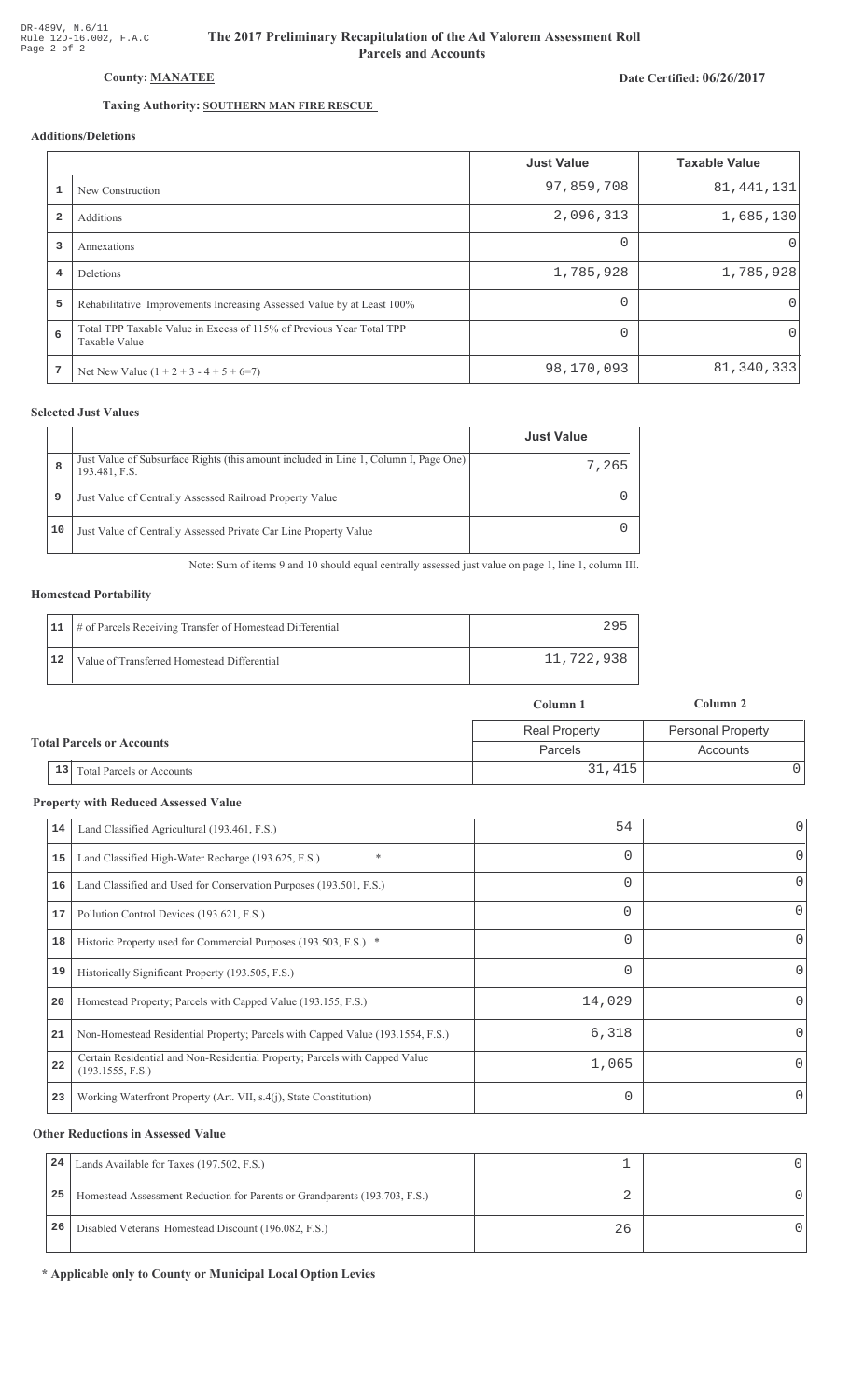DR-489V, N.6/11
Rule 12D-16.002, F.A.C
Page 2 of 2

# The 2017 Preliminary Recapitulation of the Ad Valorem Assessment Roll
## Parcels and Accounts

**County: MANATEE**

**Date Certified: 06/26/2017**

**Taxing Authority: SOUTHERN MAN FIRE RESCUE**

### Additions/Deletions

| | | Just Value | Taxable Value |
|---|---|---|---|
| 1 | New Construction | 97,859,708 | 81,441,131 |
| 2 | Additions | 2,096,313 | 1,685,130 |
| 3 | Annexations | 0 | 0 |
| 4 | Deletions | 1,785,928 | 1,785,928 |
| 5 | Rehabilitative Improvements Increasing Assessed Value by at Least 100% | 0 | 0 |
| 6 | Total TPP Taxable Value in Excess of 115% of Previous Year Total TPP Taxable Value | 0 | 0 |
| 7 | Net New Value (1 + 2 + 3 - 4 + 5 + 6=7) | 98,170,093 | 81,340,333 |

### Selected Just Values

| | | Just Value |
|---|---|---|
| 8 | Just Value of Subsurface Rights (this amount included in Line 1, Column I, Page One) 193.481, F.S. | 7,265 |
| 9 | Just Value of Centrally Assessed Railroad Property Value | 0 |
| 10 | Just Value of Centrally Assessed Private Car Line Property Value | 0 |

Note: Sum of items 9 and 10 should equal centrally assessed just value on page 1, line 1, column III.

### Homestead Portability

| | | |
|---|---|---|
| 11 | # of Parcels Receiving Transfer of Homestead Differential | 295 |
| 12 | Value of Transferred Homestead Differential | 11,722,938 |

### Total Parcels or Accounts

| | | Column 1 | Column 2 |
|---|---|---|---|
| | | Real Property | Personal Property |
| | | Parcels | Accounts |
| 13 | Total Parcels or Accounts | 31,415 | 0 |

### Property with Reduced Assessed Value

| | | Column 1 | Column 2 |
|---|---|---|---|
| 14 | Land Classified Agricultural (193.461, F.S.) | 54 | 0 |
| 15 | Land Classified High-Water Recharge (193.625, F.S.) * | 0 | 0 |
| 16 | Land Classified and Used for Conservation Purposes (193.501, F.S.) | 0 | 0 |
| 17 | Pollution Control Devices (193.621, F.S.) | 0 | 0 |
| 18 | Historic Property used for Commercial Purposes (193.503, F.S.) * | 0 | 0 |
| 19 | Historically Significant Property (193.505, F.S.) | 0 | 0 |
| 20 | Homestead Property; Parcels with Capped Value (193.155, F.S.) | 14,029 | 0 |
| 21 | Non-Homestead Residential Property; Parcels with Capped Value (193.1554, F.S.) | 6,318 | 0 |
| 22 | Certain Residential and Non-Residential Property; Parcels with Capped Value (193.1555, F.S.) | 1,065 | 0 |
| 23 | Working Waterfront Property (Art. VII, s.4(j), State Constitution) | 0 | 0 |

### Other Reductions in Assessed Value

| | | Column 1 | Column 2 |
|---|---|---|---|
| 24 | Lands Available for Taxes (197.502, F.S.) | 1 | 0 |
| 25 | Homestead Assessment Reduction for Parents or Grandparents (193.703, F.S.) | 2 | 0 |
| 26 | Disabled Veterans' Homestead Discount (196.082, F.S.) | 26 | 0 |

**\* Applicable only to County or Municipal Local Option Levies**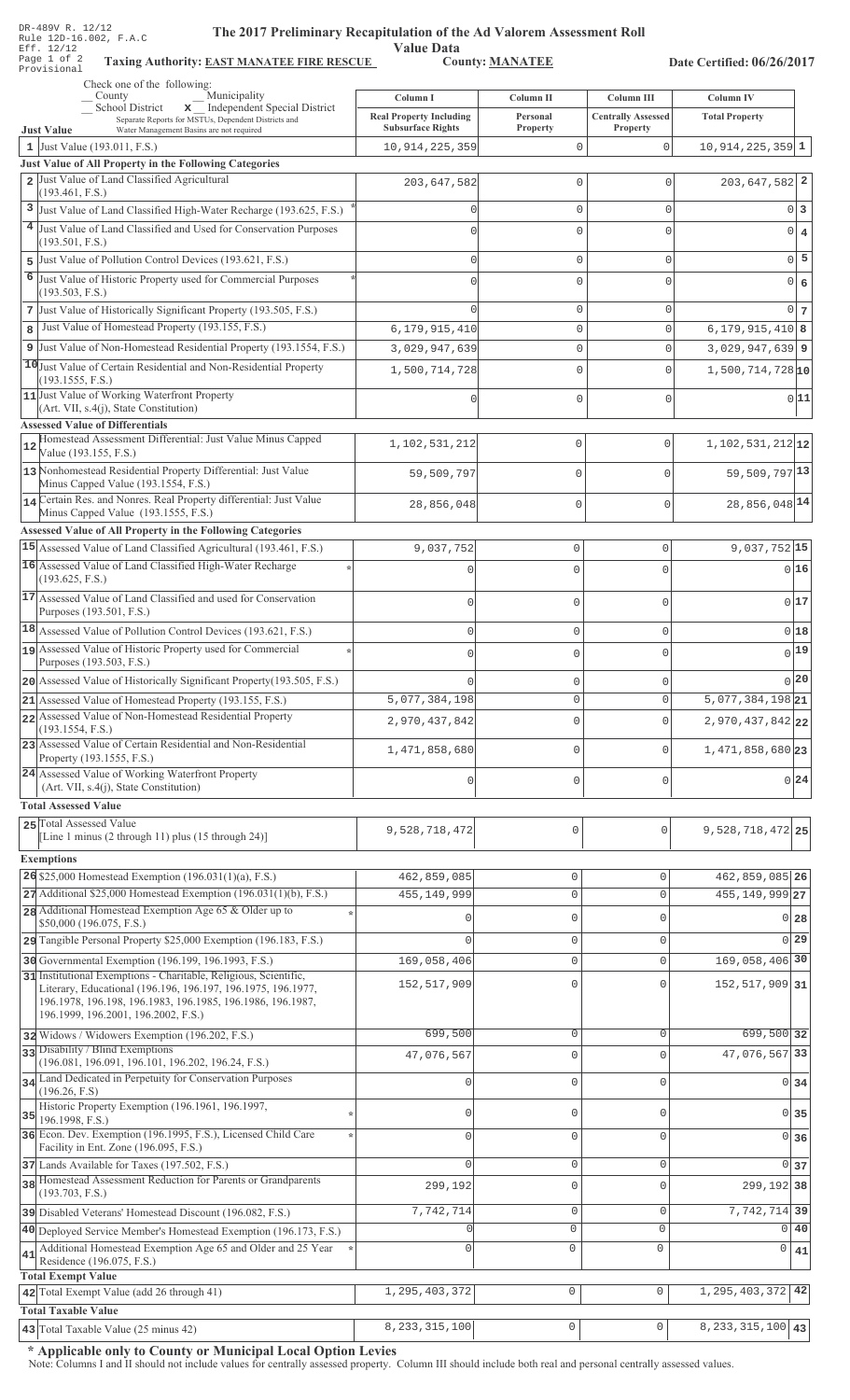DR-489V R. 12/12
Rule 12D-16.002, F.A.C
Eff. 12/12
Provisional

# The 2017 Preliminary Recapitulation of the Ad Valorem Assessment Roll

## Value Data

**Taxing Authority: EAST MANATEE FIRE RESCUE** **County: MANATEE** **Date Certified: 06/26/2017**

Check one of the following:
__ County __ Municipality
__ School District **x** Independent Special District
Separate Reports for MSTUs, Dependent Districts and Water Management Basins are not required

| | Column I<br>Real Property Including Subsurface Rights | Column II<br>Personal Property | Column III<br>Centrally Assessed Property | Column IV<br>Total Property | |
|---|---|---|---|---|---|
| **Just Value** | | | | | |
| 1 Just Value (193.011, F.S.) | 10,914,225,359 | 0 | 0 | 10,914,225,359 | 1 |
| **Just Value of All Property in the Following Categories** | | | | | |
| 2 Just Value of Land Classified Agricultural (193.461, F.S.) | 203,647,582 | 0 | 0 | 203,647,582 | 2 |
| 3 Just Value of Land Classified High-Water Recharge (193.625, F.S.) * | 0 | 0 | 0 | 0 | 3 |
| 4 Just Value of Land Classified and Used for Conservation Purposes (193.501, F.S.) | 0 | 0 | 0 | 0 | 4 |
| 5 Just Value of Pollution Control Devices (193.621, F.S.) | 0 | 0 | 0 | 0 | 5 |
| 6 Just Value of Historic Property used for Commercial Purposes (193.503, F.S.) * | 0 | 0 | 0 | 0 | 6 |
| 7 Just Value of Historically Significant Property (193.505, F.S.) | 0 | 0 | 0 | 0 | 7 |
| 8 Just Value of Homestead Property (193.155, F.S.) | 6,179,915,410 | 0 | 0 | 6,179,915,410 | 8 |
| 9 Just Value of Non-Homestead Residential Property (193.1554, F.S.) | 3,029,947,639 | 0 | 0 | 3,029,947,639 | 9 |
| 10 Just Value of Certain Residential and Non-Residential Property (193.1555, F.S.) | 1,500,714,728 | 0 | 0 | 1,500,714,728 | 10 |
| 11 Just Value of Working Waterfront Property (Art. VII, s.4(j), State Constitution) | 0 | 0 | 0 | 0 | 11 |
| **Assessed Value of Differentials** | | | | | |
| 12 Homestead Assessment Differential: Just Value Minus Capped Value (193.155, F.S.) | 1,102,531,212 | 0 | 0 | 1,102,531,212 | 12 |
| 13 Nonhomestead Residential Property Differential: Just Value Minus Capped Value (193.1554, F.S.) | 59,509,797 | 0 | 0 | 59,509,797 | 13 |
| 14 Certain Res. and Nonres. Real Property differential: Just Value Minus Capped Value (193.1555, F.S.) | 28,856,048 | 0 | 0 | 28,856,048 | 14 |
| **Assessed Value of All Property in the Following Categories** | | | | | |
| 15 Assessed Value of Land Classified Agricultural (193.461, F.S.) | 9,037,752 | 0 | 0 | 9,037,752 | 15 |
| 16 Assessed Value of Land Classified High-Water Recharge (193.625, F.S.) * | 0 | 0 | 0 | 0 | 16 |
| 17 Assessed Value of Land Classified and used for Conservation Purposes (193.501, F.S.) | 0 | 0 | 0 | 0 | 17 |
| 18 Assessed Value of Pollution Control Devices (193.621, F.S.) | 0 | 0 | 0 | 0 | 18 |
| 19 Assessed Value of Historic Property used for Commercial Purposes (193.503, F.S.) * | 0 | 0 | 0 | 0 | 19 |
| 20 Assessed Value of Historically Significant Property(193.505, F.S.) | 0 | 0 | 0 | 0 | 20 |
| 21 Assessed Value of Homestead Property (193.155, F.S.) | 5,077,384,198 | 0 | 0 | 5,077,384,198 | 21 |
| 22 Assessed Value of Non-Homestead Residential Property (193.1554, F.S.) | 2,970,437,842 | 0 | 0 | 2,970,437,842 | 22 |
| 23 Assessed Value of Certain Residential and Non-Residential Property (193.1555, F.S.) | 1,471,858,680 | 0 | 0 | 1,471,858,680 | 23 |
| 24 Assessed Value of Working Waterfront Property (Art. VII, s.4(j), State Constitution) | 0 | 0 | 0 | 0 | 24 |
| **Total Assessed Value** | | | | | |
| 25 Total Assessed Value [Line 1 minus (2 through 11) plus (15 through 24)] | 9,528,718,472 | 0 | 0 | 9,528,718,472 | 25 |
| **Exemptions** | | | | | |
| 26 $25,000 Homestead Exemption (196.031(1)(a), F.S.) | 462,859,085 | 0 | 0 | 462,859,085 | 26 |
| 27 Additional $25,000 Homestead Exemption (196.031(1)(b), F.S.) | 455,149,999 | 0 | 0 | 455,149,999 | 27 |
| 28 Additional Homestead Exemption Age 65 & Older up to $50,000 (196.075, F.S.) * | 0 | 0 | 0 | 0 | 28 |
| 29 Tangible Personal Property $25,000 Exemption (196.183, F.S.) | 0 | 0 | 0 | 0 | 29 |
| 30 Governmental Exemption (196.199, 196.1993, F.S.) | 169,058,406 | 0 | 0 | 169,058,406 | 30 |
| 31 Institutional Exemptions - Charitable, Religious, Scientific, Literary, Educational (196.196, 196.197, 196.1975, 196.1977, 196.1978, 196.198, 196.1983, 196.1985, 196.1986, 196.1987, 196.1999, 196.2001, 196.2002, F.S.) | 152,517,909 | 0 | 0 | 152,517,909 | 31 |
| 32 Widows / Widowers Exemption (196.202, F.S.) | 699,500 | 0 | 0 | 699,500 | 32 |
| 33 Disability / Blind Exemptions (196.081, 196.091, 196.101, 196.202, 196.24, F.S.) | 47,076,567 | 0 | 0 | 47,076,567 | 33 |
| 34 Land Dedicated in Perpetuity for Conservation Purposes (196.26, F.S) | 0 | 0 | 0 | 0 | 34 |
| 35 Historic Property Exemption (196.1961, 196.1997, 196.1998, F.S.) * | 0 | 0 | 0 | 0 | 35 |
| 36 Econ. Dev. Exemption (196.1995, F.S.), Licensed Child Care Facility in Ent. Zone (196.095, F.S.) * | 0 | 0 | 0 | 0 | 36 |
| 37 Lands Available for Taxes (197.502, F.S.) | 0 | 0 | 0 | 0 | 37 |
| 38 Homestead Assessment Reduction for Parents or Grandparents (193.703, F.S.) | 299,192 | 0 | 0 | 299,192 | 38 |
| 39 Disabled Veterans' Homestead Discount (196.082, F.S.) | 7,742,714 | 0 | 0 | 7,742,714 | 39 |
| 40 Deployed Service Member's Homestead Exemption (196.173, F.S.) | 0 | 0 | 0 | 0 | 40 |
| 41 Additional Homestead Exemption Age 65 and Older and 25 Year Residence (196.075, F.S.) * | 0 | 0 | 0 | 0 | 41 |
| **Total Exempt Value** | | | | | |
| 42 Total Exempt Value (add 26 through 41) | 1,295,403,372 | 0 | 0 | 1,295,403,372 | 42 |
| **Total Taxable Value** | | | | | |
| 43 Total Taxable Value (25 minus 42) | 8,233,315,100 | 0 | 0 | 8,233,315,100 | 43 |

**\* Applicable only to County or Municipal Local Option Levies**

Note: Columns I and II should not include values for centrally assessed property. Column III should include both real and personal centrally assessed values.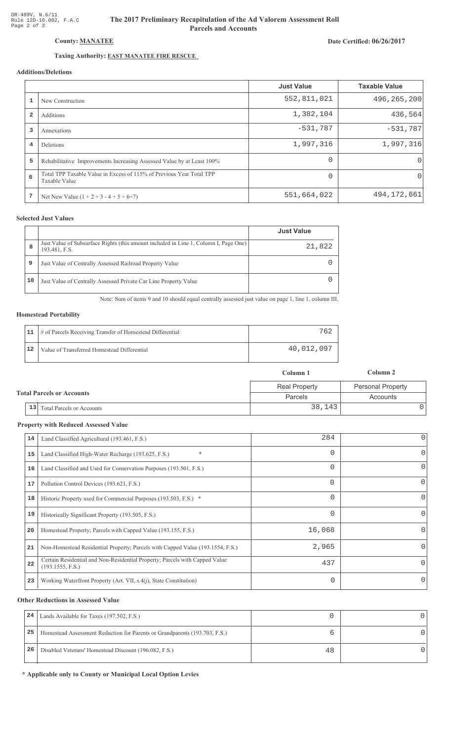DR-489V, N.6/11
Rule 12D-16.002, F.A.C
Page 2 of 2

# The 2017 Preliminary Recapitulation of the Ad Valorem Assessment Roll
## Parcels and Accounts

**County: MANATEE**

**Date Certified: 06/26/2017**

**Taxing Authority: EAST MANATEE FIRE RESCUE**

### Additions/Deletions

| | | Just Value | Taxable Value |
|---|---|---|---|
| 1 | New Construction | 552,811,021 | 496,265,200 |
| 2 | Additions | 1,382,104 | 436,564 |
| 3 | Annexations | -531,787 | -531,787 |
| 4 | Deletions | 1,997,316 | 1,997,316 |
| 5 | Rehabilitative Improvements Increasing Assessed Value by at Least 100% | 0 | 0 |
| 6 | Total TPP Taxable Value in Excess of 115% of Previous Year Total TPP Taxable Value | 0 | 0 |
| 7 | Net New Value (1 + 2 + 3 - 4 + 5 + 6=7) | 551,664,022 | 494,172,661 |

### Selected Just Values

| | | Just Value |
|---|---|---|
| 8 | Just Value of Subsurface Rights (this amount included in Line 1, Column I, Page One) 193.481, F.S. | 21,822 |
| 9 | Just Value of Centrally Assessed Railroad Property Value | 0 |
| 10 | Just Value of Centrally Assessed Private Car Line Property Value | 0 |

Note: Sum of items 9 and 10 should equal centrally assessed just value on page 1, line 1, column III.

### Homestead Portability

| | | |
|---|---|---|
| 11 | # of Parcels Receiving Transfer of Homestead Differential | 762 |
| 12 | Value of Transferred Homestead Differential | 40,012,097 |

### Total Parcels or Accounts

| | | Column 1 | Column 2 |
|---|---|---|---|
| | | Real Property | Personal Property |
| | | Parcels | Accounts |
| 13 | Total Parcels or Accounts | 38,143 | 0 |

### Property with Reduced Assessed Value

| | | | |
|---|---|---|---|
| 14 | Land Classified Agricultural (193.461, F.S.) | 284 | 0 |
| 15 | Land Classified High-Water Recharge (193.625, F.S.) * | 0 | 0 |
| 16 | Land Classified and Used for Conservation Purposes (193.501, F.S.) | 0 | 0 |
| 17 | Pollution Control Devices (193.621, F.S.) | 0 | 0 |
| 18 | Historic Property used for Commercial Purposes (193.503, F.S.) * | 0 | 0 |
| 19 | Historically Significant Property (193.505, F.S.) | 0 | 0 |
| 20 | Homestead Property; Parcels with Capped Value (193.155, F.S.) | 16,068 | 0 |
| 21 | Non-Homestead Residential Property; Parcels with Capped Value (193.1554, F.S.) | 2,965 | 0 |
| 22 | Certain Residential and Non-Residential Property; Parcels with Capped Value (193.1555, F.S.) | 437 | 0 |
| 23 | Working Waterfront Property (Art. VII, s.4(j), State Constitution) | 0 | 0 |

### Other Reductions in Assessed Value

| | | | |
|---|---|---|---|
| 24 | Lands Available for Taxes (197.502, F.S.) | 0 | 0 |
| 25 | Homestead Assessment Reduction for Parents or Grandparents (193.703, F.S.) | 6 | 0 |
| 26 | Disabled Veterans' Homestead Discount (196.082, F.S.) | 48 | 0 |

**\* Applicable only to County or Municipal Local Option Levies**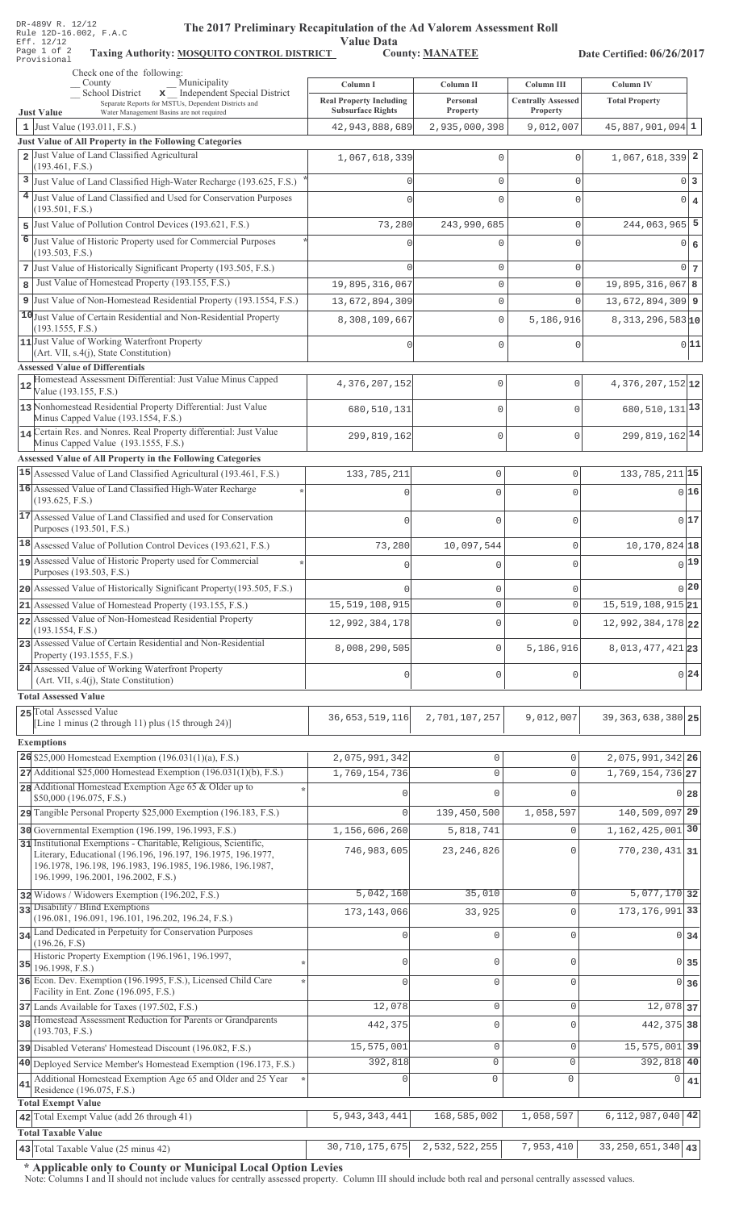DR-489V R. 12/12
Rule 12D-16.002, F.A.C
Eff. 12/12
Provisional

# The 2017 Preliminary Recapitulation of the Ad Valorem Assessment Roll

## Value Data

**Taxing Authority: MOSQUITO CONTROL DISTRICT** **County: MANATEE** **Date Certified: 06/26/2017**

Check one of the following:
_ County _ Municipality
_ School District **x** Independent Special District
Separate Reports for MSTUs, Dependent Districts and Water Management Basins are not required

| | Just Value | Column I Real Property Including Subsurface Rights | Column II Personal Property | Column III Centrally Assessed Property | Column IV Total Property | |
|---|---|---|---|---|---|---|
| 1 | Just Value (193.011, F.S.) | 42,943,888,689 | 2,935,000,398 | 9,012,007 | 45,887,901,094 | 1 |
| | **Just Value of All Property in the Following Categories** | | | | | |
| 2 | Just Value of Land Classified Agricultural (193.461, F.S.) | 1,067,618,339 | 0 | 0 | 1,067,618,339 | 2 |
| 3 | Just Value of Land Classified High-Water Recharge (193.625, F.S.) * | 0 | 0 | 0 | 0 | 3 |
| 4 | Just Value of Land Classified and Used for Conservation Purposes (193.501, F.S.) | 0 | 0 | 0 | 0 | 4 |
| 5 | Just Value of Pollution Control Devices (193.621, F.S.) | 73,280 | 243,990,685 | 0 | 244,063,965 | 5 |
| 6 | Just Value of Historic Property used for Commercial Purposes (193.503, F.S.) * | 0 | 0 | 0 | 0 | 6 |
| 7 | Just Value of Historically Significant Property (193.505, F.S.) | 0 | 0 | 0 | 0 | 7 |
| 8 | Just Value of Homestead Property (193.155, F.S.) | 19,895,316,067 | 0 | 0 | 19,895,316,067 | 8 |
| 9 | Just Value of Non-Homestead Residential Property (193.1554, F.S.) | 13,672,894,309 | 0 | 0 | 13,672,894,309 | 9 |
| 10 | Just Value of Certain Residential and Non-Residential Property (193.1555, F.S.) | 8,308,109,667 | 0 | 5,186,916 | 8,313,296,583 | 10 |
| 11 | Just Value of Working Waterfront Property (Art. VII, s.4(j), State Constitution) | 0 | 0 | 0 | 0 | 11 |
| | **Assessed Value of Differentials** | | | | | |
| 12 | Homestead Assessment Differential: Just Value Minus Capped Value (193.155, F.S.) | 4,376,207,152 | 0 | 0 | 4,376,207,152 | 12 |
| 13 | Nonhomestead Residential Property Differential: Just Value Minus Capped Value (193.1554, F.S.) | 680,510,131 | 0 | 0 | 680,510,131 | 13 |
| 14 | Certain Res. and Nonres. Real Property differential: Just Value Minus Capped Value (193.1555, F.S.) | 299,819,162 | 0 | 0 | 299,819,162 | 14 |
| | **Assessed Value of All Property in the Following Categories** | | | | | |
| 15 | Assessed Value of Land Classified Agricultural (193.461, F.S.) | 133,785,211 | 0 | 0 | 133,785,211 | 15 |
| 16 | Assessed Value of Land Classified High-Water Recharge (193.625, F.S.) * | 0 | 0 | 0 | 0 | 16 |
| 17 | Assessed Value of Land Classified and used for Conservation Purposes (193.501, F.S.) | 0 | 0 | 0 | 0 | 17 |
| 18 | Assessed Value of Pollution Control Devices (193.621, F.S.) | 73,280 | 10,097,544 | 0 | 10,170,824 | 18 |
| 19 | Assessed Value of Historic Property used for Commercial Purposes (193.503, F.S.) * | 0 | 0 | 0 | 0 | 19 |
| 20 | Assessed Value of Historically Significant Property(193.505, F.S.) | 0 | 0 | 0 | 0 | 20 |
| 21 | Assessed Value of Homestead Property (193.155, F.S.) | 15,519,108,915 | 0 | 0 | 15,519,108,915 | 21 |
| 22 | Assessed Value of Non-Homestead Residential Property (193.1554, F.S.) | 12,992,384,178 | 0 | 0 | 12,992,384,178 | 22 |
| 23 | Assessed Value of Certain Residential and Non-Residential Property (193.1555, F.S.) | 8,008,290,505 | 0 | 5,186,916 | 8,013,477,421 | 23 |
| 24 | Assessed Value of Working Waterfront Property (Art. VII, s.4(j), State Constitution) | 0 | 0 | 0 | 0 | 24 |
| | **Total Assessed Value** | | | | | |
| 25 | Total Assessed Value [Line 1 minus (2 through 11) plus (15 through 24)] | 36,653,519,116 | 2,701,107,257 | 9,012,007 | 39,363,638,380 | 25 |
| | **Exemptions** | | | | | |
| 26 | $25,000 Homestead Exemption (196.031(1)(a), F.S.) | 2,075,991,342 | 0 | 0 | 2,075,991,342 | 26 |
| 27 | Additional $25,000 Homestead Exemption (196.031(1)(b), F.S.) | 1,769,154,736 | 0 | 0 | 1,769,154,736 | 27 |
| 28 | Additional Homestead Exemption Age 65 & Older up to $50,000 (196.075, F.S.) * | 0 | 0 | 0 | 0 | 28 |
| 29 | Tangible Personal Property $25,000 Exemption (196.183, F.S.) | 0 | 139,450,500 | 1,058,597 | 140,509,097 | 29 |
| 30 | Governmental Exemption (196.199, 196.1993, F.S.) | 1,156,606,260 | 5,818,741 | 0 | 1,162,425,001 | 30 |
| 31 | Institutional Exemptions - Charitable, Religious, Scientific, Literary, Educational (196.196, 196.197, 196.1975, 196.1977, 196.1978, 196.198, 196.1983, 196.1985, 196.1986, 196.1987, 196.1999, 196.2001, 196.2002, F.S.) | 746,983,605 | 23,246,826 | 0 | 770,230,431 | 31 |
| 32 | Widows / Widowers Exemption (196.202, F.S.) | 5,042,160 | 35,010 | 0 | 5,077,170 | 32 |
| 33 | Disability / Blind Exemptions (196.081, 196.091, 196.101, 196.202, 196.24, F.S.) | 173,143,066 | 33,925 | 0 | 173,176,991 | 33 |
| 34 | Land Dedicated in Perpetuity for Conservation Purposes (196.26, F.S) | 0 | 0 | 0 | 0 | 34 |
| 35 | Historic Property Exemption (196.1961, 196.1997, 196.1998, F.S.) * | 0 | 0 | 0 | 0 | 35 |
| 36 | Econ. Dev. Exemption (196.1995, F.S.), Licensed Child Care Facility in Ent. Zone (196.095, F.S.) * | 0 | 0 | 0 | 0 | 36 |
| 37 | Lands Available for Taxes (197.502, F.S.) | 12,078 | 0 | 0 | 12,078 | 37 |
| 38 | Homestead Assessment Reduction for Parents or Grandparents (193.703, F.S.) | 442,375 | 0 | 0 | 442,375 | 38 |
| 39 | Disabled Veterans' Homestead Discount (196.082, F.S.) | 15,575,001 | 0 | 0 | 15,575,001 | 39 |
| 40 | Deployed Service Member's Homestead Exemption (196.173, F.S.) | 392,818 | 0 | 0 | 392,818 | 40 |
| 41 | Additional Homestead Exemption Age 65 and Older and 25 Year Residence (196.075, F.S.) * | 0 | 0 | 0 | 0 | 41 |
| | **Total Exempt Value** | | | | | |
| 42 | Total Exempt Value (add 26 through 41) | 5,943,343,441 | 168,585,002 | 1,058,597 | 6,112,987,040 | 42 |
| | **Total Taxable Value** | | | | | |
| 43 | Total Taxable Value (25 minus 42) | 30,710,175,675 | 2,532,522,255 | 7,953,410 | 33,250,651,340 | 43 |

**\* Applicable only to County or Municipal Local Option Levies**

Note: Columns I and II should not include values for centrally assessed property. Column III should include both real and personal centrally assessed values.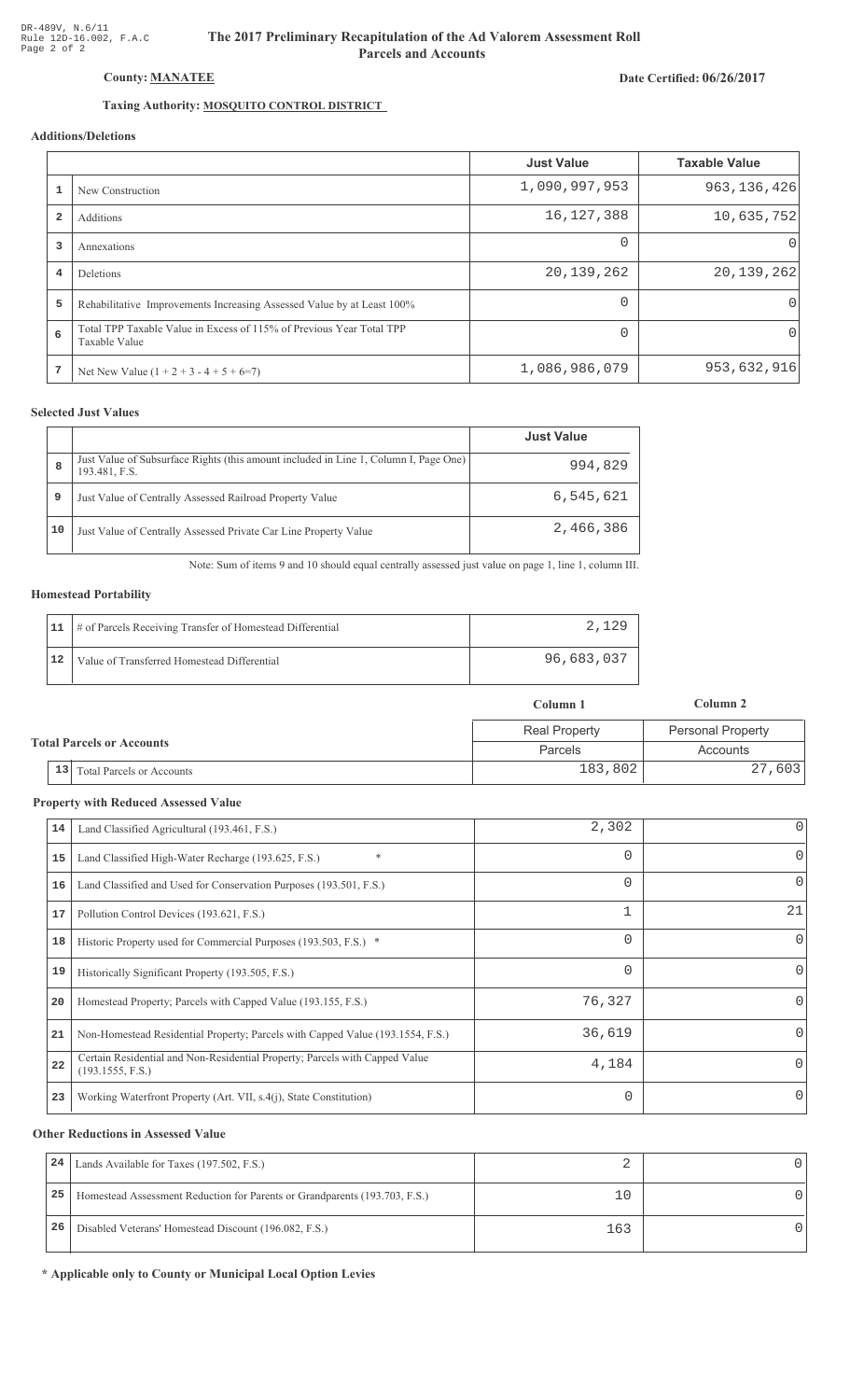DR-489V, N.6/11
Rule 12D-16.002, F.A.C
Page 2 of 2

# The 2017 Preliminary Recapitulation of the Ad Valorem Assessment Roll
## Parcels and Accounts

**County: MANATEE**

**Date Certified: 06/26/2017**

**Taxing Authority: MOSQUITO CONTROL DISTRICT**

### Additions/Deletions

| | | Just Value | Taxable Value |
|---|---|---|---|
| 1 | New Construction | 1,090,997,953 | 963,136,426 |
| 2 | Additions | 16,127,388 | 10,635,752 |
| 3 | Annexations | 0 | 0 |
| 4 | Deletions | 20,139,262 | 20,139,262 |
| 5 | Rehabilitative Improvements Increasing Assessed Value by at Least 100% | 0 | 0 |
| 6 | Total TPP Taxable Value in Excess of 115% of Previous Year Total TPP Taxable Value | 0 | 0 |
| 7 | Net New Value (1 + 2 + 3 - 4 + 5 + 6=7) | 1,086,986,079 | 953,632,916 |

### Selected Just Values

| | | Just Value |
|---|---|---|
| 8 | Just Value of Subsurface Rights (this amount included in Line 1, Column I, Page One) 193.481, F.S. | 994,829 |
| 9 | Just Value of Centrally Assessed Railroad Property Value | 6,545,621 |
| 10 | Just Value of Centrally Assessed Private Car Line Property Value | 2,466,386 |

Note: Sum of items 9 and 10 should equal centrally assessed just value on page 1, line 1, column III.

### Homestead Portability

| | | |
|---|---|---|
| 11 | # of Parcels Receiving Transfer of Homestead Differential | 2,129 |
| 12 | Value of Transferred Homestead Differential | 96,683,037 |

### Total Parcels or Accounts

| | | Column 1 | Column 2 |
|---|---|---|---|
| | | Real Property | Personal Property |
| | | Parcels | Accounts |
| 13 | Total Parcels or Accounts | 183,802 | 27,603 |

### Property with Reduced Assessed Value

| | | | |
|---|---|---|---|
| 14 | Land Classified Agricultural (193.461, F.S.) | 2,302 | 0 |
| 15 | Land Classified High-Water Recharge (193.625, F.S.) * | 0 | 0 |
| 16 | Land Classified and Used for Conservation Purposes (193.501, F.S.) | 0 | 0 |
| 17 | Pollution Control Devices (193.621, F.S.) | 1 | 21 |
| 18 | Historic Property used for Commercial Purposes (193.503, F.S.) * | 0 | 0 |
| 19 | Historically Significant Property (193.505, F.S.) | 0 | 0 |
| 20 | Homestead Property; Parcels with Capped Value (193.155, F.S.) | 76,327 | 0 |
| 21 | Non-Homestead Residential Property; Parcels with Capped Value (193.1554, F.S.) | 36,619 | 0 |
| 22 | Certain Residential and Non-Residential Property; Parcels with Capped Value (193.1555, F.S.) | 4,184 | 0 |
| 23 | Working Waterfront Property (Art. VII, s.4(j), State Constitution) | 0 | 0 |

### Other Reductions in Assessed Value

| | | | |
|---|---|---|---|
| 24 | Lands Available for Taxes (197.502, F.S.) | 2 | 0 |
| 25 | Homestead Assessment Reduction for Parents or Grandparents (193.703, F.S.) | 10 | 0 |
| 26 | Disabled Veterans' Homestead Discount (196.082, F.S.) | 163 | 0 |

**\* Applicable only to County or Municipal Local Option Levies**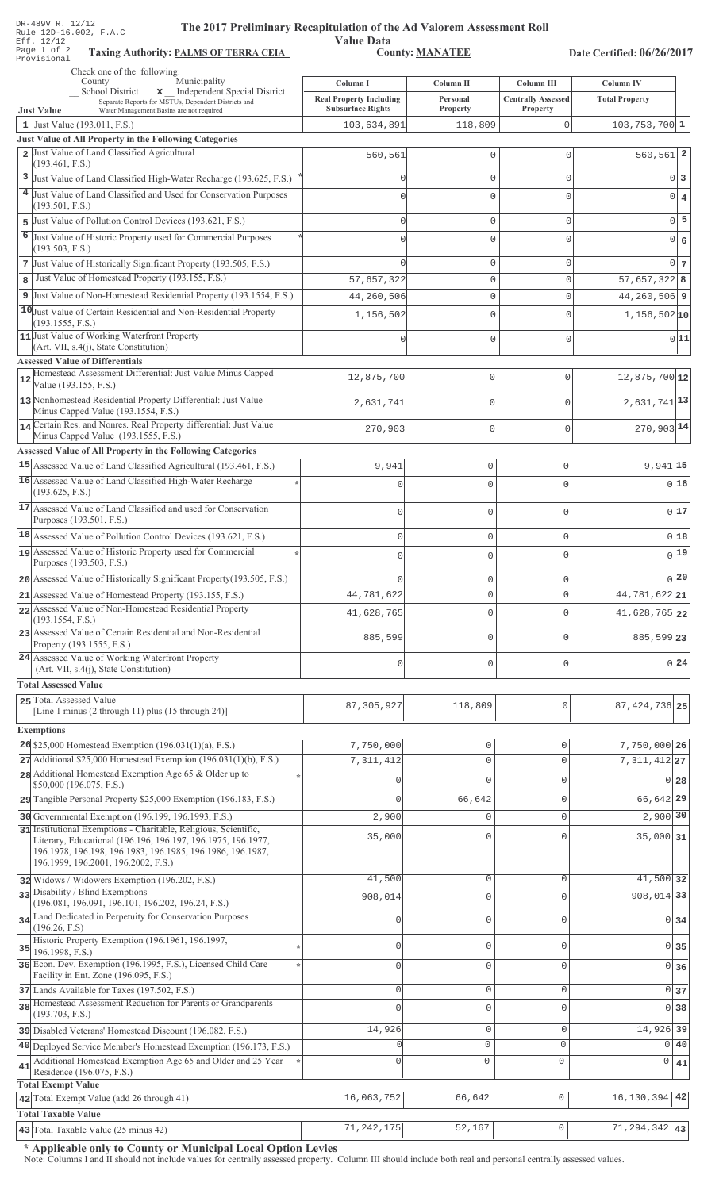DR-489V R. 12/12
Rule 12D-16.002, F.A.C
Eff. 12/12
Page 1 of 2
Provisional

# The 2017 Preliminary Recapitulation of the Ad Valorem Assessment Roll

## Value Data

**Taxing Authority: PALMS OF TERRA CEIA** **County: MANATEE** **Date Certified: 06/26/2017**

Check one of the following:
_ County _ Municipality
_ School District **x** Independent Special District
Separate Reports for MSTUs, Dependent Districts and Water Management Basins are not required

| | Just Value | Column I Real Property Including Subsurface Rights | Column II Personal Property | Column III Centrally Assessed Property | Column IV Total Property | |
|---|---|---|---|---|---|---|
| 1 | Just Value (193.011, F.S.) | 103,634,891 | 118,809 | 0 | 103,753,700 | 1 |
| | **Just Value of All Property in the Following Categories** | | | | | |
| 2 | Just Value of Land Classified Agricultural (193.461, F.S.) | 560,561 | 0 | 0 | 560,561 | 2 |
| 3 | Just Value of Land Classified High-Water Recharge (193.625, F.S.) * | 0 | 0 | 0 | 0 | 3 |
| 4 | Just Value of Land Classified and Used for Conservation Purposes (193.501, F.S.) | 0 | 0 | 0 | 0 | 4 |
| 5 | Just Value of Pollution Control Devices (193.621, F.S.) | 0 | 0 | 0 | 0 | 5 |
| 6 | Just Value of Historic Property used for Commercial Purposes (193.503, F.S.) * | 0 | 0 | 0 | 0 | 6 |
| 7 | Just Value of Historically Significant Property (193.505, F.S.) | 0 | 0 | 0 | 0 | 7 |
| 8 | Just Value of Homestead Property (193.155, F.S.) | 57,657,322 | 0 | 0 | 57,657,322 | 8 |
| 9 | Just Value of Non-Homestead Residential Property (193.1554, F.S.) | 44,260,506 | 0 | 0 | 44,260,506 | 9 |
| 10 | Just Value of Certain Residential and Non-Residential Property (193.1555, F.S.) | 1,156,502 | 0 | 0 | 1,156,502 | 10 |
| 11 | Just Value of Working Waterfront Property (Art. VII, s.4(j), State Constitution) | 0 | 0 | 0 | 0 | 11 |
| | **Assessed Value of Differentials** | | | | | |
| 12 | Homestead Assessment Differential: Just Value Minus Capped Value (193.155, F.S.) | 12,875,700 | 0 | 0 | 12,875,700 | 12 |
| 13 | Nonhomestead Residential Property Differential: Just Value Minus Capped Value (193.1554, F.S.) | 2,631,741 | 0 | 0 | 2,631,741 | 13 |
| 14 | Certain Res. and Nonres. Real Property differential: Just Value Minus Capped Value (193.1555, F.S.) | 270,903 | 0 | 0 | 270,903 | 14 |
| | **Assessed Value of All Property in the Following Categories** | | | | | |
| 15 | Assessed Value of Land Classified Agricultural (193.461, F.S.) | 9,941 | 0 | 0 | 9,941 | 15 |
| 16 | Assessed Value of Land Classified High-Water Recharge (193.625, F.S.) * | 0 | 0 | 0 | 0 | 16 |
| 17 | Assessed Value of Land Classified and used for Conservation Purposes (193.501, F.S.) | 0 | 0 | 0 | 0 | 17 |
| 18 | Assessed Value of Pollution Control Devices (193.621, F.S.) | 0 | 0 | 0 | 0 | 18 |
| 19 | Assessed Value of Historic Property used for Commercial Purposes (193.503, F.S.) * | 0 | 0 | 0 | 0 | 19 |
| 20 | Assessed Value of Historically Significant Property(193.505, F.S.) | 0 | 0 | 0 | 0 | 20 |
| 21 | Assessed Value of Homestead Property (193.155, F.S.) | 44,781,622 | 0 | 0 | 44,781,622 | 21 |
| 22 | Assessed Value of Non-Homestead Residential Property (193.1554, F.S.) | 41,628,765 | 0 | 0 | 41,628,765 | 22 |
| 23 | Assessed Value of Certain Residential and Non-Residential Property (193.1555, F.S.) | 885,599 | 0 | 0 | 885,599 | 23 |
| 24 | Assessed Value of Working Waterfront Property (Art. VII, s.4(j), State Constitution) | 0 | 0 | 0 | 0 | 24 |
| | **Total Assessed Value** | | | | | |
| 25 | Total Assessed Value [Line 1 minus (2 through 11) plus (15 through 24)] | 87,305,927 | 118,809 | 0 | 87,424,736 | 25 |
| | **Exemptions** | | | | | |
| 26 | $25,000 Homestead Exemption (196.031(1)(a), F.S.) | 7,750,000 | 0 | 0 | 7,750,000 | 26 |
| 27 | Additional $25,000 Homestead Exemption (196.031(1)(b), F.S.) | 7,311,412 | 0 | 0 | 7,311,412 | 27 |
| 28 | Additional Homestead Exemption Age 65 & Older up to $50,000 (196.075, F.S.) * | 0 | 0 | 0 | 0 | 28 |
| 29 | Tangible Personal Property $25,000 Exemption (196.183, F.S.) | 0 | 66,642 | 0 | 66,642 | 29 |
| 30 | Governmental Exemption (196.199, 196.1993, F.S.) | 2,900 | 0 | 0 | 2,900 | 30 |
| 31 | Institutional Exemptions - Charitable, Religious, Scientific, Literary, Educational (196.196, 196.197, 196.1975, 196.1977, 196.1978, 196.198, 196.1983, 196.1985, 196.1986, 196.1987, 196.1999, 196.2001, 196.2002, F.S.) | 35,000 | 0 | 0 | 35,000 | 31 |
| 32 | Widows / Widowers Exemption (196.202, F.S.) | 41,500 | 0 | 0 | 41,500 | 32 |
| 33 | Disability / Blind Exemptions (196.081, 196.091, 196.101, 196.202, 196.24, F.S.) | 908,014 | 0 | 0 | 908,014 | 33 |
| 34 | Land Dedicated in Perpetuity for Conservation Purposes (196.26, F.S) | 0 | 0 | 0 | 0 | 34 |
| 35 | Historic Property Exemption (196.1961, 196.1997, 196.1998, F.S.) * | 0 | 0 | 0 | 0 | 35 |
| 36 | Econ. Dev. Exemption (196.1995, F.S.), Licensed Child Care Facility in Ent. Zone (196.095, F.S.) * | 0 | 0 | 0 | 0 | 36 |
| 37 | Lands Available for Taxes (197.502, F.S.) | 0 | 0 | 0 | 0 | 37 |
| 38 | Homestead Assessment Reduction for Parents or Grandparents (193.703, F.S.) | 0 | 0 | 0 | 0 | 38 |
| 39 | Disabled Veterans' Homestead Discount (196.082, F.S.) | 14,926 | 0 | 0 | 14,926 | 39 |
| 40 | Deployed Service Member's Homestead Exemption (196.173, F.S.) | 0 | 0 | 0 | 0 | 40 |
| 41 | Additional Homestead Exemption Age 65 and Older and 25 Year Residence (196.075, F.S.) * | 0 | 0 | 0 | 0 | 41 |
| | **Total Exempt Value** | | | | | |
| 42 | Total Exempt Value (add 26 through 41) | 16,063,752 | 66,642 | 0 | 16,130,394 | 42 |
| | **Total Taxable Value** | | | | | |
| 43 | Total Taxable Value (25 minus 42) | 71,242,175 | 52,167 | 0 | 71,294,342 | 43 |

**\* Applicable only to County or Municipal Local Option Levies**

Note: Columns I and II should not include values for centrally assessed property. Column III should include both real and personal centrally assessed values.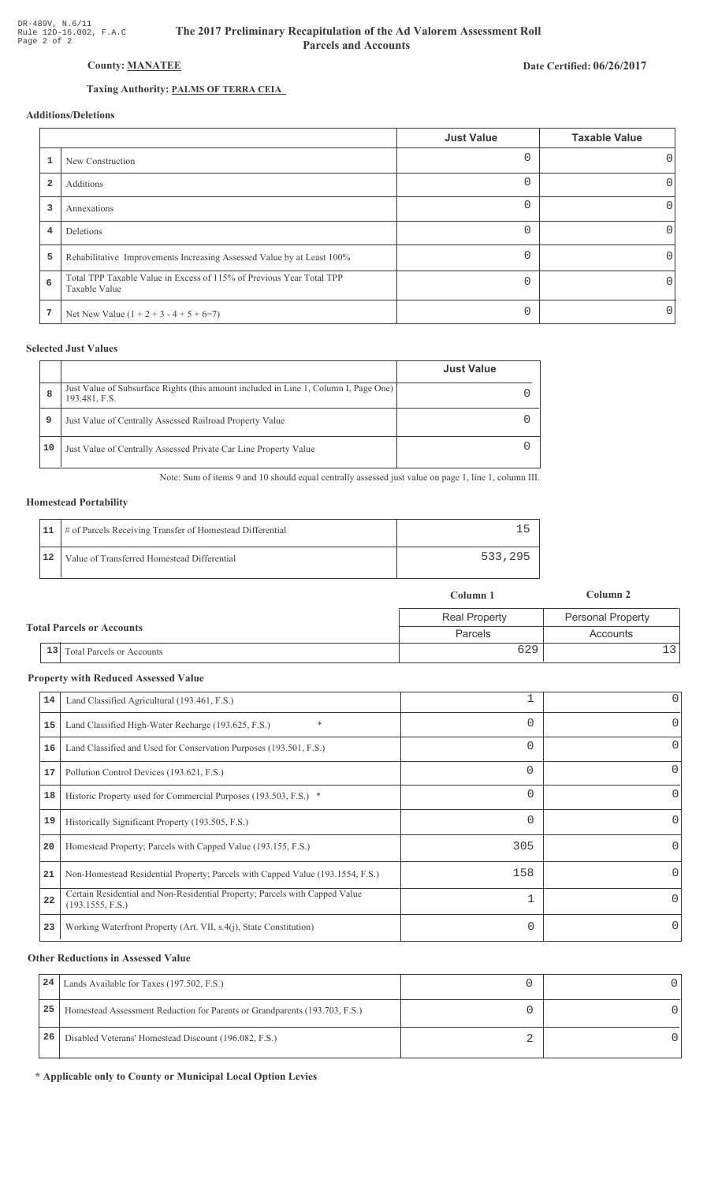DR-489V, N.6/11
Rule 12D-16.002, F.A.C
Page 2 of 2

# The 2017 Preliminary Recapitulation of the Ad Valorem Assessment Roll
## Parcels and Accounts

**County: MANATEE**

**Date Certified: 06/26/2017**

**Taxing Authority: PALMS OF TERRA CEIA**

### Additions/Deletions

| | | Just Value | Taxable Value |
|---|---|---|---|
| 1 | New Construction | 0 | 0 |
| 2 | Additions | 0 | 0 |
| 3 | Annexations | 0 | 0 |
| 4 | Deletions | 0 | 0 |
| 5 | Rehabilitative Improvements Increasing Assessed Value by at Least 100% | 0 | 0 |
| 6 | Total TPP Taxable Value in Excess of 115% of Previous Year Total TPP Taxable Value | 0 | 0 |
| 7 | Net New Value (1 + 2 + 3 - 4 + 5 + 6=7) | 0 | 0 |

### Selected Just Values

| | | Just Value |
|---|---|---|
| 8 | Just Value of Subsurface Rights (this amount included in Line 1, Column I, Page One) 193.481, F.S. | 0 |
| 9 | Just Value of Centrally Assessed Railroad Property Value | 0 |
| 10 | Just Value of Centrally Assessed Private Car Line Property Value | 0 |

Note: Sum of items 9 and 10 should equal centrally assessed just value on page 1, line 1, column III.

### Homestead Portability

| | | |
|---|---|---|
| 11 | # of Parcels Receiving Transfer of Homestead Differential | 15 |
| 12 | Value of Transferred Homestead Differential | 533,295 |

### Total Parcels or Accounts

| | | Column 1 | Column 2 |
|---|---|---|---|
| | | Real Property | Personal Property |
| | | Parcels | Accounts |
| 13 | Total Parcels or Accounts | 629 | 13 |

### Property with Reduced Assessed Value

| | | Column 1 | Column 2 |
|---|---|---|---|
| 14 | Land Classified Agricultural (193.461, F.S.) | 1 | 0 |
| 15 | Land Classified High-Water Recharge (193.625, F.S.) * | 0 | 0 |
| 16 | Land Classified and Used for Conservation Purposes (193.501, F.S.) | 0 | 0 |
| 17 | Pollution Control Devices (193.621, F.S.) | 0 | 0 |
| 18 | Historic Property used for Commercial Purposes (193.503, F.S.) * | 0 | 0 |
| 19 | Historically Significant Property (193.505, F.S.) | 0 | 0 |
| 20 | Homestead Property; Parcels with Capped Value (193.155, F.S.) | 305 | 0 |
| 21 | Non-Homestead Residential Property; Parcels with Capped Value (193.1554, F.S.) | 158 | 0 |
| 22 | Certain Residential and Non-Residential Property; Parcels with Capped Value (193.1555, F.S.) | 1 | 0 |
| 23 | Working Waterfront Property (Art. VII, s.4(j), State Constitution) | 0 | 0 |

### Other Reductions in Assessed Value

| | | Column 1 | Column 2 |
|---|---|---|---|
| 24 | Lands Available for Taxes (197.502, F.S.) | 0 | 0 |
| 25 | Homestead Assessment Reduction for Parents or Grandparents (193.703, F.S.) | 0 | 0 |
| 26 | Disabled Veterans' Homestead Discount (196.082, F.S.) | 2 | 0 |

**\* Applicable only to County or Municipal Local Option Levies**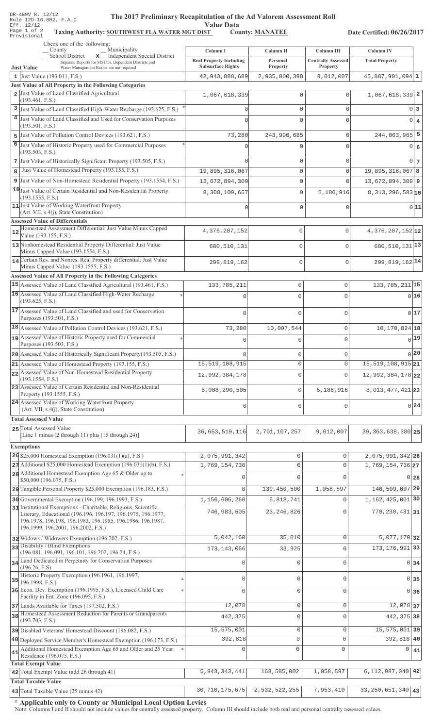DR-489V R. 12/12
Rule 12D-16.002, F.A.C
Eff. 12/12
Provisional

# The 2017 Preliminary Recapitulation of the Ad Valorem Assessment Roll

**Value Data**

Taxing Authority: **SOUTHWEST FLA WATER MGT DIST** County: **MANATEE** Date Certified: **06/26/2017**

Check one of the following:
_ County _ Municipality
_ School District **x** Independent Special District
Separate Reports for MSTUs, Dependent Districts and Water Management Basins are not required

| Just Value | Column I Real Property Including Subsurface Rights | Column II Personal Property | Column III Centrally Assessed Property | Column IV Total Property | |
|---|---|---|---|---|---|
| 1 Just Value (193.011, F.S.) | 42,943,888,689 | 2,935,000,398 | 9,012,007 | 45,887,901,094 | 1 |
| **Just Value of All Property in the Following Categories** | | | | | |
| 2 Just Value of Land Classified Agricultural (193.461, F.S.) | 1,067,618,339 | 0 | 0 | 1,067,618,339 | 2 |
| 3 Just Value of Land Classified High-Water Recharge (193.625, F.S.) * | 0 | 0 | 0 | 0 | 3 |
| 4 Just Value of Land Classified and Used for Conservation Purposes (193.501, F.S.) | 0 | 0 | 0 | 0 | 4 |
| 5 Just Value of Pollution Control Devices (193.621, F.S.) | 73,280 | 243,990,685 | 0 | 244,063,965 | 5 |
| 6 Just Value of Historic Property used for Commercial Purposes (193.503, F.S.) * | 0 | 0 | 0 | 0 | 6 |
| 7 Just Value of Historically Significant Property (193.505, F.S.) | 0 | 0 | 0 | 0 | 7 |
| 8 Just Value of Homestead Property (193.155, F.S.) | 19,895,316,067 | 0 | 0 | 19,895,316,067 | 8 |
| 9 Just Value of Non-Homestead Residential Property (193.1554, F.S.) | 13,672,894,309 | 0 | 0 | 13,672,894,309 | 9 |
| 10 Just Value of Certain Residential and Non-Residential Property (193.1555, F.S.) | 8,308,109,667 | 0 | 5,186,916 | 8,313,296,583 | 10 |
| 11 Just Value of Working Waterfront Property (Art. VII, s.4(j), State Constitution) | 0 | 0 | 0 | 0 | 11 |
| **Assessed Value of Differentials** | | | | | |
| 12 Homestead Assessment Differential: Just Value Minus Capped Value (193.155, F.S.) | 4,376,207,152 | 0 | 0 | 4,376,207,152 | 12 |
| 13 Nonhomestead Residential Property Differential: Just Value Minus Capped Value (193.1554, F.S.) | 680,510,131 | 0 | 0 | 680,510,131 | 13 |
| 14 Certain Res. and Nonres. Real Property differential: Just Value Minus Capped Value (193.1555, F.S.) | 299,819,162 | 0 | 0 | 299,819,162 | 14 |
| **Assessed Value of All Property in the Following Categories** | | | | | |
| 15 Assessed Value of Land Classified Agricultural (193.461, F.S.) | 133,785,211 | 0 | 0 | 133,785,211 | 15 |
| 16 Assessed Value of Land Classified High-Water Recharge (193.625, F.S.) * | 0 | 0 | 0 | 0 | 16 |
| 17 Assessed Value of Land Classified and used for Conservation Purposes (193.501, F.S.) | 0 | 0 | 0 | 0 | 17 |
| 18 Assessed Value of Pollution Control Devices (193.621, F.S.) | 73,280 | 10,097,544 | 0 | 10,170,824 | 18 |
| 19 Assessed Value of Historic Property used for Commercial Purposes (193.503, F.S.) * | 0 | 0 | 0 | 0 | 19 |
| 20 Assessed Value of Historically Significant Property(193.505, F.S.) | 0 | 0 | 0 | 0 | 20 |
| 21 Assessed Value of Homestead Property (193.155, F.S.) | 15,519,108,915 | 0 | 0 | 15,519,108,915 | 21 |
| 22 Assessed Value of Non-Homestead Residential Property (193.1554, F.S.) | 12,992,384,178 | 0 | 0 | 12,992,384,178 | 22 |
| 23 Assessed Value of Certain Residential and Non-Residential Property (193.1555, F.S.) | 8,008,290,505 | 0 | 5,186,916 | 8,013,477,421 | 23 |
| 24 Assessed Value of Working Waterfront Property (Art. VII, s.4(j), State Constitution) | 0 | 0 | 0 | 0 | 24 |
| **Total Assessed Value** | | | | | |
| 25 Total Assessed Value [Line 1 minus (2 through 11) plus (15 through 24)] | 36,653,519,116 | 2,701,107,257 | 9,012,007 | 39,363,638,380 | 25 |
| **Exemptions** | | | | | |
| 26 $25,000 Homestead Exemption (196.031(1)(a), F.S.) | 2,075,991,342 | 0 | 0 | 2,075,991,342 | 26 |
| 27 Additional $25,000 Homestead Exemption (196.031(1)(b), F.S.) | 1,769,154,736 | 0 | 0 | 1,769,154,736 | 27 |
| 28 Additional Homestead Exemption Age 65 & Older up to $50,000 (196.075, F.S.) * | 0 | 0 | 0 | 0 | 28 |
| 29 Tangible Personal Property $25,000 Exemption (196.183, F.S.) | 0 | 139,450,500 | 1,058,597 | 140,509,097 | 29 |
| 30 Governmental Exemption (196.199, 196.1993, F.S.) | 1,156,606,260 | 5,818,741 | 0 | 1,162,425,001 | 30 |
| 31 Institutional Exemptions - Charitable, Religious, Scientific, Literary, Educational (196.196, 196.197, 196.1975, 196.1977, 196.1978, 196.198, 196.1983, 196.1985, 196.1986, 196.1987, 196.1999, 196.2001, 196.2002, F.S.) | 746,983,605 | 23,246,826 | 0 | 770,230,431 | 31 |
| 32 Widows / Widowers Exemption (196.202, F.S.) | 5,042,160 | 35,010 | 0 | 5,077,170 | 32 |
| 33 Disability / Blind Exemptions (196.081, 196.091, 196.101, 196.202, 196.24, F.S.) | 173,143,066 | 33,925 | 0 | 173,176,991 | 33 |
| 34 Land Dedicated in Perpetuity for Conservation Purposes (196.26, F.S) | 0 | 0 | 0 | 0 | 34 |
| 35 Historic Property Exemption (196.1961, 196.1997, 196.1998, F.S.) * | 0 | 0 | 0 | 0 | 35 |
| 36 Econ. Dev. Exemption (196.1995, F.S.), Licensed Child Care Facility in Ent. Zone (196.095, F.S.) * | 0 | 0 | 0 | 0 | 36 |
| 37 Lands Available for Taxes (197.502, F.S.) | 12,078 | 0 | 0 | 12,078 | 37 |
| 38 Homestead Assessment Reduction for Parents or Grandparents (193.703, F.S.) | 442,375 | 0 | 0 | 442,375 | 38 |
| 39 Disabled Veterans' Homestead Discount (196.082, F.S.) | 15,575,001 | 0 | 0 | 15,575,001 | 39 |
| 40 Deployed Service Member's Homestead Exemption (196.173, F.S.) | 392,818 | 0 | 0 | 392,818 | 40 |
| 41 Additional Homestead Exemption Age 65 and Older and 25 Year Residence (196.075, F.S.) * | 0 | 0 | 0 | 0 | 41 |
| **Total Exempt Value** | | | | | |
| 42 Total Exempt Value (add 26 through 41) | 5,943,343,441 | 168,585,002 | 1,058,597 | 6,112,987,040 | 42 |
| **Total Taxable Value** | | | | | |
| 43 Total Taxable Value (25 minus 42) | 30,710,175,675 | 2,532,522,255 | 7,953,410 | 33,250,651,340 | 43 |

**\* Applicable only to County or Municipal Local Option Levies**

Note: Columns I and II should not include values for centrally assessed property. Column III should include both real and personal centrally assessed values.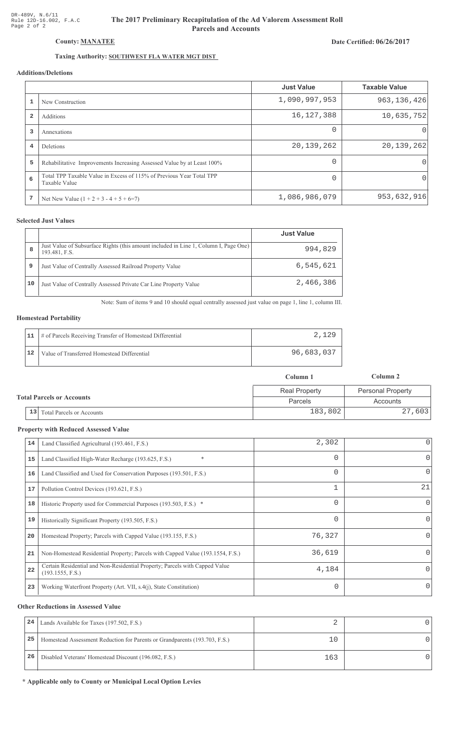DR-489V, N.6/11
Rule 12D-16.002, F.A.C
Page 2 of 2

# The 2017 Preliminary Recapitulation of the Ad Valorem Assessment Roll
## Parcels and Accounts

**County: MANATEE**

**Date Certified: 06/26/2017**

**Taxing Authority: SOUTHWEST FLA WATER MGT DIST**

### Additions/Deletions

| | | Just Value | Taxable Value |
|---|---|---|---|
| 1 | New Construction | 1,090,997,953 | 963,136,426 |
| 2 | Additions | 16,127,388 | 10,635,752 |
| 3 | Annexations | 0 | 0 |
| 4 | Deletions | 20,139,262 | 20,139,262 |
| 5 | Rehabilitative Improvements Increasing Assessed Value by at Least 100% | 0 | 0 |
| 6 | Total TPP Taxable Value in Excess of 115% of Previous Year Total TPP Taxable Value | 0 | 0 |
| 7 | Net New Value (1 + 2 + 3 - 4 + 5 + 6=7) | 1,086,986,079 | 953,632,916 |

### Selected Just Values

| | | Just Value |
|---|---|---|
| 8 | Just Value of Subsurface Rights (this amount included in Line 1, Column I, Page One) 193.481, F.S. | 994,829 |
| 9 | Just Value of Centrally Assessed Railroad Property Value | 6,545,621 |
| 10 | Just Value of Centrally Assessed Private Car Line Property Value | 2,466,386 |

Note: Sum of items 9 and 10 should equal centrally assessed just value on page 1, line 1, column III.

### Homestead Portability

| | | |
|---|---|---|
| 11 | # of Parcels Receiving Transfer of Homestead Differential | 2,129 |
| 12 | Value of Transferred Homestead Differential | 96,683,037 |

### Total Parcels or Accounts

| | | Column 1 | Column 2 |
|---|---|---|---|
| | | Real Property | Personal Property |
| | | Parcels | Accounts |
| 13 | Total Parcels or Accounts | 183,802 | 27,603 |

### Property with Reduced Assessed Value

| | | Column 1 | Column 2 |
|---|---|---|---|
| 14 | Land Classified Agricultural (193.461, F.S.) | 2,302 | 0 |
| 15 | Land Classified High-Water Recharge (193.625, F.S.) * | 0 | 0 |
| 16 | Land Classified and Used for Conservation Purposes (193.501, F.S.) | 0 | 0 |
| 17 | Pollution Control Devices (193.621, F.S.) | 1 | 21 |
| 18 | Historic Property used for Commercial Purposes (193.503, F.S.) * | 0 | 0 |
| 19 | Historically Significant Property (193.505, F.S.) | 0 | 0 |
| 20 | Homestead Property; Parcels with Capped Value (193.155, F.S.) | 76,327 | 0 |
| 21 | Non-Homestead Residential Property; Parcels with Capped Value (193.1554, F.S.) | 36,619 | 0 |
| 22 | Certain Residential and Non-Residential Property; Parcels with Capped Value (193.1555, F.S.) | 4,184 | 0 |
| 23 | Working Waterfront Property (Art. VII, s.4(j), State Constitution) | 0 | 0 |

### Other Reductions in Assessed Value

| | | Column 1 | Column 2 |
|---|---|---|---|
| 24 | Lands Available for Taxes (197.502, F.S.) | 2 | 0 |
| 25 | Homestead Assessment Reduction for Parents or Grandparents (193.703, F.S.) | 10 | 0 |
| 26 | Disabled Veterans' Homestead Discount (196.082, F.S.) | 163 | 0 |

**\* Applicable only to County or Municipal Local Option Levies**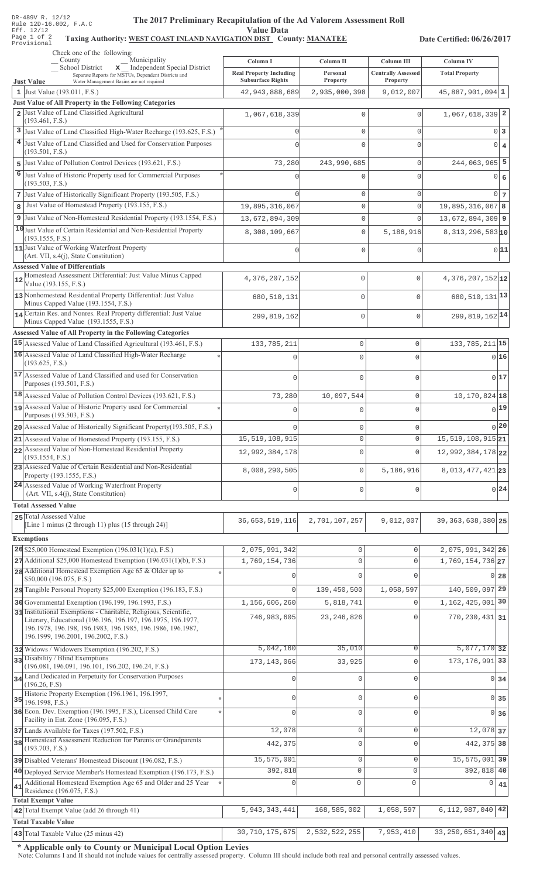DR-489V R. 12/12
Rule 12D-16.002, F.A.C
Eff. 12/12
Page 1 of 2
Provisional

# The 2017 Preliminary Recapitulation of the Ad Valorem Assessment Roll

## Value Data

**Taxing Authority: WEST COAST INLAND NAVIGATION DIST County: MANATEE**

**Date Certified: 06/26/2017**

Check one of the following:
__ County __ Municipality
__ School District **x** Independent Special District
Separate Reports for MSTUs, Dependent Districts and Water Management Basins are not required

| | Just Value | Column I Real Property Including Subsurface Rights | Column II Personal Property | Column III Centrally Assessed Property | Column IV Total Property | |
|---|---|---|---|---|---|---|
| 1 | Just Value (193.011, F.S.) | 42,943,888,689 | 2,935,000,398 | 9,012,007 | 45,887,901,094 | 1 |
| | **Just Value of All Property in the Following Categories** | | | | | |
| 2 | Just Value of Land Classified Agricultural (193.461, F.S.) | 1,067,618,339 | 0 | 0 | 1,067,618,339 | 2 |
| 3 | Just Value of Land Classified High-Water Recharge (193.625, F.S.) * | 0 | 0 | 0 | 0 | 3 |
| 4 | Just Value of Land Classified and Used for Conservation Purposes (193.501, F.S.) | 0 | 0 | 0 | 0 | 4 |
| 5 | Just Value of Pollution Control Devices (193.621, F.S.) | 73,280 | 243,990,685 | 0 | 244,063,965 | 5 |
| 6 | Just Value of Historic Property used for Commercial Purposes (193.503, F.S.) * | 0 | 0 | 0 | 0 | 6 |
| 7 | Just Value of Historically Significant Property (193.505, F.S.) | 0 | 0 | 0 | 0 | 7 |
| 8 | Just Value of Homestead Property (193.155, F.S.) | 19,895,316,067 | 0 | 0 | 19,895,316,067 | 8 |
| 9 | Just Value of Non-Homestead Residential Property (193.1554, F.S.) | 13,672,894,309 | 0 | 0 | 13,672,894,309 | 9 |
| 10 | Just Value of Certain Residential and Non-Residential Property (193.1555, F.S.) | 8,308,109,667 | 0 | 5,186,916 | 8,313,296,583 | 10 |
| 11 | Just Value of Working Waterfront Property (Art. VII, s.4(j), State Constitution) | 0 | 0 | 0 | 0 | 11 |
| | **Assessed Value of Differentials** | | | | | |
| 12 | Homestead Assessment Differential: Just Value Minus Capped Value (193.155, F.S.) | 4,376,207,152 | 0 | 0 | 4,376,207,152 | 12 |
| 13 | Nonhomestead Residential Property Differential: Just Value Minus Capped Value (193.1554, F.S.) | 680,510,131 | 0 | 0 | 680,510,131 | 13 |
| 14 | Certain Res. and Nonres. Real Property differential: Just Value Minus Capped Value (193.1555, F.S.) | 299,819,162 | 0 | 0 | 299,819,162 | 14 |
| | **Assessed Value of All Property in the Following Categories** | | | | | |
| 15 | Assessed Value of Land Classified Agricultural (193.461, F.S.) | 133,785,211 | 0 | 0 | 133,785,211 | 15 |
| 16 | Assessed Value of Land Classified High-Water Recharge (193.625, F.S.) * | 0 | 0 | 0 | 0 | 16 |
| 17 | Assessed Value of Land Classified and used for Conservation Purposes (193.501, F.S.) | 0 | 0 | 0 | 0 | 17 |
| 18 | Assessed Value of Pollution Control Devices (193.621, F.S.) | 73,280 | 10,097,544 | 0 | 10,170,824 | 18 |
| 19 | Assessed Value of Historic Property used for Commercial Purposes (193.503, F.S.) * | 0 | 0 | 0 | 0 | 19 |
| 20 | Assessed Value of Historically Significant Property(193.505, F.S.) | 0 | 0 | 0 | 0 | 20 |
| 21 | Assessed Value of Homestead Property (193.155, F.S.) | 15,519,108,915 | 0 | 0 | 15,519,108,915 | 21 |
| 22 | Assessed Value of Non-Homestead Residential Property (193.1554, F.S.) | 12,992,384,178 | 0 | 0 | 12,992,384,178 | 22 |
| 23 | Assessed Value of Certain Residential and Non-Residential Property (193.1555, F.S.) | 8,008,290,505 | 0 | 5,186,916 | 8,013,477,421 | 23 |
| 24 | Assessed Value of Working Waterfront Property (Art. VII, s.4(j), State Constitution) | 0 | 0 | 0 | 0 | 24 |
| | **Total Assessed Value** | | | | | |
| 25 | Total Assessed Value [Line 1 minus (2 through 11) plus (15 through 24)] | 36,653,519,116 | 2,701,107,257 | 9,012,007 | 39,363,638,380 | 25 |
| | **Exemptions** | | | | | |
| 26 | $25,000 Homestead Exemption (196.031(1)(a), F.S.) | 2,075,991,342 | 0 | 0 | 2,075,991,342 | 26 |
| 27 | Additional $25,000 Homestead Exemption (196.031(1)(b), F.S.) | 1,769,154,736 | 0 | 0 | 1,769,154,736 | 27 |
| 28 | Additional Homestead Exemption Age 65 & Older up to $50,000 (196.075, F.S.) * | 0 | 0 | 0 | 0 | 28 |
| 29 | Tangible Personal Property $25,000 Exemption (196.183, F.S.) | 0 | 139,450,500 | 1,058,597 | 140,509,097 | 29 |
| 30 | Governmental Exemption (196.199, 196.1993, F.S.) | 1,156,606,260 | 5,818,741 | 0 | 1,162,425,001 | 30 |
| 31 | Institutional Exemptions - Charitable, Religious, Scientific, Literary, Educational (196.196, 196.197, 196.1975, 196.1977, 196.1978, 196.198, 196.1983, 196.1985, 196.1986, 196.1987, 196.1999, 196.2001, 196.2002, F.S.) | 746,983,605 | 23,246,826 | 0 | 770,230,431 | 31 |
| 32 | Widows / Widowers Exemption (196.202, F.S.) | 5,042,160 | 35,010 | 0 | 5,077,170 | 32 |
| 33 | Disability / Blind Exemptions (196.081, 196.091, 196.101, 196.202, 196.24, F.S.) | 173,143,066 | 33,925 | 0 | 173,176,991 | 33 |
| 34 | Land Dedicated in Perpetuity for Conservation Purposes (196.26, F.S) | 0 | 0 | 0 | 0 | 34 |
| 35 | Historic Property Exemption (196.1961, 196.1997, 196.1998, F.S.) * | 0 | 0 | 0 | 0 | 35 |
| 36 | Econ. Dev. Exemption (196.1995, F.S.), Licensed Child Care Facility in Ent. Zone (196.095, F.S.) * | 0 | 0 | 0 | 0 | 36 |
| 37 | Lands Available for Taxes (197.502, F.S.) | 12,078 | 0 | 0 | 12,078 | 37 |
| 38 | Homestead Assessment Reduction for Parents or Grandparents (193.703, F.S.) | 442,375 | 0 | 0 | 442,375 | 38 |
| 39 | Disabled Veterans' Homestead Discount (196.082, F.S.) | 15,575,001 | 0 | 0 | 15,575,001 | 39 |
| 40 | Deployed Service Member's Homestead Exemption (196.173, F.S.) | 392,818 | 0 | 0 | 392,818 | 40 |
| 41 | Additional Homestead Exemption Age 65 and Older and 25 Year Residence (196.075, F.S.) * | 0 | 0 | 0 | 0 | 41 |
| | **Total Exempt Value** | | | | | |
| 42 | Total Exempt Value (add 26 through 41) | 5,943,343,441 | 168,585,002 | 1,058,597 | 6,112,987,040 | 42 |
| | **Total Taxable Value** | | | | | |
| 43 | Total Taxable Value (25 minus 42) | 30,710,175,675 | 2,532,522,255 | 7,953,410 | 33,250,651,340 | 43 |

**\* Applicable only to County or Municipal Local Option Levies**

Note: Columns I and II should not include values for centrally assessed property. Column III should include both real and personal centrally assessed values.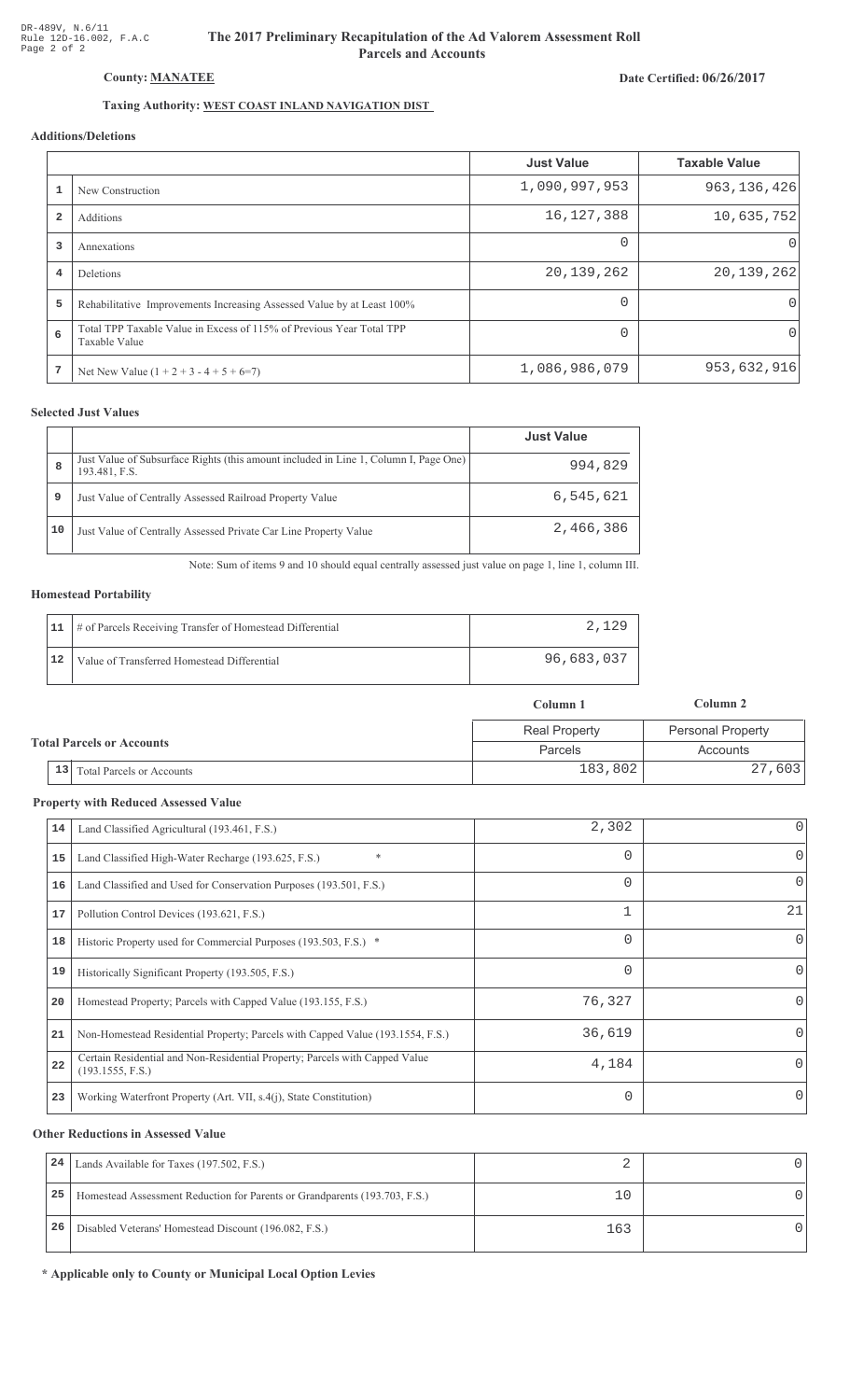DR-489V, N.6/11
Rule 12D-16.002, F.A.C
Page 2 of 2

# The 2017 Preliminary Recapitulation of the Ad Valorem Assessment Roll
## Parcels and Accounts

**County: MANATEE**

**Date Certified: 06/26/2017**

**Taxing Authority: WEST COAST INLAND NAVIGATION DIST**

### Additions/Deletions

| | | Just Value | Taxable Value |
|---|---|---|---|
| 1 | New Construction | 1,090,997,953 | 963,136,426 |
| 2 | Additions | 16,127,388 | 10,635,752 |
| 3 | Annexations | 0 | 0 |
| 4 | Deletions | 20,139,262 | 20,139,262 |
| 5 | Rehabilitative Improvements Increasing Assessed Value by at Least 100% | 0 | 0 |
| 6 | Total TPP Taxable Value in Excess of 115% of Previous Year Total TPP Taxable Value | 0 | 0 |
| 7 | Net New Value (1 + 2 + 3 - 4 + 5 + 6=7) | 1,086,986,079 | 953,632,916 |

### Selected Just Values

| | | Just Value |
|---|---|---|
| 8 | Just Value of Subsurface Rights (this amount included in Line 1, Column I, Page One) 193.481, F.S. | 994,829 |
| 9 | Just Value of Centrally Assessed Railroad Property Value | 6,545,621 |
| 10 | Just Value of Centrally Assessed Private Car Line Property Value | 2,466,386 |

Note: Sum of items 9 and 10 should equal centrally assessed just value on page 1, line 1, column III.

### Homestead Portability

| | | |
|---|---|---|
| 11 | # of Parcels Receiving Transfer of Homestead Differential | 2,129 |
| 12 | Value of Transferred Homestead Differential | 96,683,037 |

### Total Parcels or Accounts

| | | Column 1<br>Real Property<br>Parcels | Column 2<br>Personal Property<br>Accounts |
|---|---|---|---|
| 13 | Total Parcels or Accounts | 183,802 | 27,603 |

### Property with Reduced Assessed Value

| | | | |
|---|---|---|---|
| 14 | Land Classified Agricultural (193.461, F.S.) | 2,302 | 0 |
| 15 | Land Classified High-Water Recharge (193.625, F.S.) * | 0 | 0 |
| 16 | Land Classified and Used for Conservation Purposes (193.501, F.S.) | 0 | 0 |
| 17 | Pollution Control Devices (193.621, F.S.) | 1 | 21 |
| 18 | Historic Property used for Commercial Purposes (193.503, F.S.) * | 0 | 0 |
| 19 | Historically Significant Property (193.505, F.S.) | 0 | 0 |
| 20 | Homestead Property; Parcels with Capped Value (193.155, F.S.) | 76,327 | 0 |
| 21 | Non-Homestead Residential Property; Parcels with Capped Value (193.1554, F.S.) | 36,619 | 0 |
| 22 | Certain Residential and Non-Residential Property; Parcels with Capped Value (193.1555, F.S.) | 4,184 | 0 |
| 23 | Working Waterfront Property (Art. VII, s.4(j), State Constitution) | 0 | 0 |

### Other Reductions in Assessed Value

| | | | |
|---|---|---|---|
| 24 | Lands Available for Taxes (197.502, F.S.) | 2 | 0 |
| 25 | Homestead Assessment Reduction for Parents or Grandparents (193.703, F.S.) | 10 | 0 |
| 26 | Disabled Veterans' Homestead Discount (196.082, F.S.) | 163 | 0 |

**\* Applicable only to County or Municipal Local Option Levies**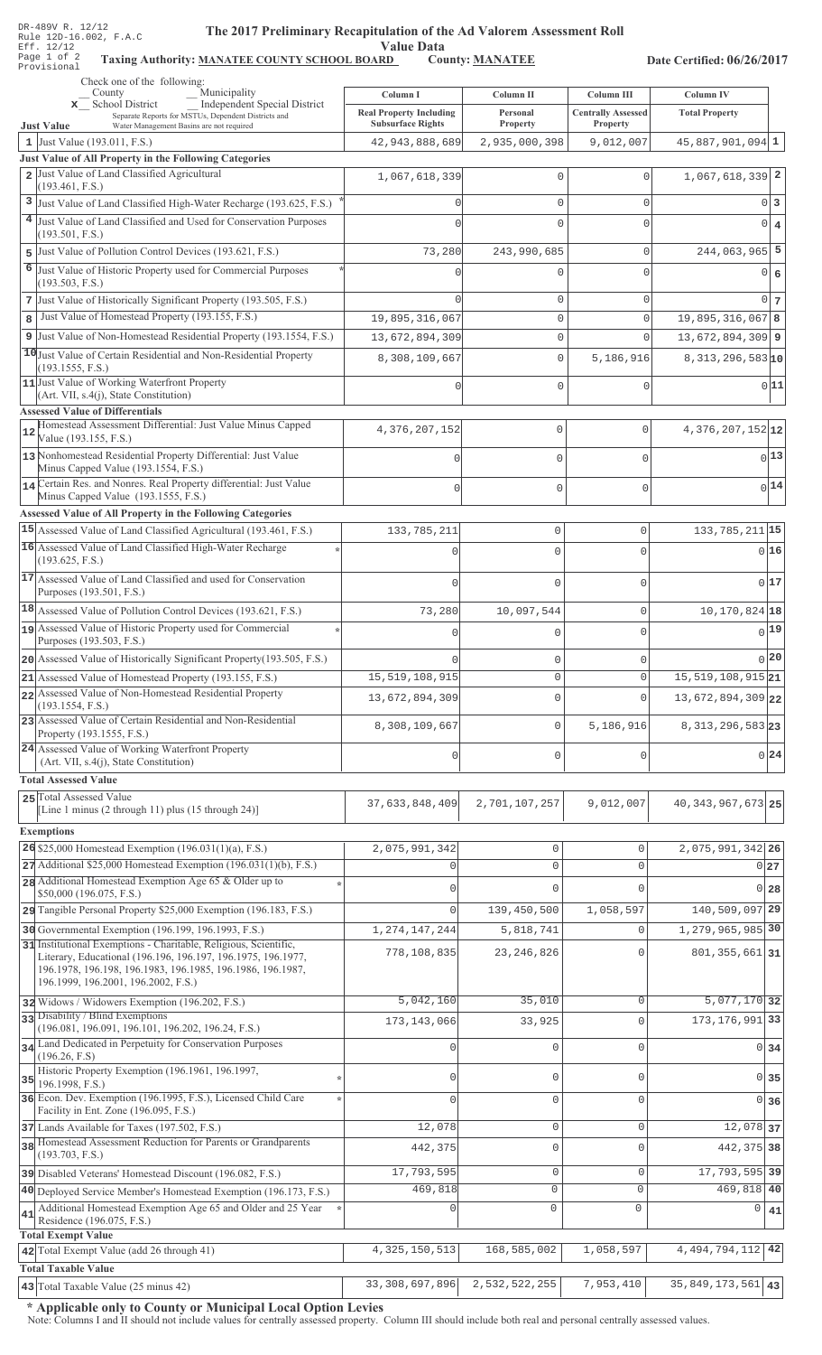DR-489V R. 12/12
Rule 12D-16.002, F.A.C
Eff. 12/12
Page 1 of 2
Provisional

# The 2017 Preliminary Recapitulation of the Ad Valorem Assessment Roll

## Value Data

**Taxing Authority: MANATEE COUNTY SCHOOL BOARD** **County: MANATEE** **Date Certified: 06/26/2017**

Check one of the following:
__ County __ Municipality
x School District __ Independent Special District
Separate Reports for MSTUs, Dependent Districts and Water Management Basins are not required

| | Column I Real Property Including Subsurface Rights | Column II Personal Property | Column III Centrally Assessed Property | Column IV Total Property | |
|---|---|---|---|---|---|
| **Just Value** | | | | | |
| 1 Just Value (193.011, F.S.) | 42,943,888,689 | 2,935,000,398 | 9,012,007 | 45,887,901,094 | 1 |
| **Just Value of All Property in the Following Categories** | | | | | |
| 2 Just Value of Land Classified Agricultural (193.461, F.S.) | 1,067,618,339 | 0 | 0 | 1,067,618,339 | 2 |
| 3 Just Value of Land Classified High-Water Recharge (193.625, F.S.) * | 0 | 0 | 0 | 0 | 3 |
| 4 Just Value of Land Classified and Used for Conservation Purposes (193.501, F.S.) | 0 | 0 | 0 | 0 | 4 |
| 5 Just Value of Pollution Control Devices (193.621, F.S.) | 73,280 | 243,990,685 | 0 | 244,063,965 | 5 |
| 6 Just Value of Historic Property used for Commercial Purposes (193.503, F.S.) * | 0 | 0 | 0 | 0 | 6 |
| 7 Just Value of Historically Significant Property (193.505, F.S.) | 0 | 0 | 0 | 0 | 7 |
| 8 Just Value of Homestead Property (193.155, F.S.) | 19,895,316,067 | 0 | 0 | 19,895,316,067 | 8 |
| 9 Just Value of Non-Homestead Residential Property (193.1554, F.S.) | 13,672,894,309 | 0 | 0 | 13,672,894,309 | 9 |
| 10 Just Value of Certain Residential and Non-Residential Property (193.1555, F.S.) | 8,308,109,667 | 0 | 5,186,916 | 8,313,296,583 | 10 |
| 11 Just Value of Working Waterfront Property (Art. VII, s.4(j), State Constitution) | 0 | 0 | 0 | 0 | 11 |
| **Assessed Value of Differentials** | | | | | |
| 12 Homestead Assessment Differential: Just Value Minus Capped Value (193.155, F.S.) | 4,376,207,152 | 0 | 0 | 4,376,207,152 | 12 |
| 13 Nonhomestead Residential Property Differential: Just Value Minus Capped Value (193.1554, F.S.) | 0 | 0 | 0 | 0 | 13 |
| 14 Certain Res. and Nonres. Real Property differential: Just Value Minus Capped Value (193.1555, F.S.) | 0 | 0 | 0 | 0 | 14 |
| **Assessed Value of All Property in the Following Categories** | | | | | |
| 15 Assessed Value of Land Classified Agricultural (193.461, F.S.) | 133,785,211 | 0 | 0 | 133,785,211 | 15 |
| 16 Assessed Value of Land Classified High-Water Recharge (193.625, F.S.) * | 0 | 0 | 0 | 0 | 16 |
| 17 Assessed Value of Land Classified and used for Conservation Purposes (193.501, F.S.) | 0 | 0 | 0 | 0 | 17 |
| 18 Assessed Value of Pollution Control Devices (193.621, F.S.) | 73,280 | 10,097,544 | 0 | 10,170,824 | 18 |
| 19 Assessed Value of Historic Property used for Commercial Purposes (193.503, F.S.) * | 0 | 0 | 0 | 0 | 19 |
| 20 Assessed Value of Historically Significant Property(193.505, F.S.) | 0 | 0 | 0 | 0 | 20 |
| 21 Assessed Value of Homestead Property (193.155, F.S.) | 15,519,108,915 | 0 | 0 | 15,519,108,915 | 21 |
| 22 Assessed Value of Non-Homestead Residential Property (193.1554, F.S.) | 13,672,894,309 | 0 | 0 | 13,672,894,309 | 22 |
| 23 Assessed Value of Certain Residential and Non-Residential Property (193.1555, F.S.) | 8,308,109,667 | 0 | 5,186,916 | 8,313,296,583 | 23 |
| 24 Assessed Value of Working Waterfront Property (Art. VII, s.4(j), State Constitution) | 0 | 0 | 0 | 0 | 24 |
| **Total Assessed Value** | | | | | |
| 25 Total Assessed Value [Line 1 minus (2 through 11) plus (15 through 24)] | 37,633,848,409 | 2,701,107,257 | 9,012,007 | 40,343,967,673 | 25 |
| **Exemptions** | | | | | |
| 26 $25,000 Homestead Exemption (196.031(1)(a), F.S.) | 2,075,991,342 | 0 | 0 | 2,075,991,342 | 26 |
| 27 Additional $25,000 Homestead Exemption (196.031(1)(b), F.S.) | 0 | 0 | 0 | 0 | 27 |
| 28 Additional Homestead Exemption Age 65 & Older up to $50,000 (196.075, F.S.) * | 0 | 0 | 0 | 0 | 28 |
| 29 Tangible Personal Property $25,000 Exemption (196.183, F.S.) | 0 | 139,450,500 | 1,058,597 | 140,509,097 | 29 |
| 30 Governmental Exemption (196.199, 196.1993, F.S.) | 1,274,147,244 | 5,818,741 | 0 | 1,279,965,985 | 30 |
| 31 Institutional Exemptions - Charitable, Religious, Scientific, Literary, Educational (196.196, 196.197, 196.1975, 196.1977, 196.1978, 196.198, 196.1983, 196.1985, 196.1986, 196.1987, 196.1999, 196.2001, 196.2002, F.S.) | 778,108,835 | 23,246,826 | 0 | 801,355,661 | 31 |
| 32 Widows / Widowers Exemption (196.202, F.S.) | 5,042,160 | 35,010 | 0 | 5,077,170 | 32 |
| 33 Disability / Blind Exemptions (196.081, 196.091, 196.101, 196.202, 196.24, F.S.) | 173,143,066 | 33,925 | 0 | 173,176,991 | 33 |
| 34 Land Dedicated in Perpetuity for Conservation Purposes (196.26, F.S) | 0 | 0 | 0 | 0 | 34 |
| 35 Historic Property Exemption (196.1961, 196.1997, 196.1998, F.S.) * | 0 | 0 | 0 | 0 | 35 |
| 36 Econ. Dev. Exemption (196.1995, F.S.), Licensed Child Care Facility in Ent. Zone (196.095, F.S.) * | 0 | 0 | 0 | 0 | 36 |
| 37 Lands Available for Taxes (197.502, F.S.) | 12,078 | 0 | 0 | 12,078 | 37 |
| 38 Homestead Assessment Reduction for Parents or Grandparents (193.703, F.S.) | 442,375 | 0 | 0 | 442,375 | 38 |
| 39 Disabled Veterans' Homestead Discount (196.082, F.S.) | 17,793,595 | 0 | 0 | 17,793,595 | 39 |
| 40 Deployed Service Member's Homestead Exemption (196.173, F.S.) | 469,818 | 0 | 0 | 469,818 | 40 |
| 41 Additional Homestead Exemption Age 65 and Older and 25 Year Residence (196.075, F.S.) * | 0 | 0 | 0 | 0 | 41 |
| **Total Exempt Value** | | | | | |
| 42 Total Exempt Value (add 26 through 41) | 4,325,150,513 | 168,585,002 | 1,058,597 | 4,494,794,112 | 42 |
| **Total Taxable Value** | | | | | |
| 43 Total Taxable Value (25 minus 42) | 33,308,697,896 | 2,532,522,255 | 7,953,410 | 35,849,173,561 | 43 |

**\* Applicable only to County or Municipal Local Option Levies**

Note: Columns I and II should not include values for centrally assessed property. Column III should include both real and personal centrally assessed values.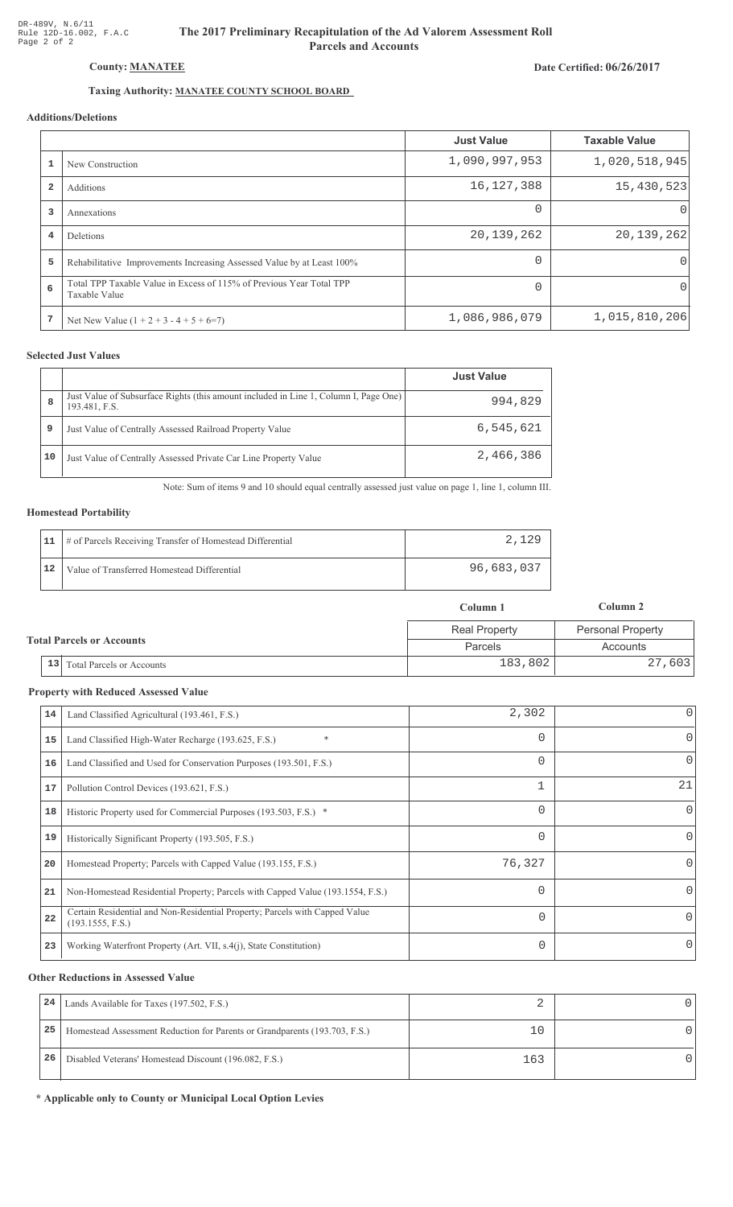DR-489V, N.6/11
Rule 12D-16.002, F.A.C
Page 2 of 2

# The 2017 Preliminary Recapitulation of the Ad Valorem Assessment Roll Parcels and Accounts

**County: MANATEE**

**Date Certified: 06/26/2017**

**Taxing Authority: MANATEE COUNTY SCHOOL BOARD**

### Additions/Deletions

| | | Just Value | Taxable Value |
|---|---|---|---|
| 1 | New Construction | 1,090,997,953 | 1,020,518,945 |
| 2 | Additions | 16,127,388 | 15,430,523 |
| 3 | Annexations | 0 | 0 |
| 4 | Deletions | 20,139,262 | 20,139,262 |
| 5 | Rehabilitative Improvements Increasing Assessed Value by at Least 100% | 0 | 0 |
| 6 | Total TPP Taxable Value in Excess of 115% of Previous Year Total TPP Taxable Value | 0 | 0 |
| 7 | Net New Value (1 + 2 + 3 - 4 + 5 + 6=7) | 1,086,986,079 | 1,015,810,206 |

### Selected Just Values

| | | Just Value |
|---|---|---|
| 8 | Just Value of Subsurface Rights (this amount included in Line 1, Column I, Page One) 193.481, F.S. | 994,829 |
| 9 | Just Value of Centrally Assessed Railroad Property Value | 6,545,621 |
| 10 | Just Value of Centrally Assessed Private Car Line Property Value | 2,466,386 |

Note: Sum of items 9 and 10 should equal centrally assessed just value on page 1, line 1, column III.

### Homestead Portability

| | | |
|---|---|---|
| 11 | # of Parcels Receiving Transfer of Homestead Differential | 2,129 |
| 12 | Value of Transferred Homestead Differential | 96,683,037 |

### Total Parcels or Accounts

| | | Column 1<br>Real Property<br>Parcels | Column 2<br>Personal Property<br>Accounts |
|---|---|---|---|
| 13 | Total Parcels or Accounts | 183,802 | 27,603 |

### Property with Reduced Assessed Value

| | | | |
|---|---|---|---|
| 14 | Land Classified Agricultural (193.461, F.S.) | 2,302 | 0 |
| 15 | Land Classified High-Water Recharge (193.625, F.S.) * | 0 | 0 |
| 16 | Land Classified and Used for Conservation Purposes (193.501, F.S.) | 0 | 0 |
| 17 | Pollution Control Devices (193.621, F.S.) | 1 | 21 |
| 18 | Historic Property used for Commercial Purposes (193.503, F.S.) * | 0 | 0 |
| 19 | Historically Significant Property (193.505, F.S.) | 0 | 0 |
| 20 | Homestead Property; Parcels with Capped Value (193.155, F.S.) | 76,327 | 0 |
| 21 | Non-Homestead Residential Property; Parcels with Capped Value (193.1554, F.S.) | 0 | 0 |
| 22 | Certain Residential and Non-Residential Property; Parcels with Capped Value (193.1555, F.S.) | 0 | 0 |
| 23 | Working Waterfront Property (Art. VII, s.4(j), State Constitution) | 0 | 0 |

### Other Reductions in Assessed Value

| | | | |
|---|---|---|---|
| 24 | Lands Available for Taxes (197.502, F.S.) | 2 | 0 |
| 25 | Homestead Assessment Reduction for Parents or Grandparents (193.703, F.S.) | 10 | 0 |
| 26 | Disabled Veterans' Homestead Discount (196.082, F.S.) | 163 | 0 |

**\* Applicable only to County or Municipal Local Option Levies**